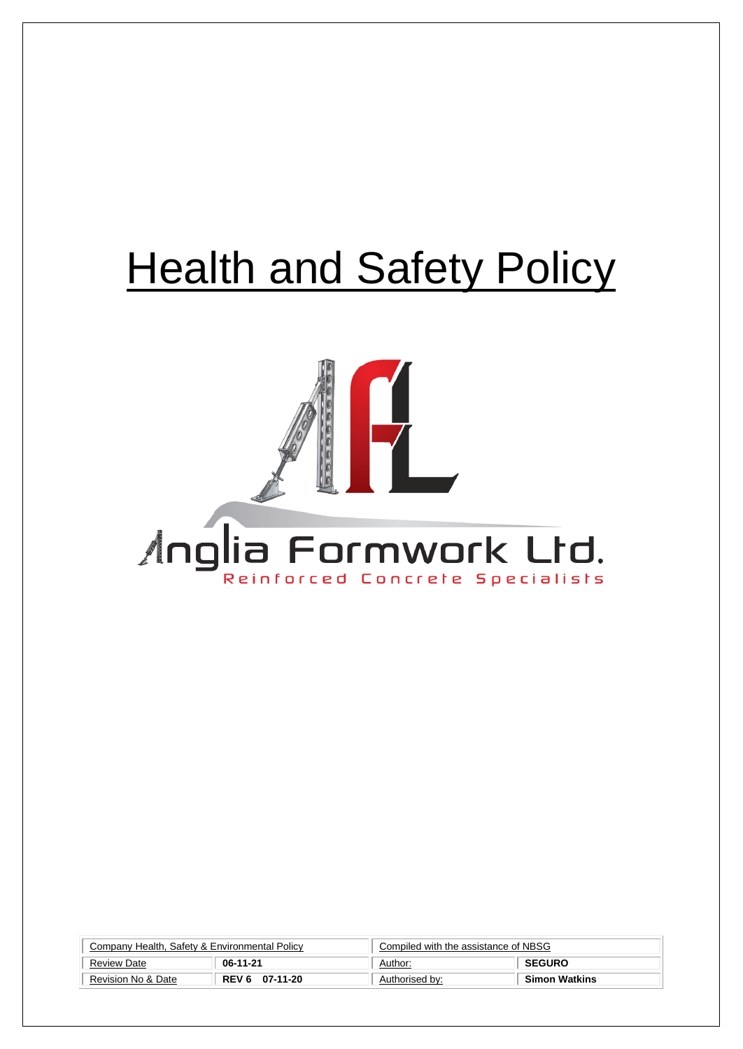# Health and Safety Policy

Anglia Formwork Ltd.

Reinforced Concrete Specialists

| Company Health, Safety & Environmental Policy | | Compiled with the assistance of NBSG | |
|---|---|---|---|
| Review Date | **06-11-21** | Author: | **SEGURO** |
| Revision No & Date | **REV 6 07-11-20** | Authorised by: | **Simon Watkins** |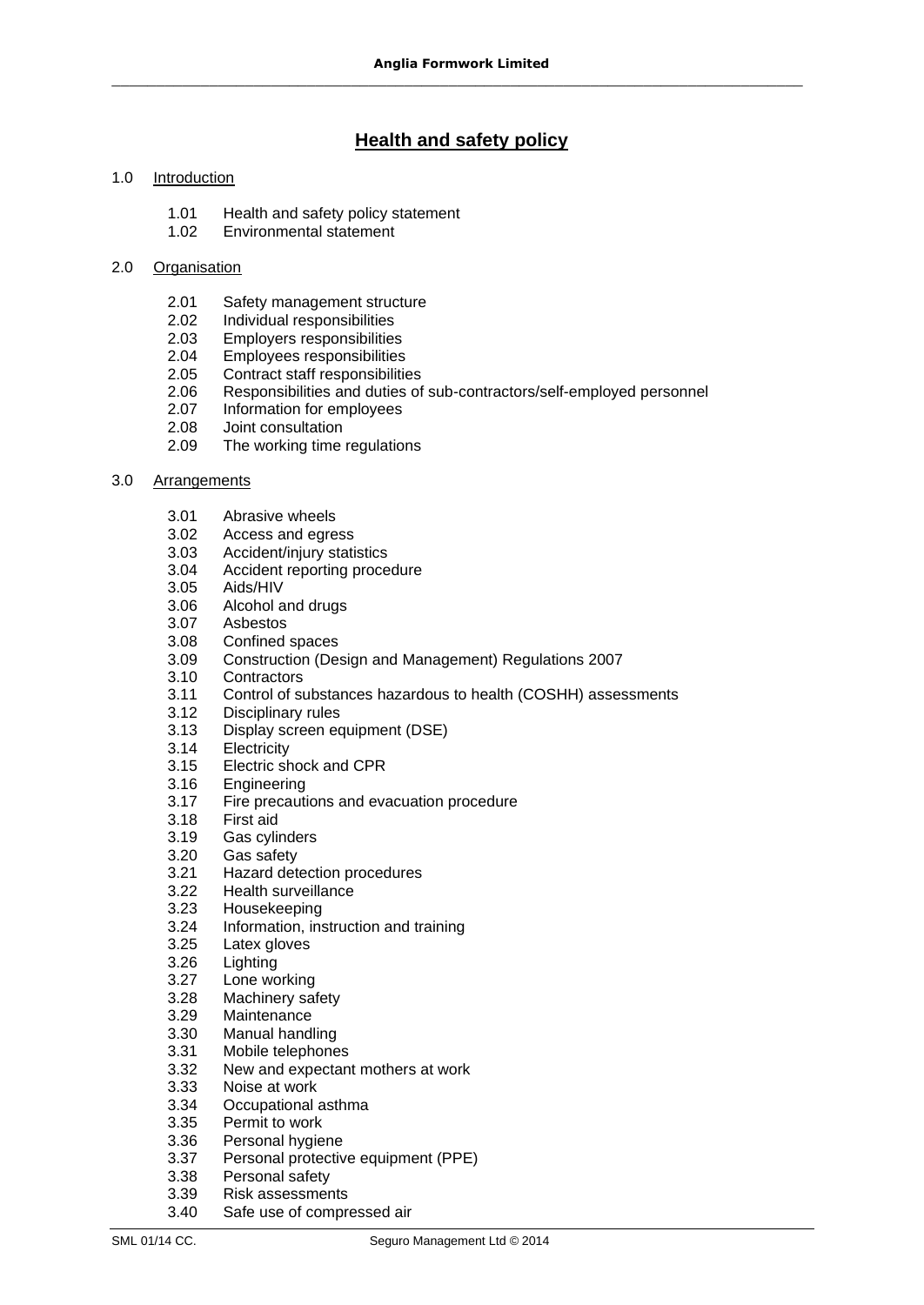# Health and safety policy

1.0 Introduction

- 1.01 Health and safety policy statement
- 1.02 Environmental statement

2.0 Organisation

- 2.01 Safety management structure
- 2.02 Individual responsibilities
- 2.03 Employers responsibilities
- 2.04 Employees responsibilities
- 2.05 Contract staff responsibilities
- 2.06 Responsibilities and duties of sub-contractors/self-employed personnel
- 2.07 Information for employees
- 2.08 Joint consultation
- 2.09 The working time regulations

3.0 Arrangements

- 3.01 Abrasive wheels
- 3.02 Access and egress
- 3.03 Accident/injury statistics
- 3.04 Accident reporting procedure
- 3.05 Aids/HIV
- 3.06 Alcohol and drugs
- 3.07 Asbestos
- 3.08 Confined spaces
- 3.09 Construction (Design and Management) Regulations 2007
- 3.10 Contractors
- 3.11 Control of substances hazardous to health (COSHH) assessments
- 3.12 Disciplinary rules
- 3.13 Display screen equipment (DSE)
- 3.14 Electricity
- 3.15 Electric shock and CPR
- 3.16 Engineering
- 3.17 Fire precautions and evacuation procedure
- 3.18 First aid
- 3.19 Gas cylinders
- 3.20 Gas safety
- 3.21 Hazard detection procedures
- 3.22 Health surveillance
- 3.23 Housekeeping
- 3.24 Information, instruction and training
- 3.25 Latex gloves
- 3.26 Lighting
- 3.27 Lone working
- 3.28 Machinery safety
- 3.29 Maintenance
- 3.30 Manual handling
- 3.31 Mobile telephones
- 3.32 New and expectant mothers at work
- 3.33 Noise at work
- 3.34 Occupational asthma
- 3.35 Permit to work
- 3.36 Personal hygiene
- 3.37 Personal protective equipment (PPE)
- 3.38 Personal safety
- 3.39 Risk assessments
- 3.40 Safe use of compressed air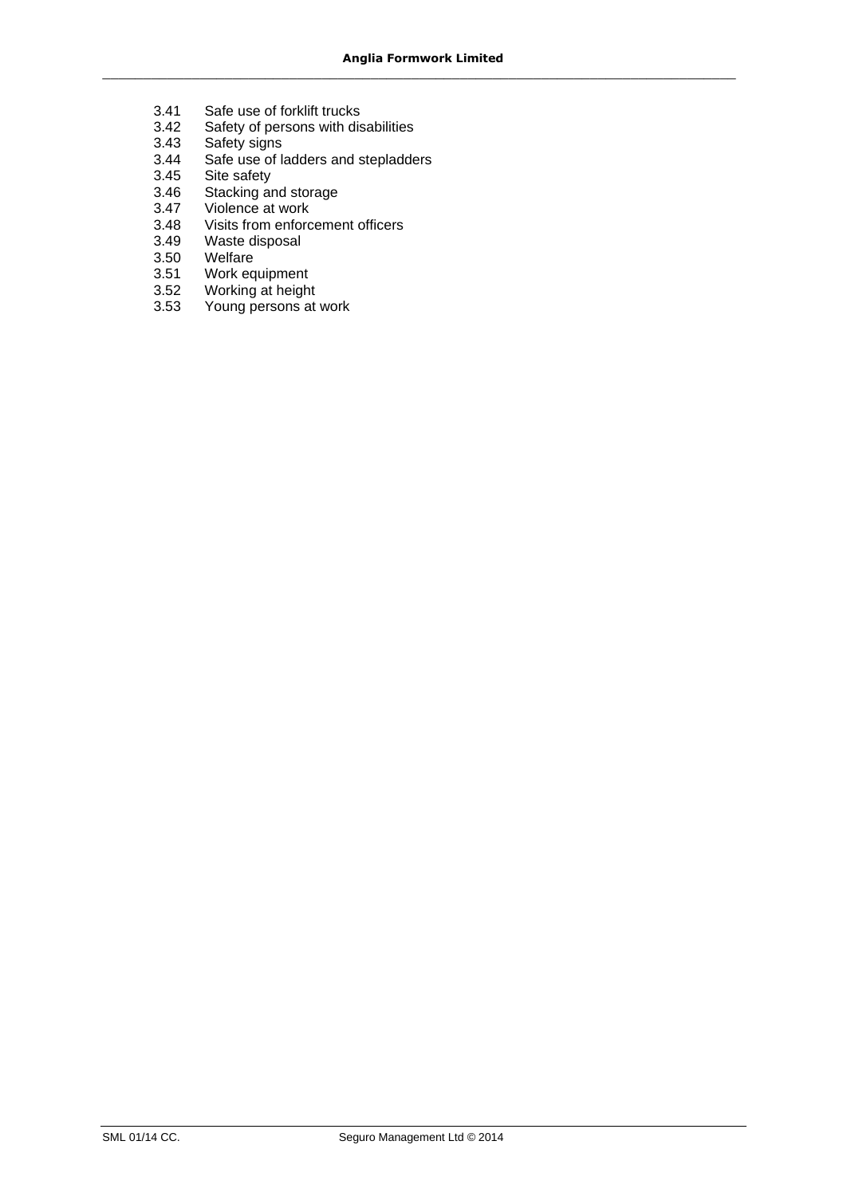3.41 Safe use of forklift trucks
3.42 Safety of persons with disabilities
3.43 Safety signs
3.44 Safe use of ladders and stepladders
3.45 Site safety
3.46 Stacking and storage
3.47 Violence at work
3.48 Visits from enforcement officers
3.49 Waste disposal
3.50 Welfare
3.51 Work equipment
3.52 Working at height
3.53 Young persons at work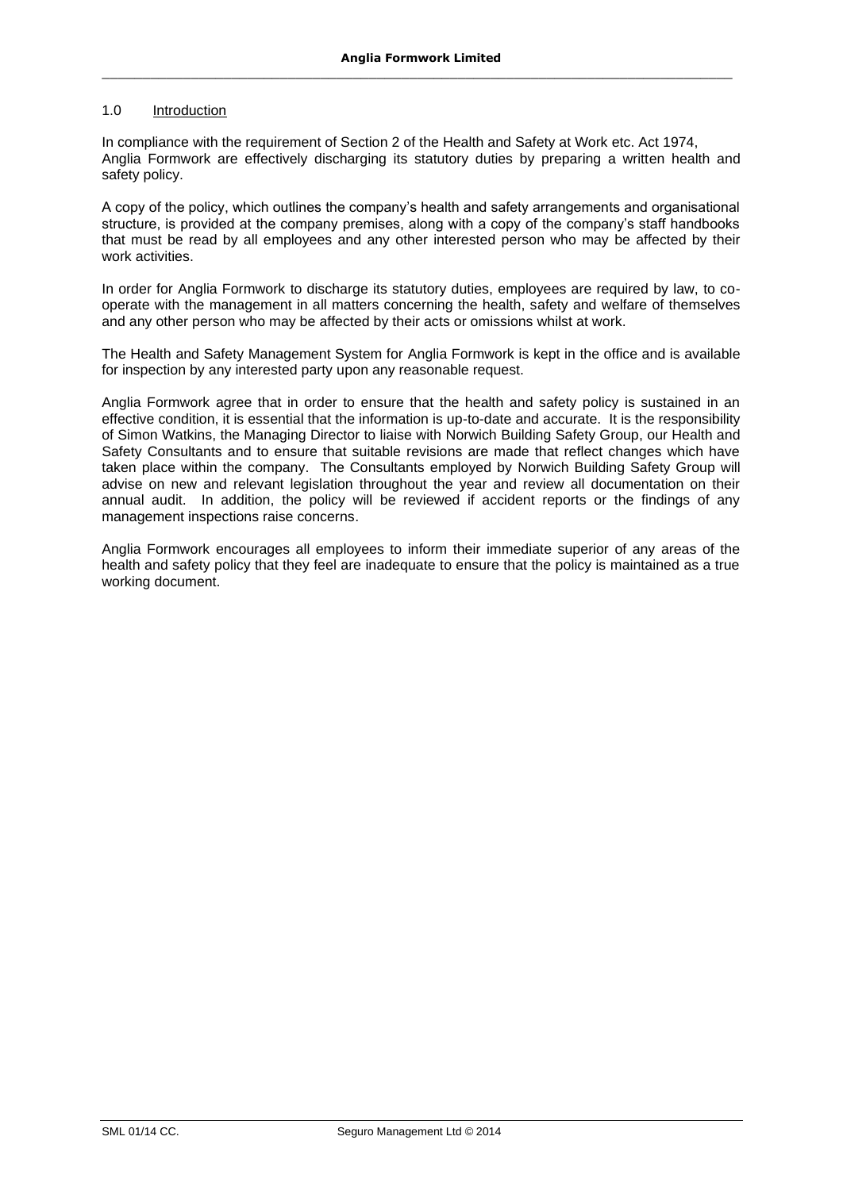## 1.0 Introduction

In compliance with the requirement of Section 2 of the Health and Safety at Work etc. Act 1974, Anglia Formwork are effectively discharging its statutory duties by preparing a written health and safety policy.

A copy of the policy, which outlines the company's health and safety arrangements and organisational structure, is provided at the company premises, along with a copy of the company's staff handbooks that must be read by all employees and any other interested person who may be affected by their work activities.

In order for Anglia Formwork to discharge its statutory duties, employees are required by law, to co-operate with the management in all matters concerning the health, safety and welfare of themselves and any other person who may be affected by their acts or omissions whilst at work.

The Health and Safety Management System for Anglia Formwork is kept in the office and is available for inspection by any interested party upon any reasonable request.

Anglia Formwork agree that in order to ensure that the health and safety policy is sustained in an effective condition, it is essential that the information is up-to-date and accurate. It is the responsibility of Simon Watkins, the Managing Director to liaise with Norwich Building Safety Group, our Health and Safety Consultants and to ensure that suitable revisions are made that reflect changes which have taken place within the company. The Consultants employed by Norwich Building Safety Group will advise on new and relevant legislation throughout the year and review all documentation on their annual audit. In addition, the policy will be reviewed if accident reports or the findings of any management inspections raise concerns.

Anglia Formwork encourages all employees to inform their immediate superior of any areas of the health and safety policy that they feel are inadequate to ensure that the policy is maintained as a true working document.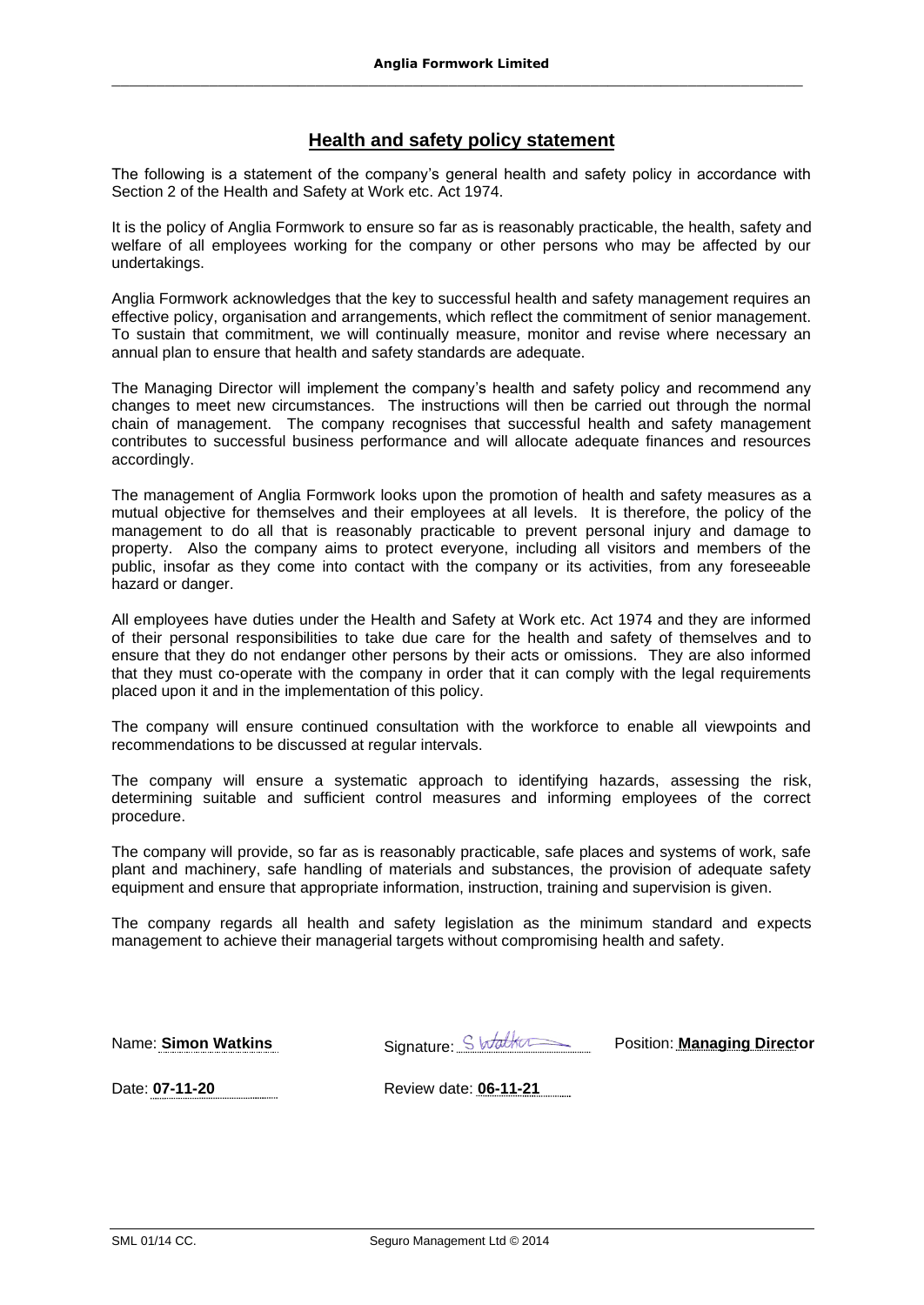## Health and safety policy statement

The following is a statement of the company's general health and safety policy in accordance with Section 2 of the Health and Safety at Work etc. Act 1974.

It is the policy of Anglia Formwork to ensure so far as is reasonably practicable, the health, safety and welfare of all employees working for the company or other persons who may be affected by our undertakings.

Anglia Formwork acknowledges that the key to successful health and safety management requires an effective policy, organisation and arrangements, which reflect the commitment of senior management. To sustain that commitment, we will continually measure, monitor and revise where necessary an annual plan to ensure that health and safety standards are adequate.

The Managing Director will implement the company's health and safety policy and recommend any changes to meet new circumstances. The instructions will then be carried out through the normal chain of management. The company recognises that successful health and safety management contributes to successful business performance and will allocate adequate finances and resources accordingly.

The management of Anglia Formwork looks upon the promotion of health and safety measures as a mutual objective for themselves and their employees at all levels. It is therefore, the policy of the management to do all that is reasonably practicable to prevent personal injury and damage to property. Also the company aims to protect everyone, including all visitors and members of the public, insofar as they come into contact with the company or its activities, from any foreseeable hazard or danger.

All employees have duties under the Health and Safety at Work etc. Act 1974 and they are informed of their personal responsibilities to take due care for the health and safety of themselves and to ensure that they do not endanger other persons by their acts or omissions. They are also informed that they must co-operate with the company in order that it can comply with the legal requirements placed upon it and in the implementation of this policy.

The company will ensure continued consultation with the workforce to enable all viewpoints and recommendations to be discussed at regular intervals.

The company will ensure a systematic approach to identifying hazards, assessing the risk, determining suitable and sufficient control measures and informing employees of the correct procedure.

The company will provide, so far as is reasonably practicable, safe places and systems of work, safe plant and machinery, safe handling of materials and substances, the provision of adequate safety equipment and ensure that appropriate information, instruction, training and supervision is given.

The company regards all health and safety legislation as the minimum standard and expects management to achieve their managerial targets without compromising health and safety.

Name: **Simon Watkins** Signature: S Watkins Position: **Managing Director**

Date: **07-11-20** Review date: **06-11-21**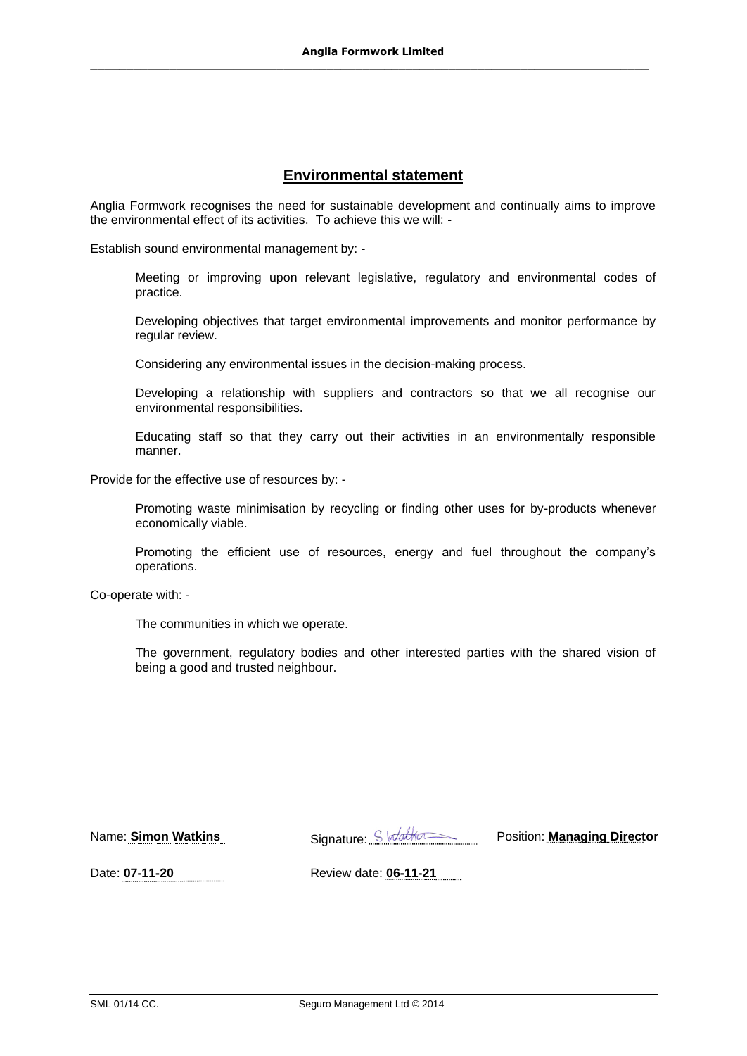## Environmental statement

Anglia Formwork recognises the need for sustainable development and continually aims to improve the environmental effect of its activities. To achieve this we will: -

Establish sound environmental management by: -

> Meeting or improving upon relevant legislative, regulatory and environmental codes of practice.
>
> Developing objectives that target environmental improvements and monitor performance by regular review.
>
> Considering any environmental issues in the decision-making process.
>
> Developing a relationship with suppliers and contractors so that we all recognise our environmental responsibilities.
>
> Educating staff so that they carry out their activities in an environmentally responsible manner.

Provide for the effective use of resources by: -

> Promoting waste minimisation by recycling or finding other uses for by-products whenever economically viable.
>
> Promoting the efficient use of resources, energy and fuel throughout the company's operations.

Co-operate with: -

> The communities in which we operate.
>
> The government, regulatory bodies and other interested parties with the shared vision of being a good and trusted neighbour.

Name: **Simon Watkins** Signature: S Watkins Position: **Managing Director**

Date: **07-11-20** Review date: **06-11-21**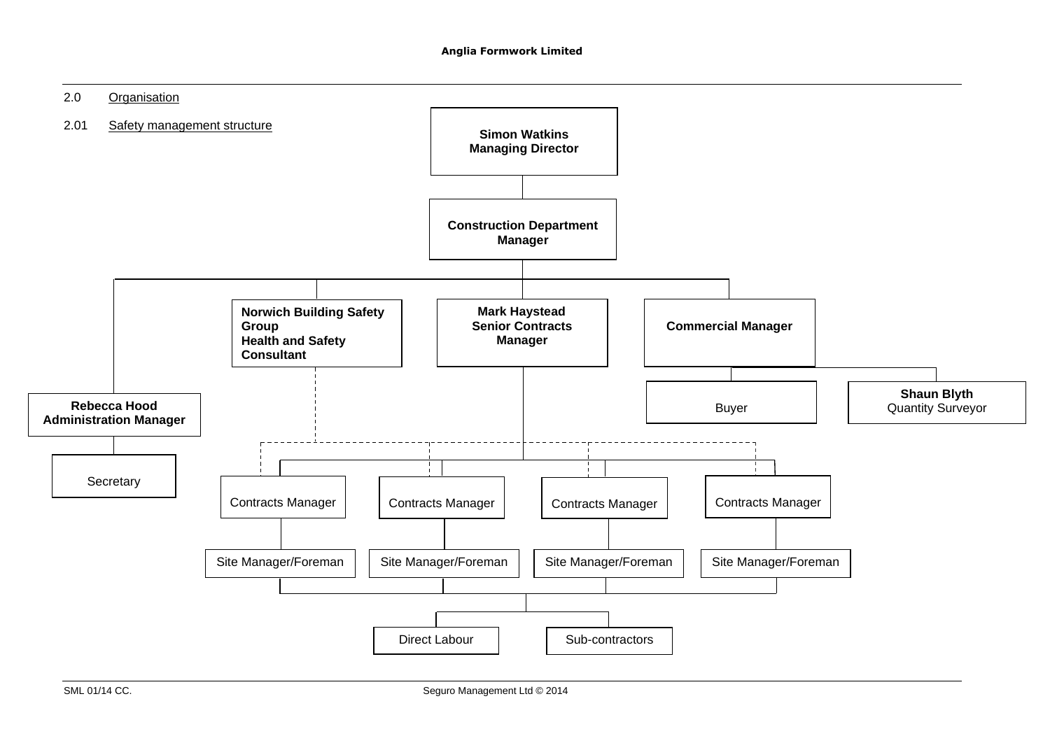## 2.0 Organisation

### 2.01 Safety management structure

- **Simon Watkins – Managing Director**
  - **Construction Department Manager**
    - **Rebecca Hood – Administration Manager**
      - Secretary
    - **Norwich Building Safety Group – Health and Safety Consultant** (dotted line to Contracts Managers)
    - **Mark Haystead – Senior Contracts Manager**
      - Contracts Manager
        - Site Manager/Foreman
      - Contracts Manager
        - Site Manager/Foreman
      - Contracts Manager
        - Site Manager/Foreman
      - Contracts Manager
        - Site Manager/Foreman
          - Direct Labour
          - Sub-contractors
    - **Commercial Manager**
      - Buyer
      - **Shaun Blyth** – Quantity Surveyor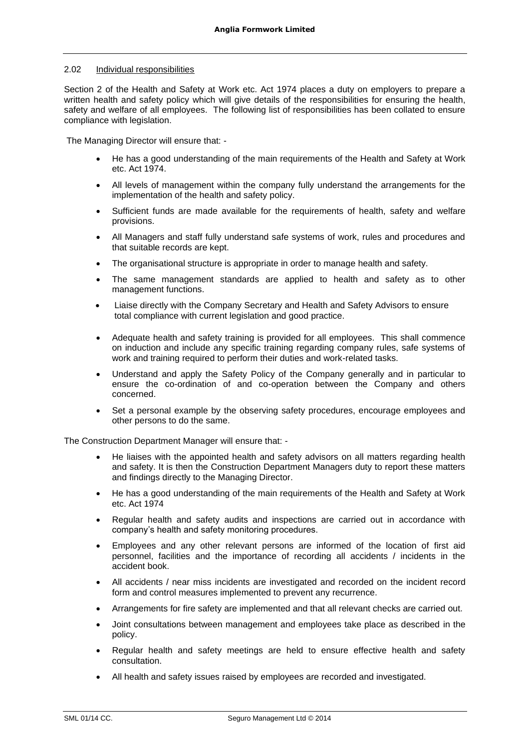### 2.02 Individual responsibilities

Section 2 of the Health and Safety at Work etc. Act 1974 places a duty on employers to prepare a written health and safety policy which will give details of the responsibilities for ensuring the health, safety and welfare of all employees. The following list of responsibilities has been collated to ensure compliance with legislation.

The Managing Director will ensure that: -

- He has a good understanding of the main requirements of the Health and Safety at Work etc. Act 1974.
- All levels of management within the company fully understand the arrangements for the implementation of the health and safety policy.
- Sufficient funds are made available for the requirements of health, safety and welfare provisions.
- All Managers and staff fully understand safe systems of work, rules and procedures and that suitable records are kept.
- The organisational structure is appropriate in order to manage health and safety.
- The same management standards are applied to health and safety as to other management functions.
- Liaise directly with the Company Secretary and Health and Safety Advisors to ensure total compliance with current legislation and good practice.
- Adequate health and safety training is provided for all employees. This shall commence on induction and include any specific training regarding company rules, safe systems of work and training required to perform their duties and work-related tasks.
- Understand and apply the Safety Policy of the Company generally and in particular to ensure the co-ordination of and co-operation between the Company and others concerned.
- Set a personal example by the observing safety procedures, encourage employees and other persons to do the same.

The Construction Department Manager will ensure that: -

- He liaises with the appointed health and safety advisors on all matters regarding health and safety. It is then the Construction Department Managers duty to report these matters and findings directly to the Managing Director.
- He has a good understanding of the main requirements of the Health and Safety at Work etc. Act 1974
- Regular health and safety audits and inspections are carried out in accordance with company's health and safety monitoring procedures.
- Employees and any other relevant persons are informed of the location of first aid personnel, facilities and the importance of recording all accidents / incidents in the accident book.
- All accidents / near miss incidents are investigated and recorded on the incident record form and control measures implemented to prevent any recurrence.
- Arrangements for fire safety are implemented and that all relevant checks are carried out.
- Joint consultations between management and employees take place as described in the policy.
- Regular health and safety meetings are held to ensure effective health and safety consultation.
- All health and safety issues raised by employees are recorded and investigated.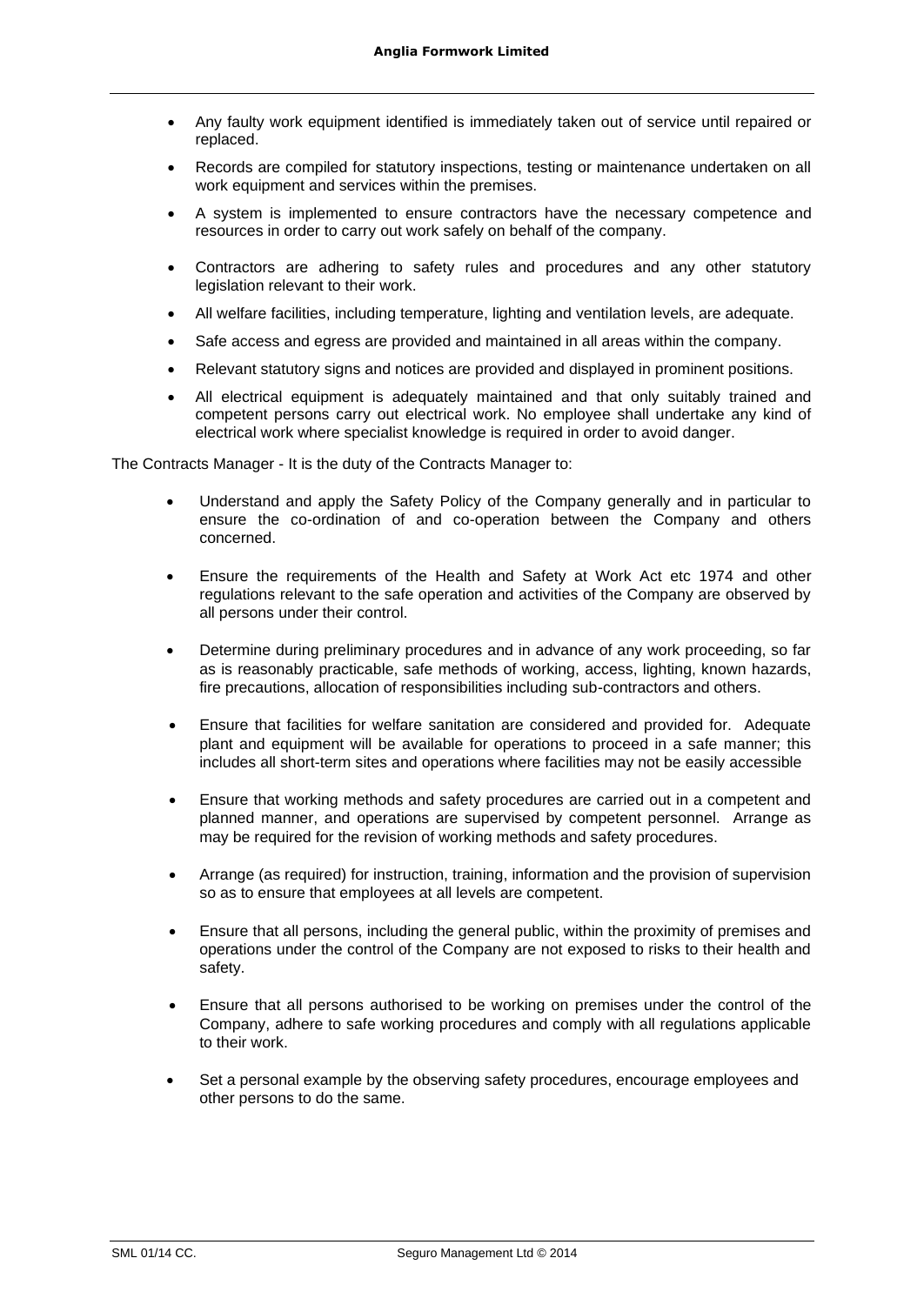- Any faulty work equipment identified is immediately taken out of service until repaired or replaced.
- Records are compiled for statutory inspections, testing or maintenance undertaken on all work equipment and services within the premises.
- A system is implemented to ensure contractors have the necessary competence and resources in order to carry out work safely on behalf of the company.
- Contractors are adhering to safety rules and procedures and any other statutory legislation relevant to their work.
- All welfare facilities, including temperature, lighting and ventilation levels, are adequate.
- Safe access and egress are provided and maintained in all areas within the company.
- Relevant statutory signs and notices are provided and displayed in prominent positions.
- All electrical equipment is adequately maintained and that only suitably trained and competent persons carry out electrical work. No employee shall undertake any kind of electrical work where specialist knowledge is required in order to avoid danger.

The Contracts Manager - It is the duty of the Contracts Manager to:

- Understand and apply the Safety Policy of the Company generally and in particular to ensure the co-ordination of and co-operation between the Company and others concerned.
- Ensure the requirements of the Health and Safety at Work Act etc 1974 and other regulations relevant to the safe operation and activities of the Company are observed by all persons under their control.
- Determine during preliminary procedures and in advance of any work proceeding, so far as is reasonably practicable, safe methods of working, access, lighting, known hazards, fire precautions, allocation of responsibilities including sub-contractors and others.
- Ensure that facilities for welfare sanitation are considered and provided for. Adequate plant and equipment will be available for operations to proceed in a safe manner; this includes all short-term sites and operations where facilities may not be easily accessible
- Ensure that working methods and safety procedures are carried out in a competent and planned manner, and operations are supervised by competent personnel. Arrange as may be required for the revision of working methods and safety procedures.
- Arrange (as required) for instruction, training, information and the provision of supervision so as to ensure that employees at all levels are competent.
- Ensure that all persons, including the general public, within the proximity of premises and operations under the control of the Company are not exposed to risks to their health and safety.
- Ensure that all persons authorised to be working on premises under the control of the Company, adhere to safe working procedures and comply with all regulations applicable to their work.
- Set a personal example by the observing safety procedures, encourage employees and other persons to do the same.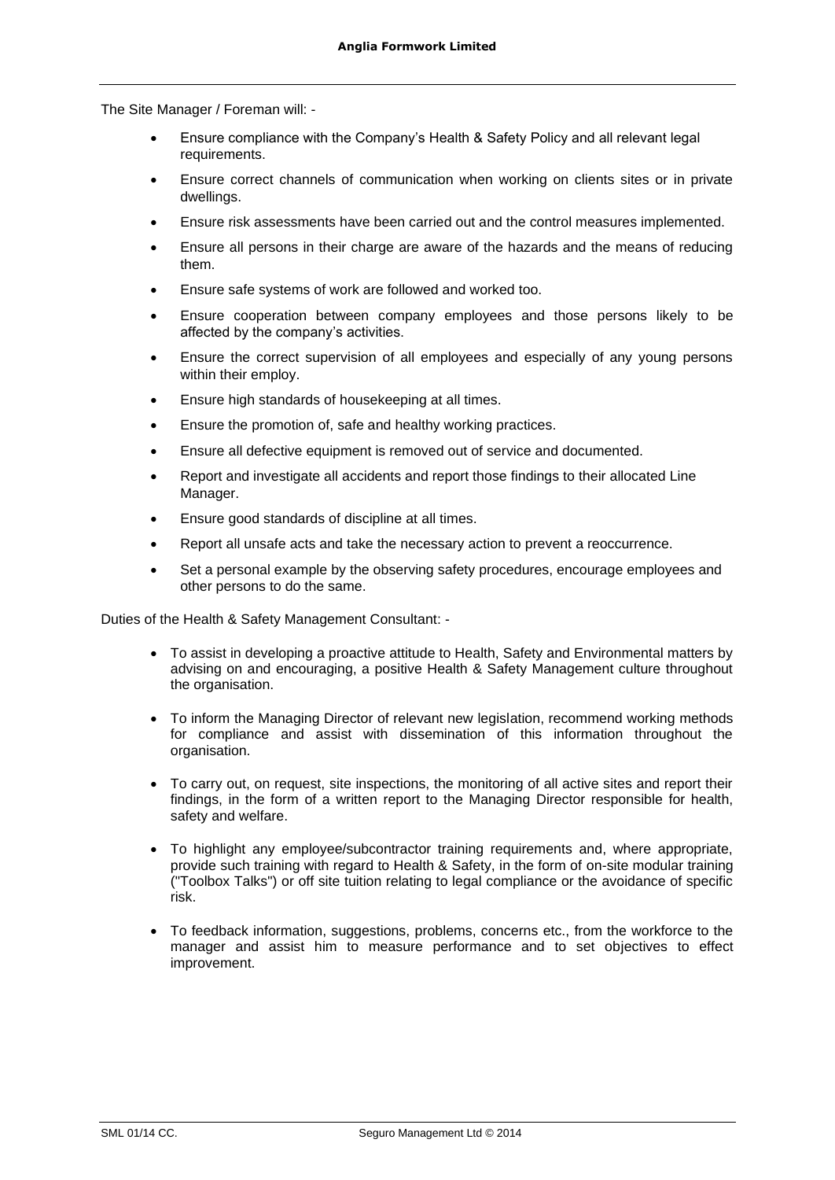The Site Manager / Foreman will: -

- Ensure compliance with the Company's Health & Safety Policy and all relevant legal requirements.
- Ensure correct channels of communication when working on clients sites or in private dwellings.
- Ensure risk assessments have been carried out and the control measures implemented.
- Ensure all persons in their charge are aware of the hazards and the means of reducing them.
- Ensure safe systems of work are followed and worked too.
- Ensure cooperation between company employees and those persons likely to be affected by the company's activities.
- Ensure the correct supervision of all employees and especially of any young persons within their employ.
- Ensure high standards of housekeeping at all times.
- Ensure the promotion of, safe and healthy working practices.
- Ensure all defective equipment is removed out of service and documented.
- Report and investigate all accidents and report those findings to their allocated Line Manager.
- Ensure good standards of discipline at all times.
- Report all unsafe acts and take the necessary action to prevent a reoccurrence.
- Set a personal example by the observing safety procedures, encourage employees and other persons to do the same.

Duties of the Health & Safety Management Consultant: -

- To assist in developing a proactive attitude to Health, Safety and Environmental matters by advising on and encouraging, a positive Health & Safety Management culture throughout the organisation.
- To inform the Managing Director of relevant new legislation, recommend working methods for compliance and assist with dissemination of this information throughout the organisation.
- To carry out, on request, site inspections, the monitoring of all active sites and report their findings, in the form of a written report to the Managing Director responsible for health, safety and welfare.
- To highlight any employee/subcontractor training requirements and, where appropriate, provide such training with regard to Health & Safety, in the form of on-site modular training ("Toolbox Talks") or off site tuition relating to legal compliance or the avoidance of specific risk.
- To feedback information, suggestions, problems, concerns etc., from the workforce to the manager and assist him to measure performance and to set objectives to effect improvement.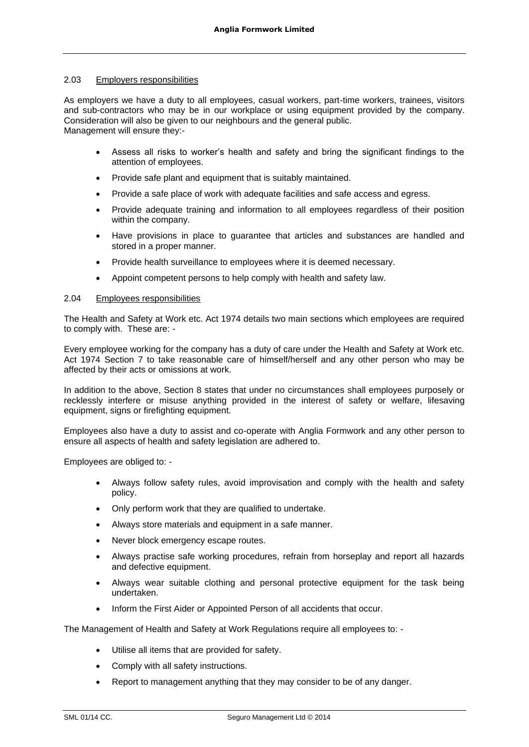### 2.03 Employers responsibilities

As employers we have a duty to all employees, casual workers, part-time workers, trainees, visitors and sub-contractors who may be in our workplace or using equipment provided by the company. Consideration will also be given to our neighbours and the general public.
Management will ensure they:-

- Assess all risks to worker's health and safety and bring the significant findings to the attention of employees.
- Provide safe plant and equipment that is suitably maintained.
- Provide a safe place of work with adequate facilities and safe access and egress.
- Provide adequate training and information to all employees regardless of their position within the company.
- Have provisions in place to guarantee that articles and substances are handled and stored in a proper manner.
- Provide health surveillance to employees where it is deemed necessary.
- Appoint competent persons to help comply with health and safety law.

### 2.04 Employees responsibilities

The Health and Safety at Work etc. Act 1974 details two main sections which employees are required to comply with. These are: -

Every employee working for the company has a duty of care under the Health and Safety at Work etc. Act 1974 Section 7 to take reasonable care of himself/herself and any other person who may be affected by their acts or omissions at work.

In addition to the above, Section 8 states that under no circumstances shall employees purposely or recklessly interfere or misuse anything provided in the interest of safety or welfare, lifesaving equipment, signs or firefighting equipment.

Employees also have a duty to assist and co-operate with Anglia Formwork and any other person to ensure all aspects of health and safety legislation are adhered to.

Employees are obliged to: -

- Always follow safety rules, avoid improvisation and comply with the health and safety policy.
- Only perform work that they are qualified to undertake.
- Always store materials and equipment in a safe manner.
- Never block emergency escape routes.
- Always practise safe working procedures, refrain from horseplay and report all hazards and defective equipment.
- Always wear suitable clothing and personal protective equipment for the task being undertaken.
- Inform the First Aider or Appointed Person of all accidents that occur.

The Management of Health and Safety at Work Regulations require all employees to: -

- Utilise all items that are provided for safety.
- Comply with all safety instructions.
- Report to management anything that they may consider to be of any danger.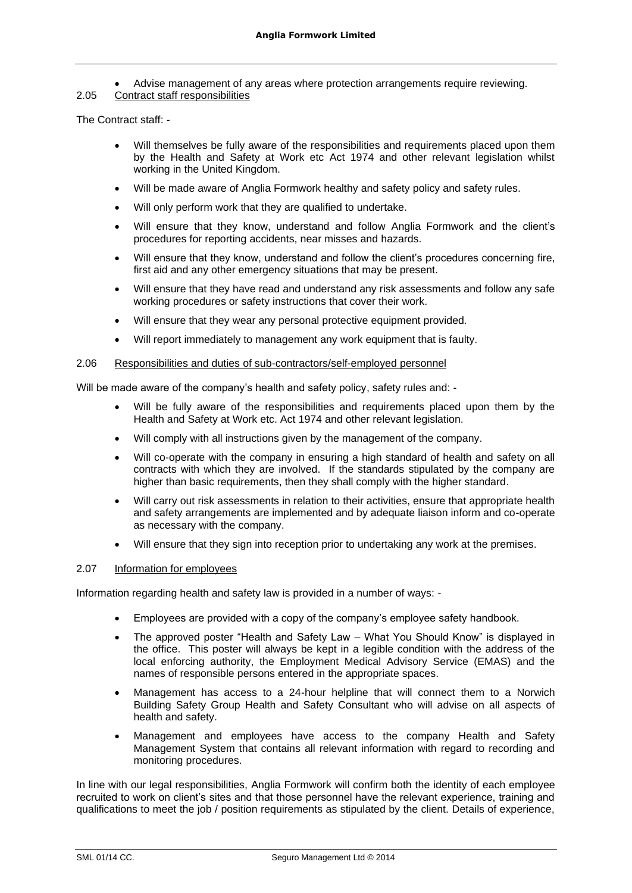- Advise management of any areas where protection arrangements require reviewing.

2.05 Contract staff responsibilities

The Contract staff: -

- Will themselves be fully aware of the responsibilities and requirements placed upon them by the Health and Safety at Work etc Act 1974 and other relevant legislation whilst working in the United Kingdom.
- Will be made aware of Anglia Formwork healthy and safety policy and safety rules.
- Will only perform work that they are qualified to undertake.
- Will ensure that they know, understand and follow Anglia Formwork and the client's procedures for reporting accidents, near misses and hazards.
- Will ensure that they know, understand and follow the client's procedures concerning fire, first aid and any other emergency situations that may be present.
- Will ensure that they have read and understand any risk assessments and follow any safe working procedures or safety instructions that cover their work.
- Will ensure that they wear any personal protective equipment provided.
- Will report immediately to management any work equipment that is faulty.

2.06 Responsibilities and duties of sub-contractors/self-employed personnel

Will be made aware of the company's health and safety policy, safety rules and: -

- Will be fully aware of the responsibilities and requirements placed upon them by the Health and Safety at Work etc. Act 1974 and other relevant legislation.
- Will comply with all instructions given by the management of the company.
- Will co-operate with the company in ensuring a high standard of health and safety on all contracts with which they are involved. If the standards stipulated by the company are higher than basic requirements, then they shall comply with the higher standard.
- Will carry out risk assessments in relation to their activities, ensure that appropriate health and safety arrangements are implemented and by adequate liaison inform and co-operate as necessary with the company.
- Will ensure that they sign into reception prior to undertaking any work at the premises.

2.07 Information for employees

Information regarding health and safety law is provided in a number of ways: -

- Employees are provided with a copy of the company's employee safety handbook.
- The approved poster "Health and Safety Law – What You Should Know" is displayed in the office. This poster will always be kept in a legible condition with the address of the local enforcing authority, the Employment Medical Advisory Service (EMAS) and the names of responsible persons entered in the appropriate spaces.
- Management has access to a 24-hour helpline that will connect them to a Norwich Building Safety Group Health and Safety Consultant who will advise on all aspects of health and safety.
- Management and employees have access to the company Health and Safety Management System that contains all relevant information with regard to recording and monitoring procedures.

In line with our legal responsibilities, Anglia Formwork will confirm both the identity of each employee recruited to work on client's sites and that those personnel have the relevant experience, training and qualifications to meet the job / position requirements as stipulated by the client. Details of experience,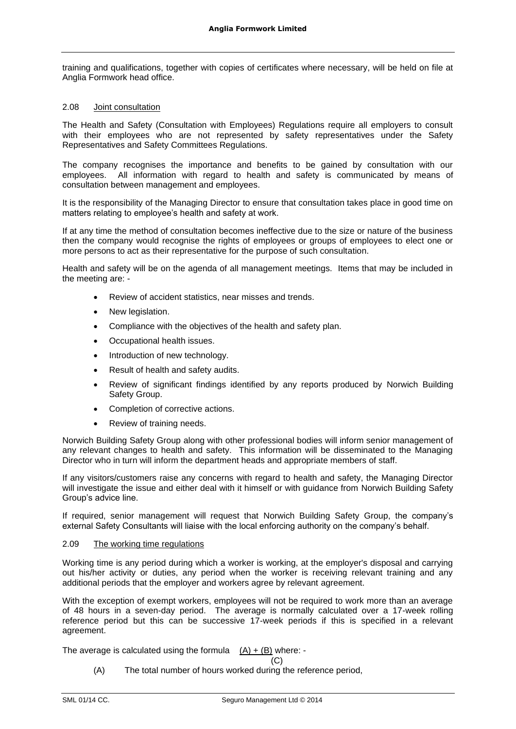training and qualifications, together with copies of certificates where necessary, will be held on file at Anglia Formwork head office.

### 2.08 Joint consultation

The Health and Safety (Consultation with Employees) Regulations require all employers to consult with their employees who are not represented by safety representatives under the Safety Representatives and Safety Committees Regulations.

The company recognises the importance and benefits to be gained by consultation with our employees. All information with regard to health and safety is communicated by means of consultation between management and employees.

It is the responsibility of the Managing Director to ensure that consultation takes place in good time on matters relating to employee's health and safety at work.

If at any time the method of consultation becomes ineffective due to the size or nature of the business then the company would recognise the rights of employees or groups of employees to elect one or more persons to act as their representative for the purpose of such consultation.

Health and safety will be on the agenda of all management meetings. Items that may be included in the meeting are: -

- Review of accident statistics, near misses and trends.
- New legislation.
- Compliance with the objectives of the health and safety plan.
- Occupational health issues.
- Introduction of new technology.
- Result of health and safety audits.
- Review of significant findings identified by any reports produced by Norwich Building Safety Group.
- Completion of corrective actions.
- Review of training needs.

Norwich Building Safety Group along with other professional bodies will inform senior management of any relevant changes to health and safety. This information will be disseminated to the Managing Director who in turn will inform the department heads and appropriate members of staff.

If any visitors/customers raise any concerns with regard to health and safety, the Managing Director will investigate the issue and either deal with it himself or with guidance from Norwich Building Safety Group's advice line.

If required, senior management will request that Norwich Building Safety Group, the company's external Safety Consultants will liaise with the local enforcing authority on the company's behalf.

### 2.09 The working time regulations

Working time is any period during which a worker is working, at the employer's disposal and carrying out his/her activity or duties, any period when the worker is receiving relevant training and any additional periods that the employer and workers agree by relevant agreement.

With the exception of exempt workers, employees will not be required to work more than an average of 48 hours in a seven-day period. The average is normally calculated over a 17-week rolling reference period but this can be successive 17-week periods if this is specified in a relevant agreement.

The average is calculated using the formula $\frac{(A) + (B)}{(C)}$ where: -

(A) The total number of hours worked during the reference period,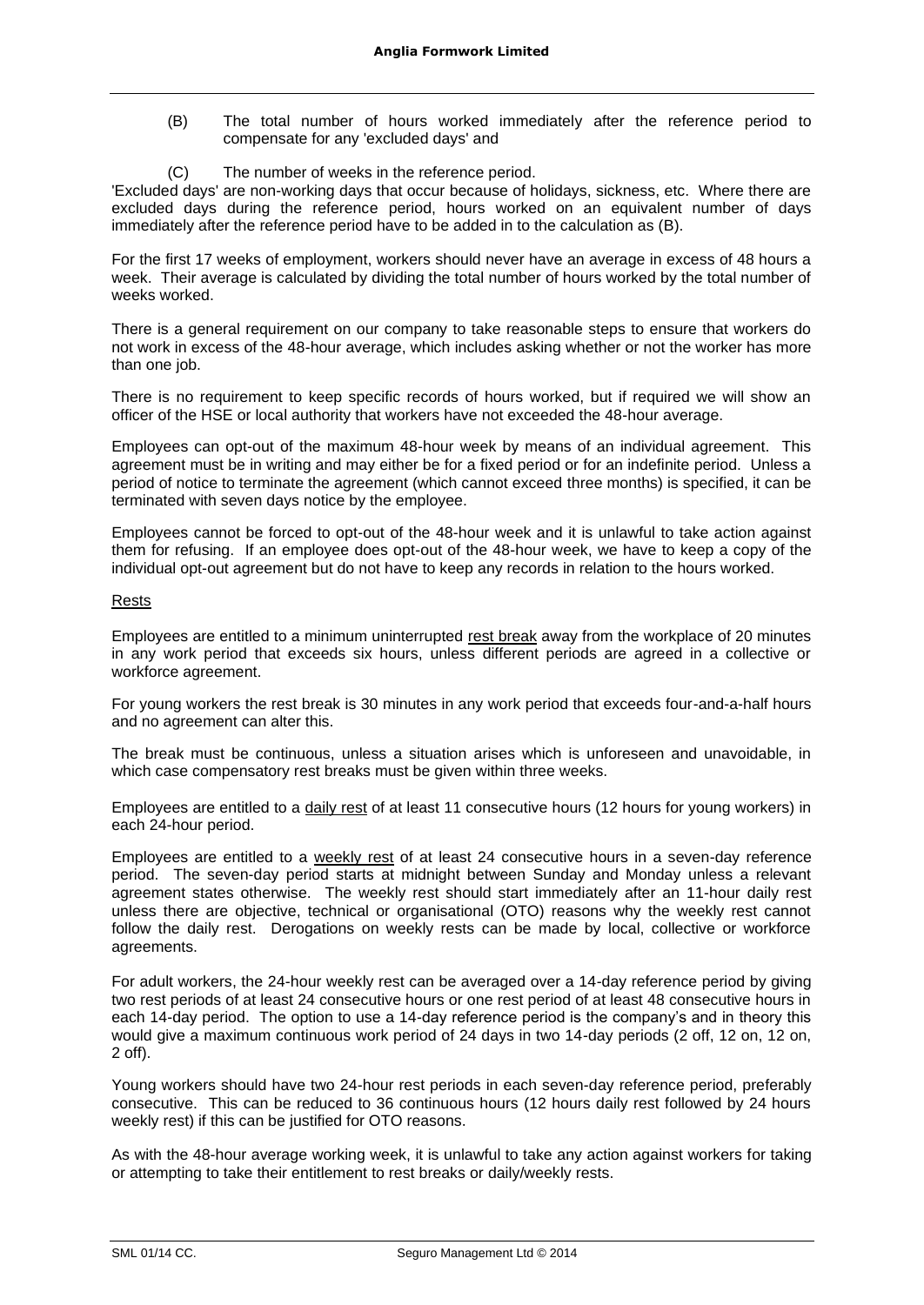(B) The total number of hours worked immediately after the reference period to compensate for any 'excluded days' and

(C) The number of weeks in the reference period.

'Excluded days' are non-working days that occur because of holidays, sickness, etc. Where there are excluded days during the reference period, hours worked on an equivalent number of days immediately after the reference period have to be added in to the calculation as (B).

For the first 17 weeks of employment, workers should never have an average in excess of 48 hours a week. Their average is calculated by dividing the total number of hours worked by the total number of weeks worked.

There is a general requirement on our company to take reasonable steps to ensure that workers do not work in excess of the 48-hour average, which includes asking whether or not the worker has more than one job.

There is no requirement to keep specific records of hours worked, but if required we will show an officer of the HSE or local authority that workers have not exceeded the 48-hour average.

Employees can opt-out of the maximum 48-hour week by means of an individual agreement. This agreement must be in writing and may either be for a fixed period or for an indefinite period. Unless a period of notice to terminate the agreement (which cannot exceed three months) is specified, it can be terminated with seven days notice by the employee.

Employees cannot be forced to opt-out of the 48-hour week and it is unlawful to take action against them for refusing. If an employee does opt-out of the 48-hour week, we have to keep a copy of the individual opt-out agreement but do not have to keep any records in relation to the hours worked.

## Rests

Employees are entitled to a minimum uninterrupted rest break away from the workplace of 20 minutes in any work period that exceeds six hours, unless different periods are agreed in a collective or workforce agreement.

For young workers the rest break is 30 minutes in any work period that exceeds four-and-a-half hours and no agreement can alter this.

The break must be continuous, unless a situation arises which is unforeseen and unavoidable, in which case compensatory rest breaks must be given within three weeks.

Employees are entitled to a daily rest of at least 11 consecutive hours (12 hours for young workers) in each 24-hour period.

Employees are entitled to a weekly rest of at least 24 consecutive hours in a seven-day reference period. The seven-day period starts at midnight between Sunday and Monday unless a relevant agreement states otherwise. The weekly rest should start immediately after an 11-hour daily rest unless there are objective, technical or organisational (OTO) reasons why the weekly rest cannot follow the daily rest. Derogations on weekly rests can be made by local, collective or workforce agreements.

For adult workers, the 24-hour weekly rest can be averaged over a 14-day reference period by giving two rest periods of at least 24 consecutive hours or one rest period of at least 48 consecutive hours in each 14-day period. The option to use a 14-day reference period is the company's and in theory this would give a maximum continuous work period of 24 days in two 14-day periods (2 off, 12 on, 12 on, 2 off).

Young workers should have two 24-hour rest periods in each seven-day reference period, preferably consecutive. This can be reduced to 36 continuous hours (12 hours daily rest followed by 24 hours weekly rest) if this can be justified for OTO reasons.

As with the 48-hour average working week, it is unlawful to take any action against workers for taking or attempting to take their entitlement to rest breaks or daily/weekly rests.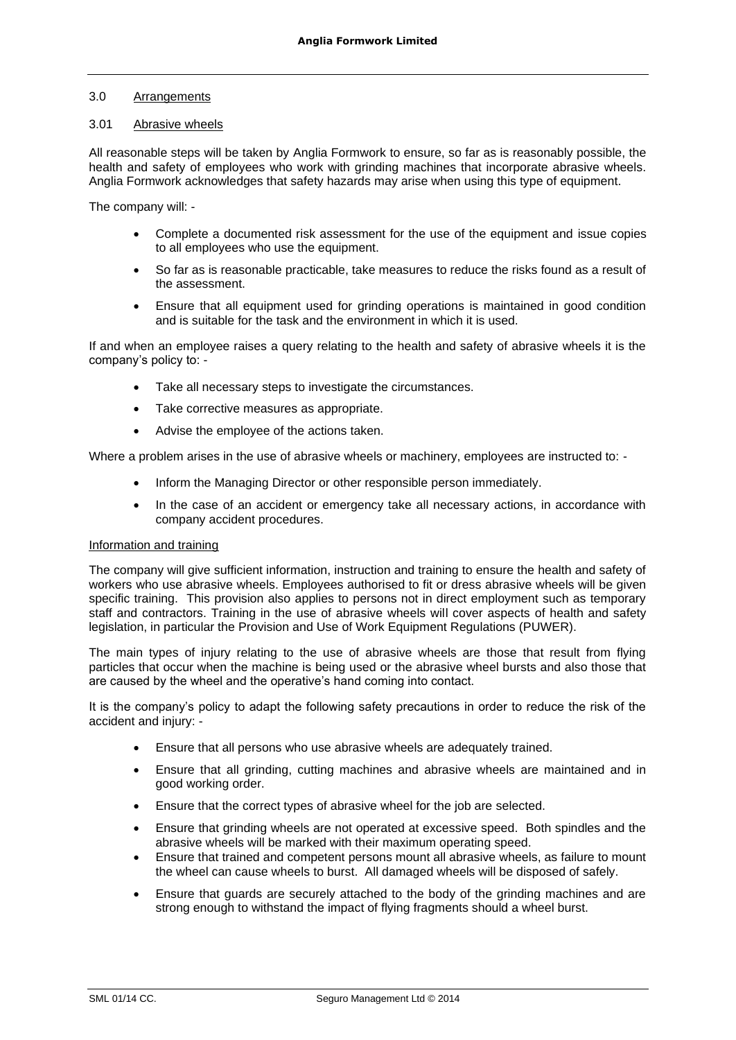## 3.0 Arrangements

### 3.01 Abrasive wheels

All reasonable steps will be taken by Anglia Formwork to ensure, so far as is reasonably possible, the health and safety of employees who work with grinding machines that incorporate abrasive wheels. Anglia Formwork acknowledges that safety hazards may arise when using this type of equipment.

The company will: -

- Complete a documented risk assessment for the use of the equipment and issue copies to all employees who use the equipment.
- So far as is reasonable practicable, take measures to reduce the risks found as a result of the assessment.
- Ensure that all equipment used for grinding operations is maintained in good condition and is suitable for the task and the environment in which it is used.

If and when an employee raises a query relating to the health and safety of abrasive wheels it is the company's policy to: -

- Take all necessary steps to investigate the circumstances.
- Take corrective measures as appropriate.
- Advise the employee of the actions taken.

Where a problem arises in the use of abrasive wheels or machinery, employees are instructed to: -

- Inform the Managing Director or other responsible person immediately.
- In the case of an accident or emergency take all necessary actions, in accordance with company accident procedures.

#### Information and training

The company will give sufficient information, instruction and training to ensure the health and safety of workers who use abrasive wheels. Employees authorised to fit or dress abrasive wheels will be given specific training. This provision also applies to persons not in direct employment such as temporary staff and contractors. Training in the use of abrasive wheels will cover aspects of health and safety legislation, in particular the Provision and Use of Work Equipment Regulations (PUWER).

The main types of injury relating to the use of abrasive wheels are those that result from flying particles that occur when the machine is being used or the abrasive wheel bursts and also those that are caused by the wheel and the operative's hand coming into contact.

It is the company's policy to adapt the following safety precautions in order to reduce the risk of the accident and injury: -

- Ensure that all persons who use abrasive wheels are adequately trained.
- Ensure that all grinding, cutting machines and abrasive wheels are maintained and in good working order.
- Ensure that the correct types of abrasive wheel for the job are selected.
- Ensure that grinding wheels are not operated at excessive speed. Both spindles and the abrasive wheels will be marked with their maximum operating speed.
- Ensure that trained and competent persons mount all abrasive wheels, as failure to mount the wheel can cause wheels to burst. All damaged wheels will be disposed of safely.
- Ensure that guards are securely attached to the body of the grinding machines and are strong enough to withstand the impact of flying fragments should a wheel burst.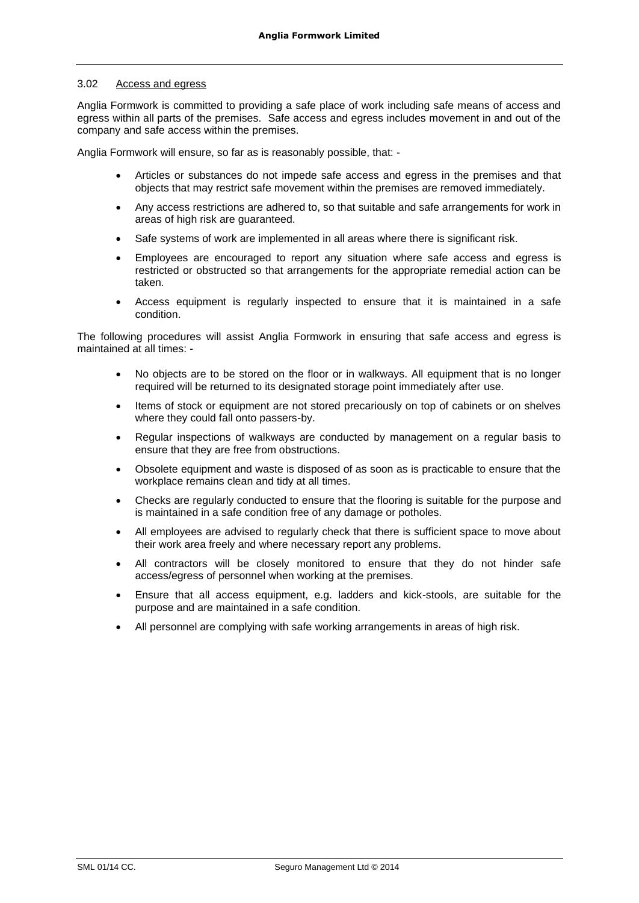### 3.02 Access and egress

Anglia Formwork is committed to providing a safe place of work including safe means of access and egress within all parts of the premises. Safe access and egress includes movement in and out of the company and safe access within the premises.

Anglia Formwork will ensure, so far as is reasonably possible, that: -

- Articles or substances do not impede safe access and egress in the premises and that objects that may restrict safe movement within the premises are removed immediately.
- Any access restrictions are adhered to, so that suitable and safe arrangements for work in areas of high risk are guaranteed.
- Safe systems of work are implemented in all areas where there is significant risk.
- Employees are encouraged to report any situation where safe access and egress is restricted or obstructed so that arrangements for the appropriate remedial action can be taken.
- Access equipment is regularly inspected to ensure that it is maintained in a safe condition.

The following procedures will assist Anglia Formwork in ensuring that safe access and egress is maintained at all times: -

- No objects are to be stored on the floor or in walkways. All equipment that is no longer required will be returned to its designated storage point immediately after use.
- Items of stock or equipment are not stored precariously on top of cabinets or on shelves where they could fall onto passers-by.
- Regular inspections of walkways are conducted by management on a regular basis to ensure that they are free from obstructions.
- Obsolete equipment and waste is disposed of as soon as is practicable to ensure that the workplace remains clean and tidy at all times.
- Checks are regularly conducted to ensure that the flooring is suitable for the purpose and is maintained in a safe condition free of any damage or potholes.
- All employees are advised to regularly check that there is sufficient space to move about their work area freely and where necessary report any problems.
- All contractors will be closely monitored to ensure that they do not hinder safe access/egress of personnel when working at the premises.
- Ensure that all access equipment, e.g. ladders and kick-stools, are suitable for the purpose and are maintained in a safe condition.
- All personnel are complying with safe working arrangements in areas of high risk.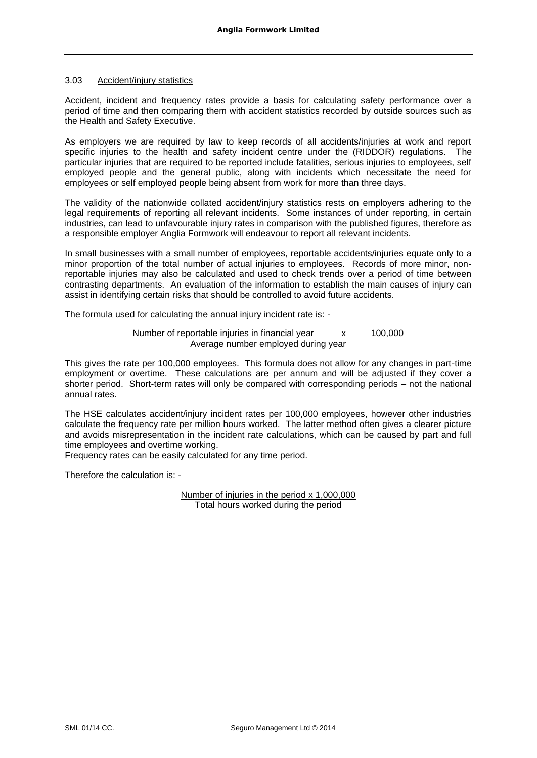### 3.03 Accident/injury statistics

Accident, incident and frequency rates provide a basis for calculating safety performance over a period of time and then comparing them with accident statistics recorded by outside sources such as the Health and Safety Executive.

As employers we are required by law to keep records of all accidents/injuries at work and report specific injuries to the health and safety incident centre under the (RIDDOR) regulations. The particular injuries that are required to be reported include fatalities, serious injuries to employees, self employed people and the general public, along with incidents which necessitate the need for employees or self employed people being absent from work for more than three days.

The validity of the nationwide collated accident/injury statistics rests on employers adhering to the legal requirements of reporting all relevant incidents. Some instances of under reporting, in certain industries, can lead to unfavourable injury rates in comparison with the published figures, therefore as a responsible employer Anglia Formwork will endeavour to report all relevant incidents.

In small businesses with a small number of employees, reportable accidents/injuries equate only to a minor proportion of the total number of actual injuries to employees. Records of more minor, non-reportable injuries may also be calculated and used to check trends over a period of time between contrasting departments. An evaluation of the information to establish the main causes of injury can assist in identifying certain risks that should be controlled to avoid future accidents.

The formula used for calculating the annual injury incident rate is: -

$$\frac{\text{Number of reportable injuries in financial year}}{\text{Average number employed during year}} \times 100{,}000$$

This gives the rate per 100,000 employees. This formula does not allow for any changes in part-time employment or overtime. These calculations are per annum and will be adjusted if they cover a shorter period. Short-term rates will only be compared with corresponding periods – not the national annual rates.

The HSE calculates accident/injury incident rates per 100,000 employees, however other industries calculate the frequency rate per million hours worked. The latter method often gives a clearer picture and avoids misrepresentation in the incident rate calculations, which can be caused by part and full time employees and overtime working.

Frequency rates can be easily calculated for any time period.

Therefore the calculation is: -

$$\frac{\text{Number of injuries in the period} \times 1{,}000{,}000}{\text{Total hours worked during the period}}$$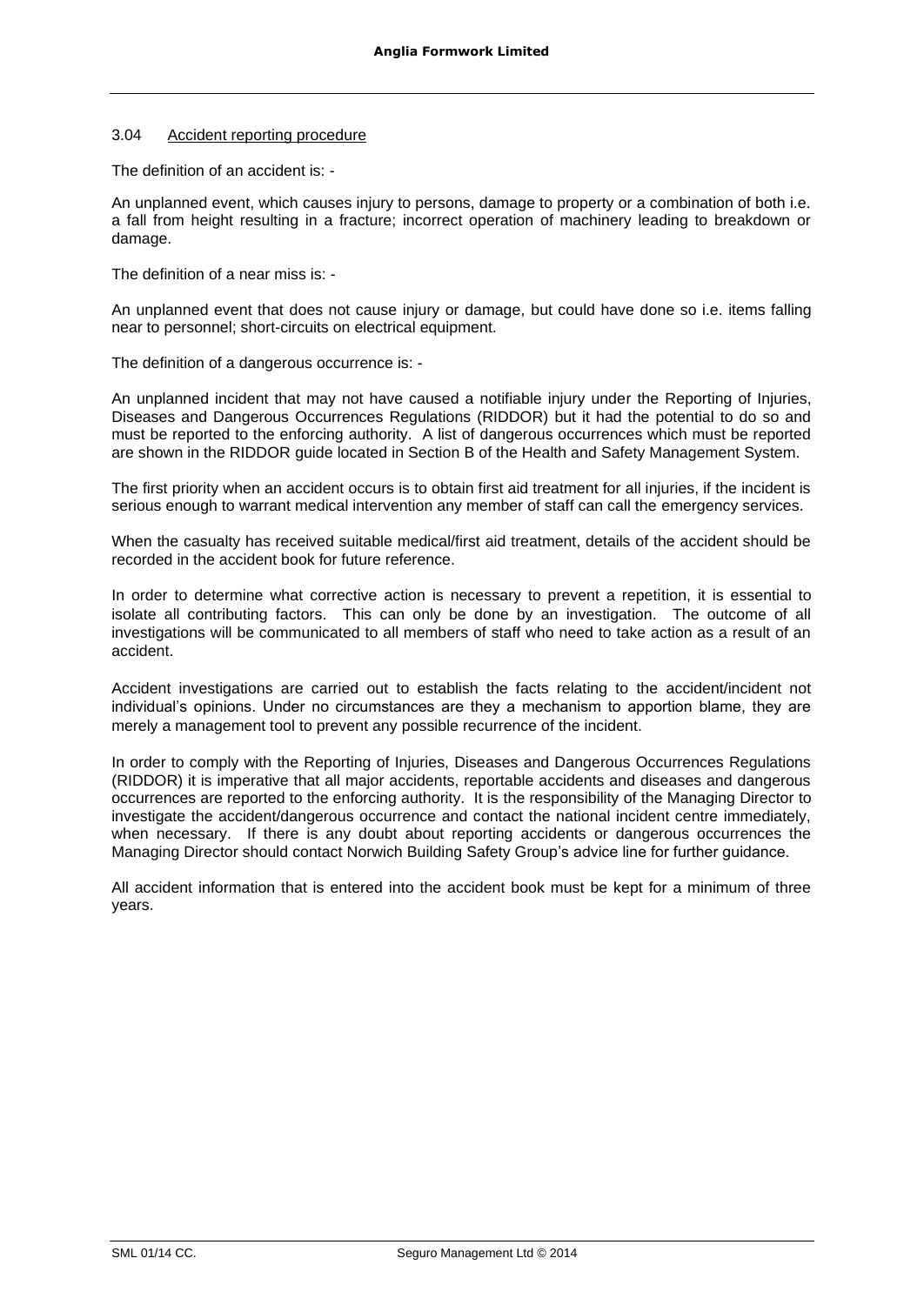### 3.04 Accident reporting procedure

The definition of an accident is: -

An unplanned event, which causes injury to persons, damage to property or a combination of both i.e. a fall from height resulting in a fracture; incorrect operation of machinery leading to breakdown or damage.

The definition of a near miss is: -

An unplanned event that does not cause injury or damage, but could have done so i.e. items falling near to personnel; short-circuits on electrical equipment.

The definition of a dangerous occurrence is: -

An unplanned incident that may not have caused a notifiable injury under the Reporting of Injuries, Diseases and Dangerous Occurrences Regulations (RIDDOR) but it had the potential to do so and must be reported to the enforcing authority. A list of dangerous occurrences which must be reported are shown in the RIDDOR guide located in Section B of the Health and Safety Management System.

The first priority when an accident occurs is to obtain first aid treatment for all injuries, if the incident is serious enough to warrant medical intervention any member of staff can call the emergency services.

When the casualty has received suitable medical/first aid treatment, details of the accident should be recorded in the accident book for future reference.

In order to determine what corrective action is necessary to prevent a repetition, it is essential to isolate all contributing factors. This can only be done by an investigation. The outcome of all investigations will be communicated to all members of staff who need to take action as a result of an accident.

Accident investigations are carried out to establish the facts relating to the accident/incident not individual's opinions. Under no circumstances are they a mechanism to apportion blame, they are merely a management tool to prevent any possible recurrence of the incident.

In order to comply with the Reporting of Injuries, Diseases and Dangerous Occurrences Regulations (RIDDOR) it is imperative that all major accidents, reportable accidents and diseases and dangerous occurrences are reported to the enforcing authority. It is the responsibility of the Managing Director to investigate the accident/dangerous occurrence and contact the national incident centre immediately, when necessary. If there is any doubt about reporting accidents or dangerous occurrences the Managing Director should contact Norwich Building Safety Group's advice line for further guidance.

All accident information that is entered into the accident book must be kept for a minimum of three years.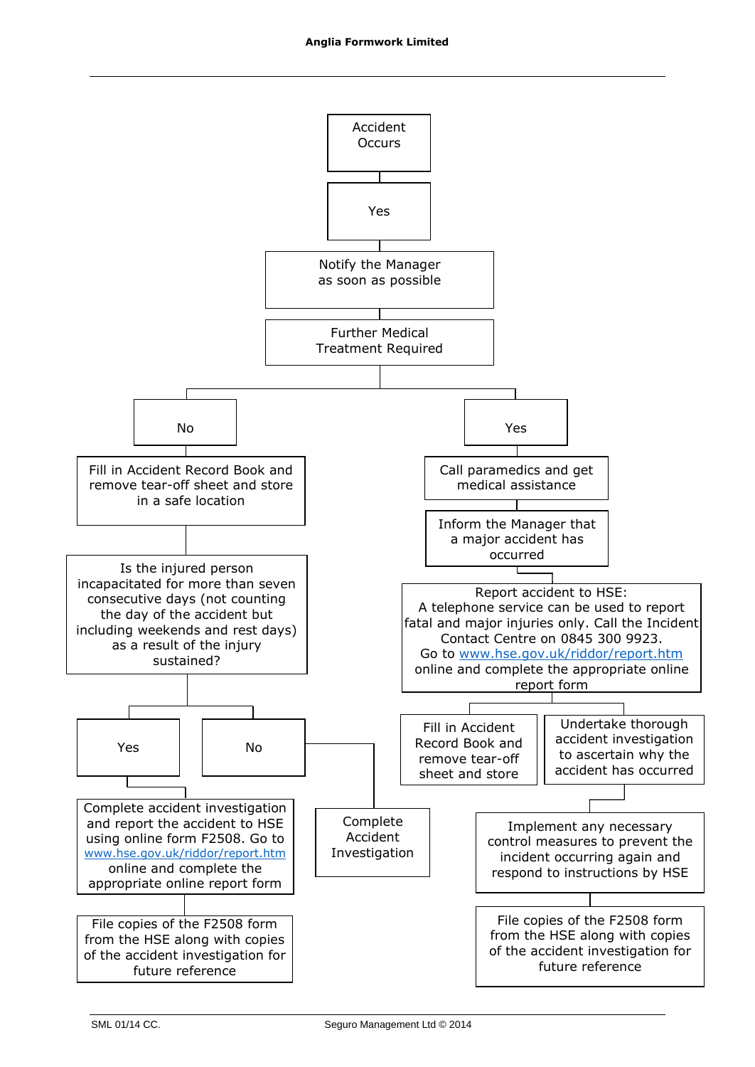Accident Occurs

Yes

Notify the Manager as soon as possible

Further Medical Treatment Required

**No**

Fill in Accident Record Book and remove tear-off sheet and store in a safe location

Is the injured person incapacitated for more than seven consecutive days (not counting the day of the accident but including weekends and rest days) as a result of the injury sustained?

- **Yes**
  - Complete accident investigation and report the accident to HSE using online form F2508. Go to www.hse.gov.uk/riddor/report.htm online and complete the appropriate online report form
  - File copies of the F2508 form from the HSE along with copies of the accident investigation for future reference
- **No**
  - Complete Accident Investigation

**Yes**

Call paramedics and get medical assistance

Inform the Manager that a major accident has occurred

Report accident to HSE:
A telephone service can be used to report fatal and major injuries only. Call the Incident Contact Centre on 0845 300 9923.
Go to www.hse.gov.uk/riddor/report.htm online and complete the appropriate online report form

- Fill in Accident Record Book and remove tear-off sheet and store
- Undertake thorough accident investigation to ascertain why the accident has occurred
  - Implement any necessary control measures to prevent the incident occurring again and respond to instructions by HSE
  - File copies of the F2508 form from the HSE along with copies of the accident investigation for future reference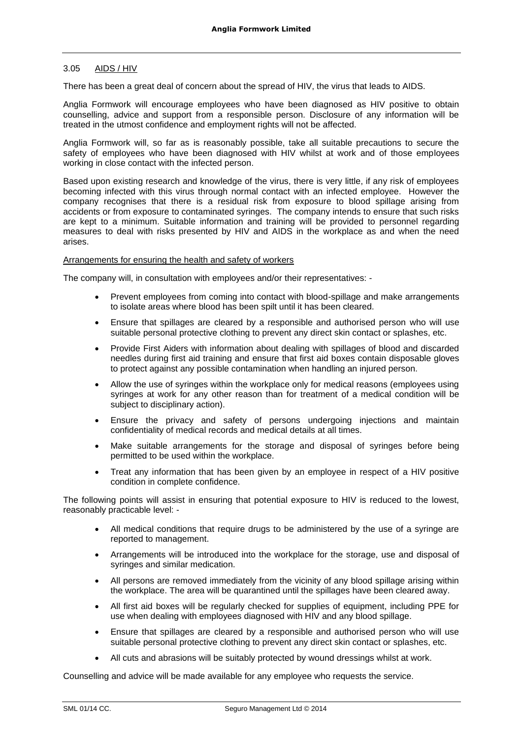## 3.05 AIDS / HIV

There has been a great deal of concern about the spread of HIV, the virus that leads to AIDS.

Anglia Formwork will encourage employees who have been diagnosed as HIV positive to obtain counselling, advice and support from a responsible person. Disclosure of any information will be treated in the utmost confidence and employment rights will not be affected.

Anglia Formwork will, so far as is reasonably possible, take all suitable precautions to secure the safety of employees who have been diagnosed with HIV whilst at work and of those employees working in close contact with the infected person.

Based upon existing research and knowledge of the virus, there is very little, if any risk of employees becoming infected with this virus through normal contact with an infected employee. However the company recognises that there is a residual risk from exposure to blood spillage arising from accidents or from exposure to contaminated syringes. The company intends to ensure that such risks are kept to a minimum. Suitable information and training will be provided to personnel regarding measures to deal with risks presented by HIV and AIDS in the workplace as and when the need arises.

### Arrangements for ensuring the health and safety of workers

The company will, in consultation with employees and/or their representatives: -

- Prevent employees from coming into contact with blood-spillage and make arrangements to isolate areas where blood has been spilt until it has been cleared.
- Ensure that spillages are cleared by a responsible and authorised person who will use suitable personal protective clothing to prevent any direct skin contact or splashes, etc.
- Provide First Aiders with information about dealing with spillages of blood and discarded needles during first aid training and ensure that first aid boxes contain disposable gloves to protect against any possible contamination when handling an injured person.
- Allow the use of syringes within the workplace only for medical reasons (employees using syringes at work for any other reason than for treatment of a medical condition will be subject to disciplinary action).
- Ensure the privacy and safety of persons undergoing injections and maintain confidentiality of medical records and medical details at all times.
- Make suitable arrangements for the storage and disposal of syringes before being permitted to be used within the workplace.
- Treat any information that has been given by an employee in respect of a HIV positive condition in complete confidence.

The following points will assist in ensuring that potential exposure to HIV is reduced to the lowest, reasonably practicable level: -

- All medical conditions that require drugs to be administered by the use of a syringe are reported to management.
- Arrangements will be introduced into the workplace for the storage, use and disposal of syringes and similar medication.
- All persons are removed immediately from the vicinity of any blood spillage arising within the workplace. The area will be quarantined until the spillages have been cleared away.
- All first aid boxes will be regularly checked for supplies of equipment, including PPE for use when dealing with employees diagnosed with HIV and any blood spillage.
- Ensure that spillages are cleared by a responsible and authorised person who will use suitable personal protective clothing to prevent any direct skin contact or splashes, etc.
- All cuts and abrasions will be suitably protected by wound dressings whilst at work.

Counselling and advice will be made available for any employee who requests the service.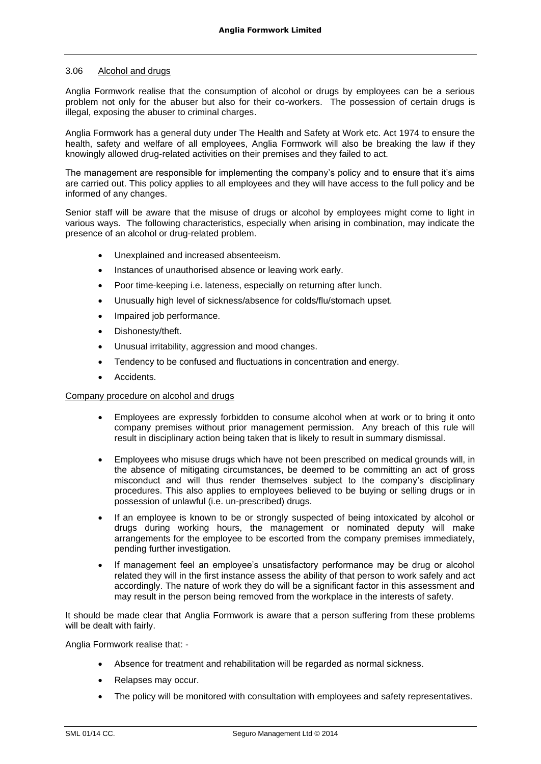## 3.06 Alcohol and drugs

Anglia Formwork realise that the consumption of alcohol or drugs by employees can be a serious problem not only for the abuser but also for their co-workers. The possession of certain drugs is illegal, exposing the abuser to criminal charges.

Anglia Formwork has a general duty under The Health and Safety at Work etc. Act 1974 to ensure the health, safety and welfare of all employees, Anglia Formwork will also be breaking the law if they knowingly allowed drug-related activities on their premises and they failed to act.

The management are responsible for implementing the company's policy and to ensure that it's aims are carried out. This policy applies to all employees and they will have access to the full policy and be informed of any changes.

Senior staff will be aware that the misuse of drugs or alcohol by employees might come to light in various ways. The following characteristics, especially when arising in combination, may indicate the presence of an alcohol or drug-related problem.

- Unexplained and increased absenteeism.
- Instances of unauthorised absence or leaving work early.
- Poor time-keeping i.e. lateness, especially on returning after lunch.
- Unusually high level of sickness/absence for colds/flu/stomach upset.
- Impaired job performance.
- Dishonesty/theft.
- Unusual irritability, aggression and mood changes.
- Tendency to be confused and fluctuations in concentration and energy.
- Accidents.

### Company procedure on alcohol and drugs

- Employees are expressly forbidden to consume alcohol when at work or to bring it onto company premises without prior management permission. Any breach of this rule will result in disciplinary action being taken that is likely to result in summary dismissal.
- Employees who misuse drugs which have not been prescribed on medical grounds will, in the absence of mitigating circumstances, be deemed to be committing an act of gross misconduct and will thus render themselves subject to the company's disciplinary procedures. This also applies to employees believed to be buying or selling drugs or in possession of unlawful (i.e. un-prescribed) drugs.
- If an employee is known to be or strongly suspected of being intoxicated by alcohol or drugs during working hours, the management or nominated deputy will make arrangements for the employee to be escorted from the company premises immediately, pending further investigation.
- If management feel an employee's unsatisfactory performance may be drug or alcohol related they will in the first instance assess the ability of that person to work safely and act accordingly. The nature of work they do will be a significant factor in this assessment and may result in the person being removed from the workplace in the interests of safety.

It should be made clear that Anglia Formwork is aware that a person suffering from these problems will be dealt with fairly.

Anglia Formwork realise that: -

- Absence for treatment and rehabilitation will be regarded as normal sickness.
- Relapses may occur.
- The policy will be monitored with consultation with employees and safety representatives.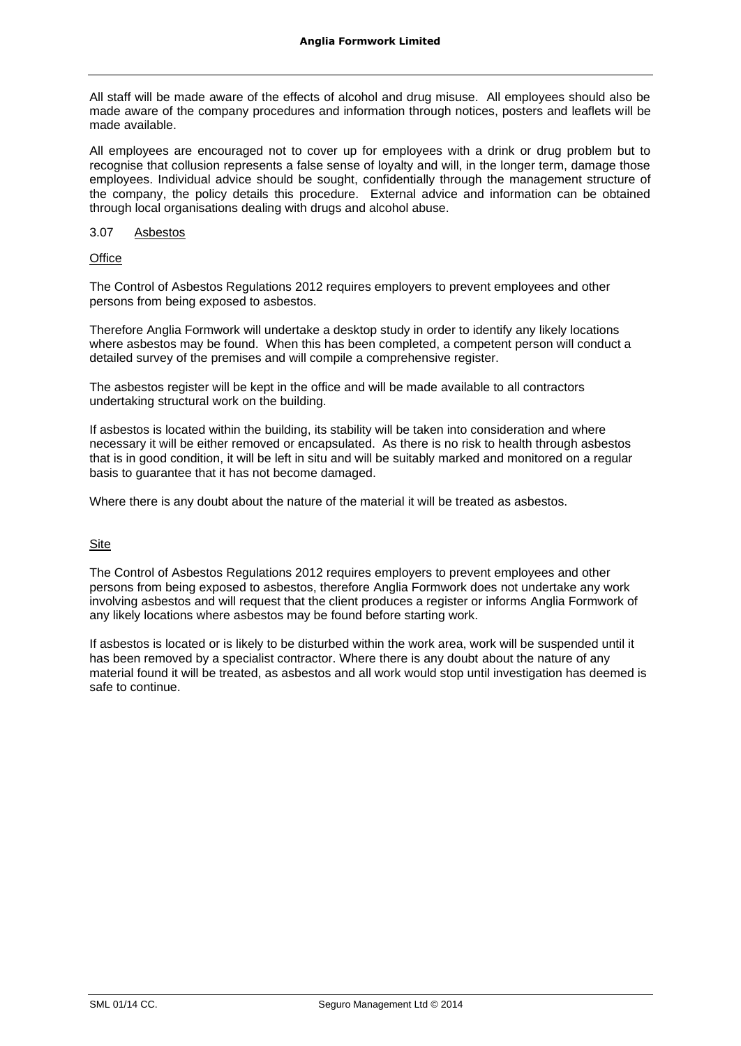All staff will be made aware of the effects of alcohol and drug misuse. All employees should also be made aware of the company procedures and information through notices, posters and leaflets will be made available.

All employees are encouraged not to cover up for employees with a drink or drug problem but to recognise that collusion represents a false sense of loyalty and will, in the longer term, damage those employees. Individual advice should be sought, confidentially through the management structure of the company, the policy details this procedure. External advice and information can be obtained through local organisations dealing with drugs and alcohol abuse.

### 3.07 Asbestos

#### Office

The Control of Asbestos Regulations 2012 requires employers to prevent employees and other persons from being exposed to asbestos.

Therefore Anglia Formwork will undertake a desktop study in order to identify any likely locations where asbestos may be found. When this has been completed, a competent person will conduct a detailed survey of the premises and will compile a comprehensive register.

The asbestos register will be kept in the office and will be made available to all contractors undertaking structural work on the building.

If asbestos is located within the building, its stability will be taken into consideration and where necessary it will be either removed or encapsulated. As there is no risk to health through asbestos that is in good condition, it will be left in situ and will be suitably marked and monitored on a regular basis to guarantee that it has not become damaged.

Where there is any doubt about the nature of the material it will be treated as asbestos.

#### Site

The Control of Asbestos Regulations 2012 requires employers to prevent employees and other persons from being exposed to asbestos, therefore Anglia Formwork does not undertake any work involving asbestos and will request that the client produces a register or informs Anglia Formwork of any likely locations where asbestos may be found before starting work.

If asbestos is located or is likely to be disturbed within the work area, work will be suspended until it has been removed by a specialist contractor. Where there is any doubt about the nature of any material found it will be treated, as asbestos and all work would stop until investigation has deemed is safe to continue.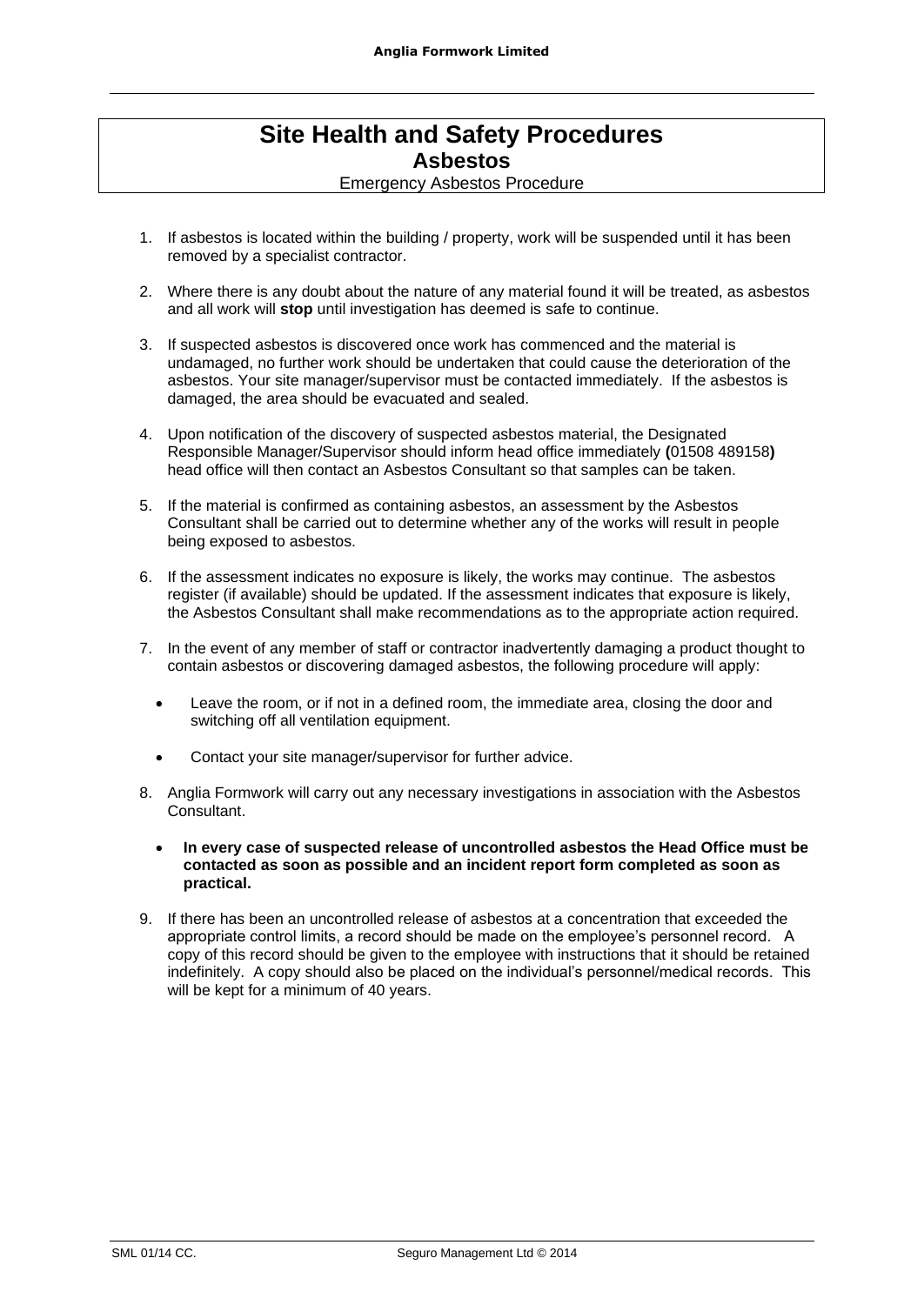# Site Health and Safety Procedures
## Asbestos
### Emergency Asbestos Procedure

1. If asbestos is located within the building / property, work will be suspended until it has been removed by a specialist contractor.

2. Where there is any doubt about the nature of any material found it will be treated, as asbestos and all work will **stop** until investigation has deemed is safe to continue.

3. If suspected asbestos is discovered once work has commenced and the material is undamaged, no further work should be undertaken that could cause the deterioration of the asbestos. Your site manager/supervisor must be contacted immediately. If the asbestos is damaged, the area should be evacuated and sealed.

4. Upon notification of the discovery of suspected asbestos material, the Designated Responsible Manager/Supervisor should inform head office immediately **(**01508 489158**)** head office will then contact an Asbestos Consultant so that samples can be taken.

5. If the material is confirmed as containing asbestos, an assessment by the Asbestos Consultant shall be carried out to determine whether any of the works will result in people being exposed to asbestos.

6. If the assessment indicates no exposure is likely, the works may continue. The asbestos register (if available) should be updated. If the assessment indicates that exposure is likely, the Asbestos Consultant shall make recommendations as to the appropriate action required.

7. In the event of any member of staff or contractor inadvertently damaging a product thought to contain asbestos or discovering damaged asbestos, the following procedure will apply:

   - Leave the room, or if not in a defined room, the immediate area, closing the door and switching off all ventilation equipment.

   - Contact your site manager/supervisor for further advice.

8. Anglia Formwork will carry out any necessary investigations in association with the Asbestos Consultant.

   - **In every case of suspected release of uncontrolled asbestos the Head Office must be contacted as soon as possible and an incident report form completed as soon as practical.**

9. If there has been an uncontrolled release of asbestos at a concentration that exceeded the appropriate control limits, a record should be made on the employee's personnel record. A copy of this record should be given to the employee with instructions that it should be retained indefinitely. A copy should also be placed on the individual's personnel/medical records. This will be kept for a minimum of 40 years.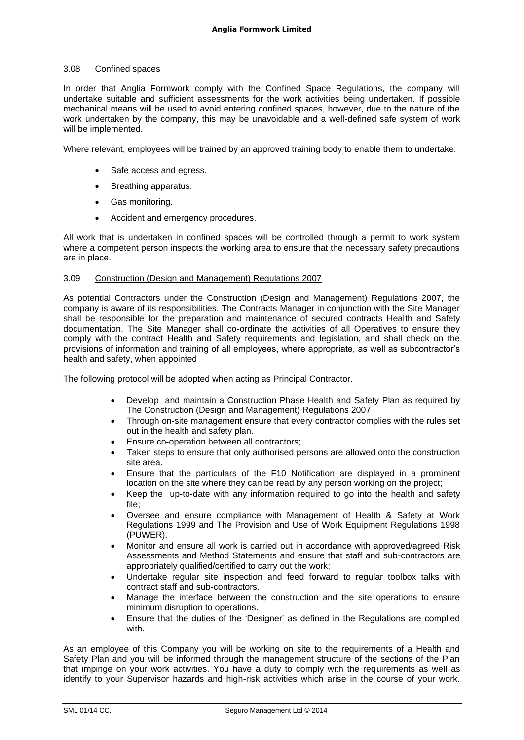### 3.08 Confined spaces

In order that Anglia Formwork comply with the Confined Space Regulations, the company will undertake suitable and sufficient assessments for the work activities being undertaken. If possible mechanical means will be used to avoid entering confined spaces, however, due to the nature of the work undertaken by the company, this may be unavoidable and a well-defined safe system of work will be implemented.

Where relevant, employees will be trained by an approved training body to enable them to undertake:

- Safe access and egress.
- Breathing apparatus.
- Gas monitoring.
- Accident and emergency procedures.

All work that is undertaken in confined spaces will be controlled through a permit to work system where a competent person inspects the working area to ensure that the necessary safety precautions are in place.

### 3.09 Construction (Design and Management) Regulations 2007

As potential Contractors under the Construction (Design and Management) Regulations 2007, the company is aware of its responsibilities. The Contracts Manager in conjunction with the Site Manager shall be responsible for the preparation and maintenance of secured contracts Health and Safety documentation. The Site Manager shall co-ordinate the activities of all Operatives to ensure they comply with the contract Health and Safety requirements and legislation, and shall check on the provisions of information and training of all employees, where appropriate, as well as subcontractor's health and safety, when appointed

The following protocol will be adopted when acting as Principal Contractor.

- Develop and maintain a Construction Phase Health and Safety Plan as required by The Construction (Design and Management) Regulations 2007
- Through on-site management ensure that every contractor complies with the rules set out in the health and safety plan.
- Ensure co-operation between all contractors;
- Taken steps to ensure that only authorised persons are allowed onto the construction site area.
- Ensure that the particulars of the F10 Notification are displayed in a prominent location on the site where they can be read by any person working on the project;
- Keep the up-to-date with any information required to go into the health and safety file;
- Oversee and ensure compliance with Management of Health & Safety at Work Regulations 1999 and The Provision and Use of Work Equipment Regulations 1998 (PUWER).
- Monitor and ensure all work is carried out in accordance with approved/agreed Risk Assessments and Method Statements and ensure that staff and sub-contractors are appropriately qualified/certified to carry out the work;
- Undertake regular site inspection and feed forward to regular toolbox talks with contract staff and sub-contractors.
- Manage the interface between the construction and the site operations to ensure minimum disruption to operations.
- Ensure that the duties of the 'Designer' as defined in the Regulations are complied with.

As an employee of this Company you will be working on site to the requirements of a Health and Safety Plan and you will be informed through the management structure of the sections of the Plan that impinge on your work activities. You have a duty to comply with the requirements as well as identify to your Supervisor hazards and high-risk activities which arise in the course of your work.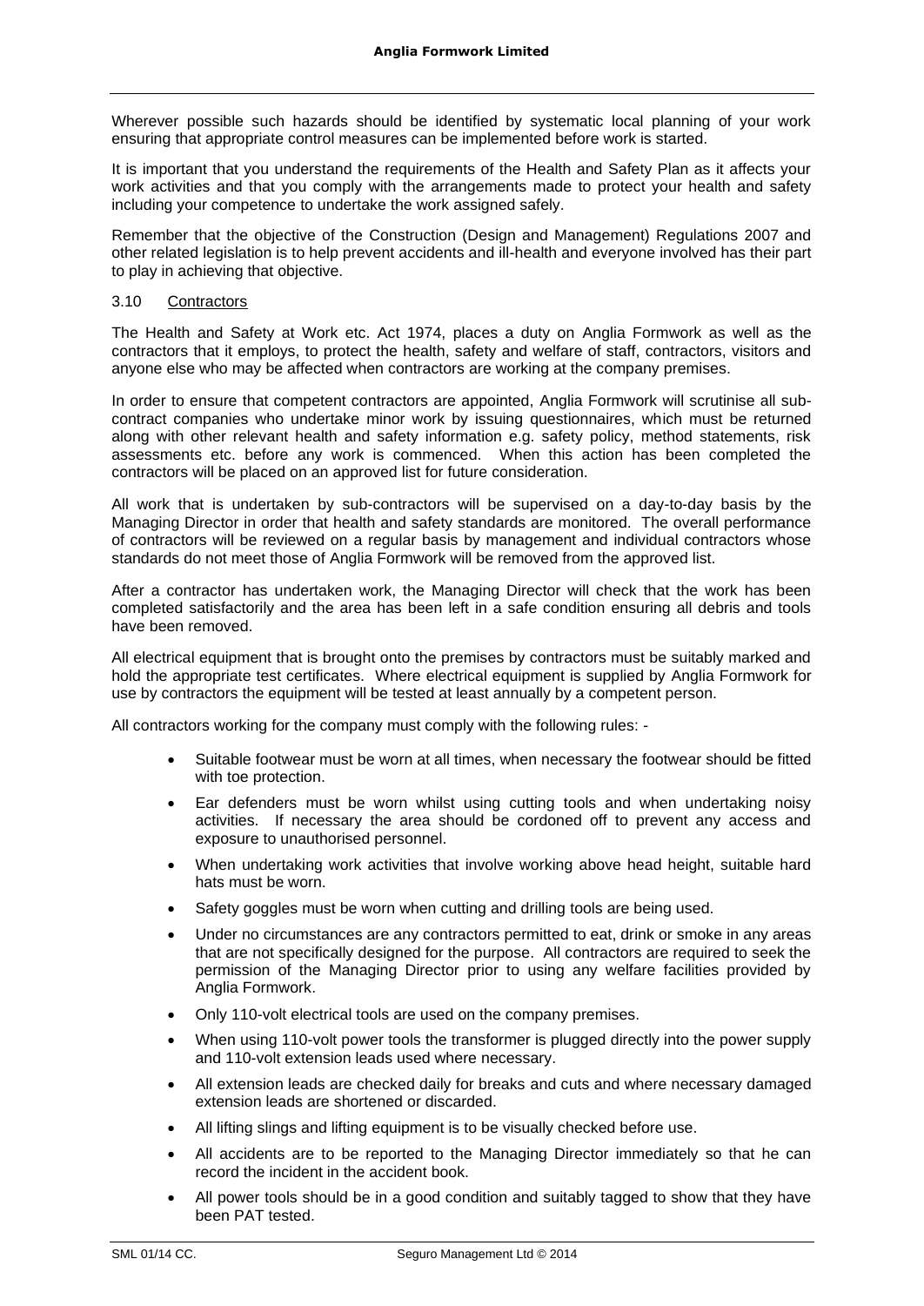Wherever possible such hazards should be identified by systematic local planning of your work ensuring that appropriate control measures can be implemented before work is started.

It is important that you understand the requirements of the Health and Safety Plan as it affects your work activities and that you comply with the arrangements made to protect your health and safety including your competence to undertake the work assigned safely.

Remember that the objective of the Construction (Design and Management) Regulations 2007 and other related legislation is to help prevent accidents and ill-health and everyone involved has their part to play in achieving that objective.

### 3.10 Contractors

The Health and Safety at Work etc. Act 1974, places a duty on Anglia Formwork as well as the contractors that it employs, to protect the health, safety and welfare of staff, contractors, visitors and anyone else who may be affected when contractors are working at the company premises.

In order to ensure that competent contractors are appointed, Anglia Formwork will scrutinise all sub-contract companies who undertake minor work by issuing questionnaires, which must be returned along with other relevant health and safety information e.g. safety policy, method statements, risk assessments etc. before any work is commenced. When this action has been completed the contractors will be placed on an approved list for future consideration.

All work that is undertaken by sub-contractors will be supervised on a day-to-day basis by the Managing Director in order that health and safety standards are monitored. The overall performance of contractors will be reviewed on a regular basis by management and individual contractors whose standards do not meet those of Anglia Formwork will be removed from the approved list.

After a contractor has undertaken work, the Managing Director will check that the work has been completed satisfactorily and the area has been left in a safe condition ensuring all debris and tools have been removed.

All electrical equipment that is brought onto the premises by contractors must be suitably marked and hold the appropriate test certificates. Where electrical equipment is supplied by Anglia Formwork for use by contractors the equipment will be tested at least annually by a competent person.

All contractors working for the company must comply with the following rules: -

- Suitable footwear must be worn at all times, when necessary the footwear should be fitted with toe protection.
- Ear defenders must be worn whilst using cutting tools and when undertaking noisy activities. If necessary the area should be cordoned off to prevent any access and exposure to unauthorised personnel.
- When undertaking work activities that involve working above head height, suitable hard hats must be worn.
- Safety goggles must be worn when cutting and drilling tools are being used.
- Under no circumstances are any contractors permitted to eat, drink or smoke in any areas that are not specifically designed for the purpose. All contractors are required to seek the permission of the Managing Director prior to using any welfare facilities provided by Anglia Formwork.
- Only 110-volt electrical tools are used on the company premises.
- When using 110-volt power tools the transformer is plugged directly into the power supply and 110-volt extension leads used where necessary.
- All extension leads are checked daily for breaks and cuts and where necessary damaged extension leads are shortened or discarded.
- All lifting slings and lifting equipment is to be visually checked before use.
- All accidents are to be reported to the Managing Director immediately so that he can record the incident in the accident book.
- All power tools should be in a good condition and suitably tagged to show that they have been PAT tested.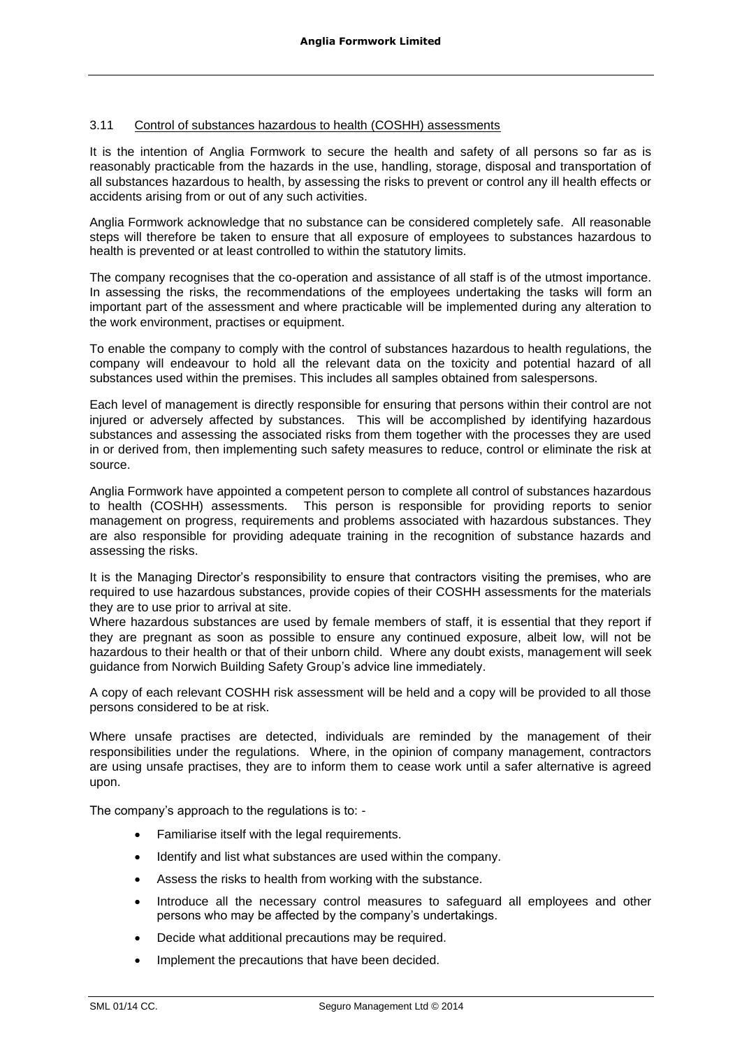### 3.11 Control of substances hazardous to health (COSHH) assessments

It is the intention of Anglia Formwork to secure the health and safety of all persons so far as is reasonably practicable from the hazards in the use, handling, storage, disposal and transportation of all substances hazardous to health, by assessing the risks to prevent or control any ill health effects or accidents arising from or out of any such activities.

Anglia Formwork acknowledge that no substance can be considered completely safe. All reasonable steps will therefore be taken to ensure that all exposure of employees to substances hazardous to health is prevented or at least controlled to within the statutory limits.

The company recognises that the co-operation and assistance of all staff is of the utmost importance. In assessing the risks, the recommendations of the employees undertaking the tasks will form an important part of the assessment and where practicable will be implemented during any alteration to the work environment, practises or equipment.

To enable the company to comply with the control of substances hazardous to health regulations, the company will endeavour to hold all the relevant data on the toxicity and potential hazard of all substances used within the premises. This includes all samples obtained from salespersons.

Each level of management is directly responsible for ensuring that persons within their control are not injured or adversely affected by substances. This will be accomplished by identifying hazardous substances and assessing the associated risks from them together with the processes they are used in or derived from, then implementing such safety measures to reduce, control or eliminate the risk at source.

Anglia Formwork have appointed a competent person to complete all control of substances hazardous to health (COSHH) assessments. This person is responsible for providing reports to senior management on progress, requirements and problems associated with hazardous substances. They are also responsible for providing adequate training in the recognition of substance hazards and assessing the risks.

It is the Managing Director's responsibility to ensure that contractors visiting the premises, who are required to use hazardous substances, provide copies of their COSHH assessments for the materials they are to use prior to arrival at site.
Where hazardous substances are used by female members of staff, it is essential that they report if they are pregnant as soon as possible to ensure any continued exposure, albeit low, will not be hazardous to their health or that of their unborn child. Where any doubt exists, management will seek guidance from Norwich Building Safety Group's advice line immediately.

A copy of each relevant COSHH risk assessment will be held and a copy will be provided to all those persons considered to be at risk.

Where unsafe practises are detected, individuals are reminded by the management of their responsibilities under the regulations. Where, in the opinion of company management, contractors are using unsafe practises, they are to inform them to cease work until a safer alternative is agreed upon.

The company's approach to the regulations is to: -

- Familiarise itself with the legal requirements.
- Identify and list what substances are used within the company.
- Assess the risks to health from working with the substance.
- Introduce all the necessary control measures to safeguard all employees and other persons who may be affected by the company's undertakings.
- Decide what additional precautions may be required.
- Implement the precautions that have been decided.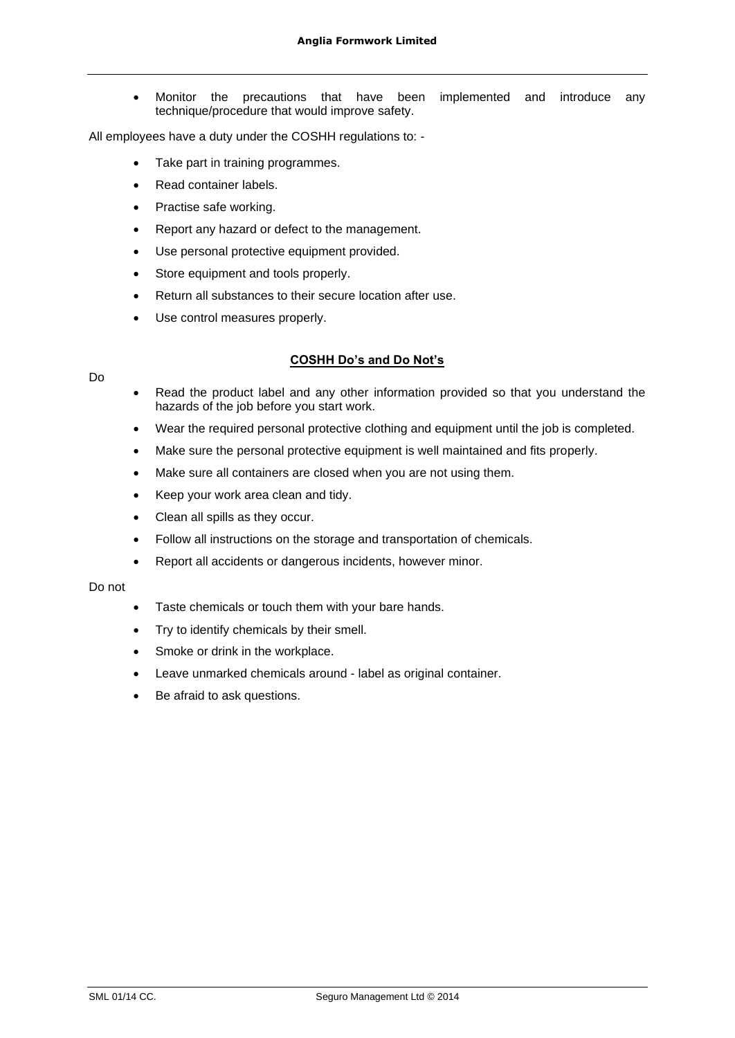- Monitor the precautions that have been implemented and introduce any technique/procedure that would improve safety.

All employees have a duty under the COSHH regulations to: -

- Take part in training programmes.
- Read container labels.
- Practise safe working.
- Report any hazard or defect to the management.
- Use personal protective equipment provided.
- Store equipment and tools properly.
- Return all substances to their secure location after use.
- Use control measures properly.

## COSHH Do's and Do Not's

Do

- Read the product label and any other information provided so that you understand the hazards of the job before you start work.
- Wear the required personal protective clothing and equipment until the job is completed.
- Make sure the personal protective equipment is well maintained and fits properly.
- Make sure all containers are closed when you are not using them.
- Keep your work area clean and tidy.
- Clean all spills as they occur.
- Follow all instructions on the storage and transportation of chemicals.
- Report all accidents or dangerous incidents, however minor.

Do not

- Taste chemicals or touch them with your bare hands.
- Try to identify chemicals by their smell.
- Smoke or drink in the workplace.
- Leave unmarked chemicals around - label as original container.
- Be afraid to ask questions.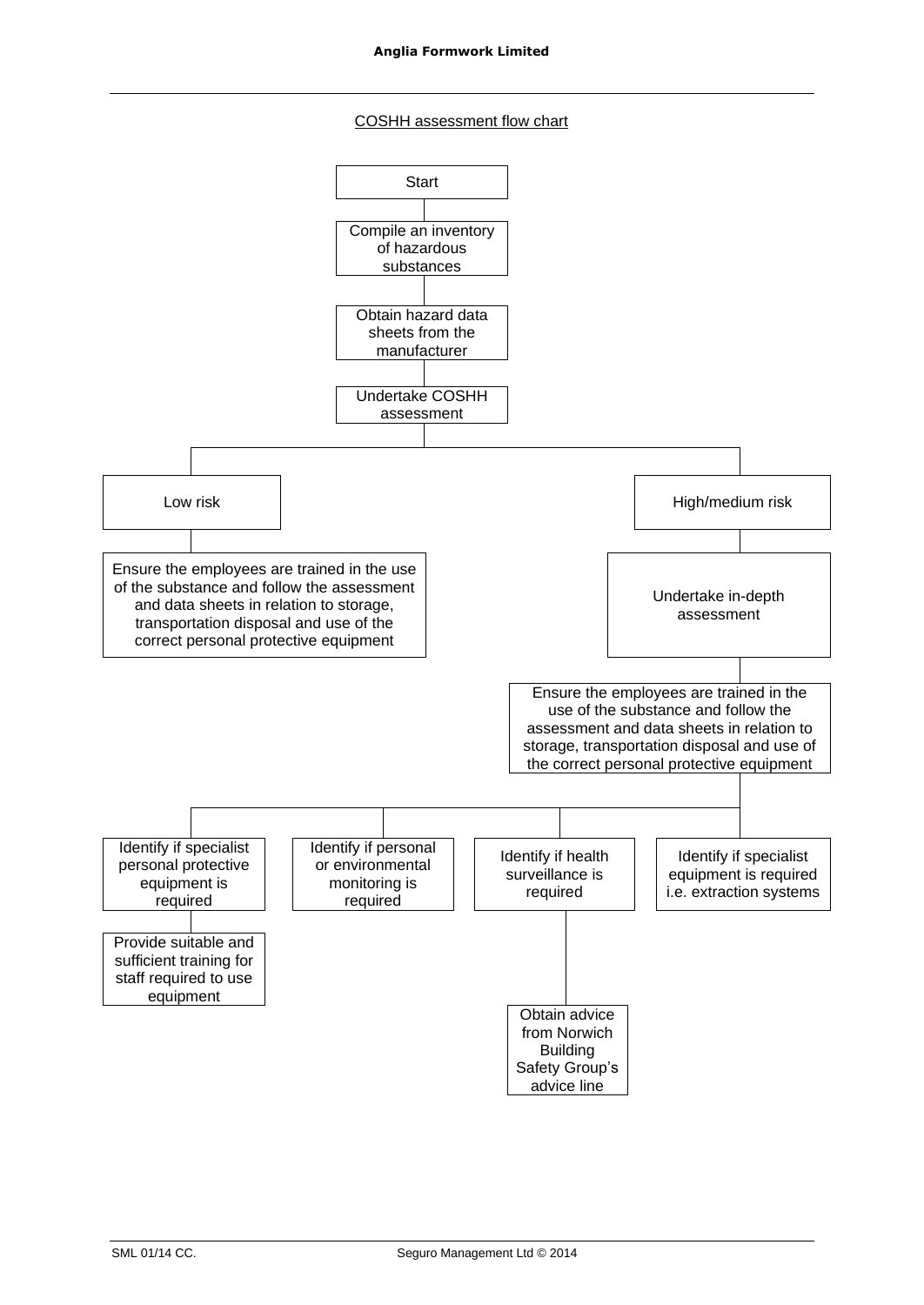COSHH assessment flow chart

- Start
- Compile an inventory of hazardous substances
- Obtain hazard data sheets from the manufacturer
- Undertake COSHH assessment
  - **Low risk**
    - Ensure the employees are trained in the use of the substance and follow the assessment and data sheets in relation to storage, transportation disposal and use of the correct personal protective equipment
  - **High/medium risk**
    - Undertake in-depth assessment
    - Ensure the employees are trained in the use of the substance and follow the assessment and data sheets in relation to storage, transportation disposal and use of the correct personal protective equipment
      - Identify if specialist personal protective equipment is required
        - Provide suitable and sufficient training for staff required to use equipment
      - Identify if personal or environmental monitoring is required
      - Identify if health surveillance is required
        - Obtain advice from Norwich Building Safety Group's advice line
      - Identify if specialist equipment is required i.e. extraction systems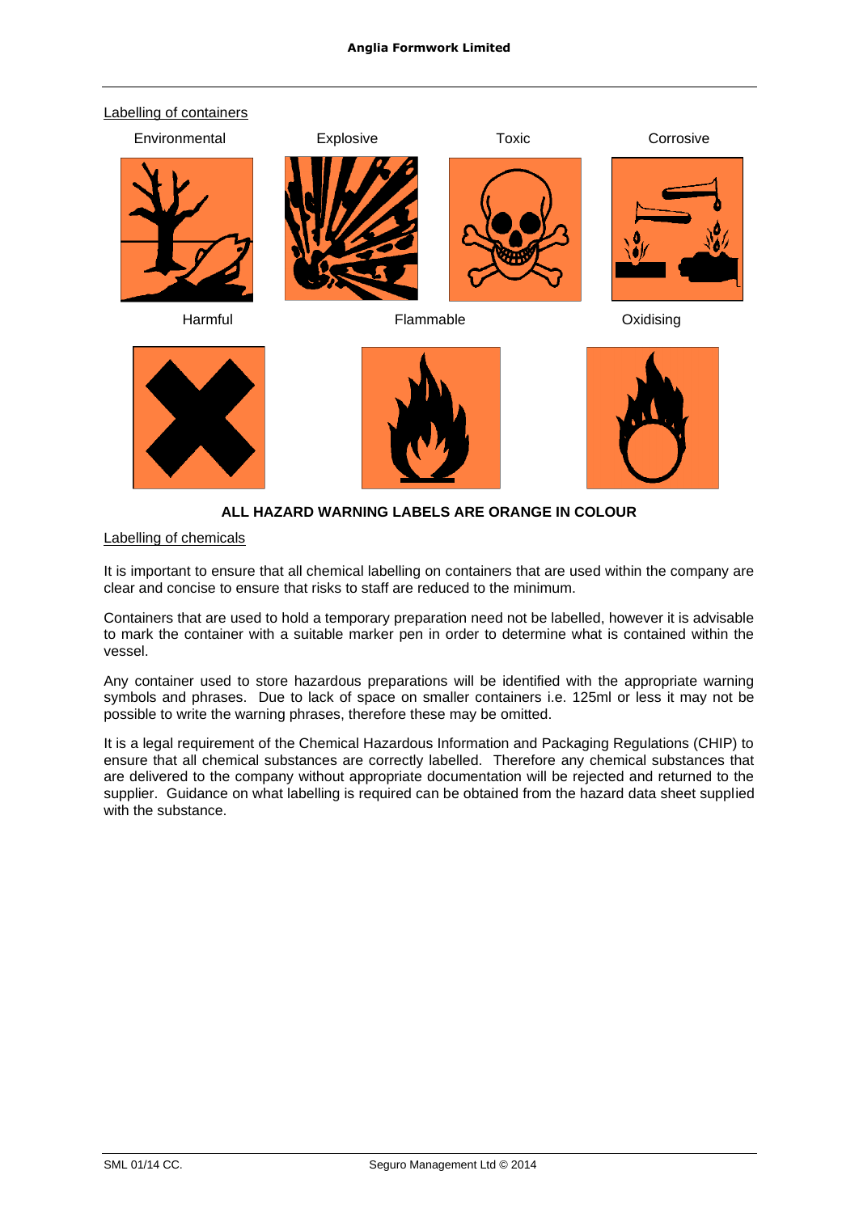Labelling of containers

Environmental | Explosive | Toxic | Corrosive

Harmful | Flammable | Oxidising

**ALL HAZARD WARNING LABELS ARE ORANGE IN COLOUR**

Labelling of chemicals

It is important to ensure that all chemical labelling on containers that are used within the company are clear and concise to ensure that risks to staff are reduced to the minimum.

Containers that are used to hold a temporary preparation need not be labelled, however it is advisable to mark the container with a suitable marker pen in order to determine what is contained within the vessel.

Any container used to store hazardous preparations will be identified with the appropriate warning symbols and phrases. Due to lack of space on smaller containers i.e. 125ml or less it may not be possible to write the warning phrases, therefore these may be omitted.

It is a legal requirement of the Chemical Hazardous Information and Packaging Regulations (CHIP) to ensure that all chemical substances are correctly labelled. Therefore any chemical substances that are delivered to the company without appropriate documentation will be rejected and returned to the supplier. Guidance on what labelling is required can be obtained from the hazard data sheet supplied with the substance.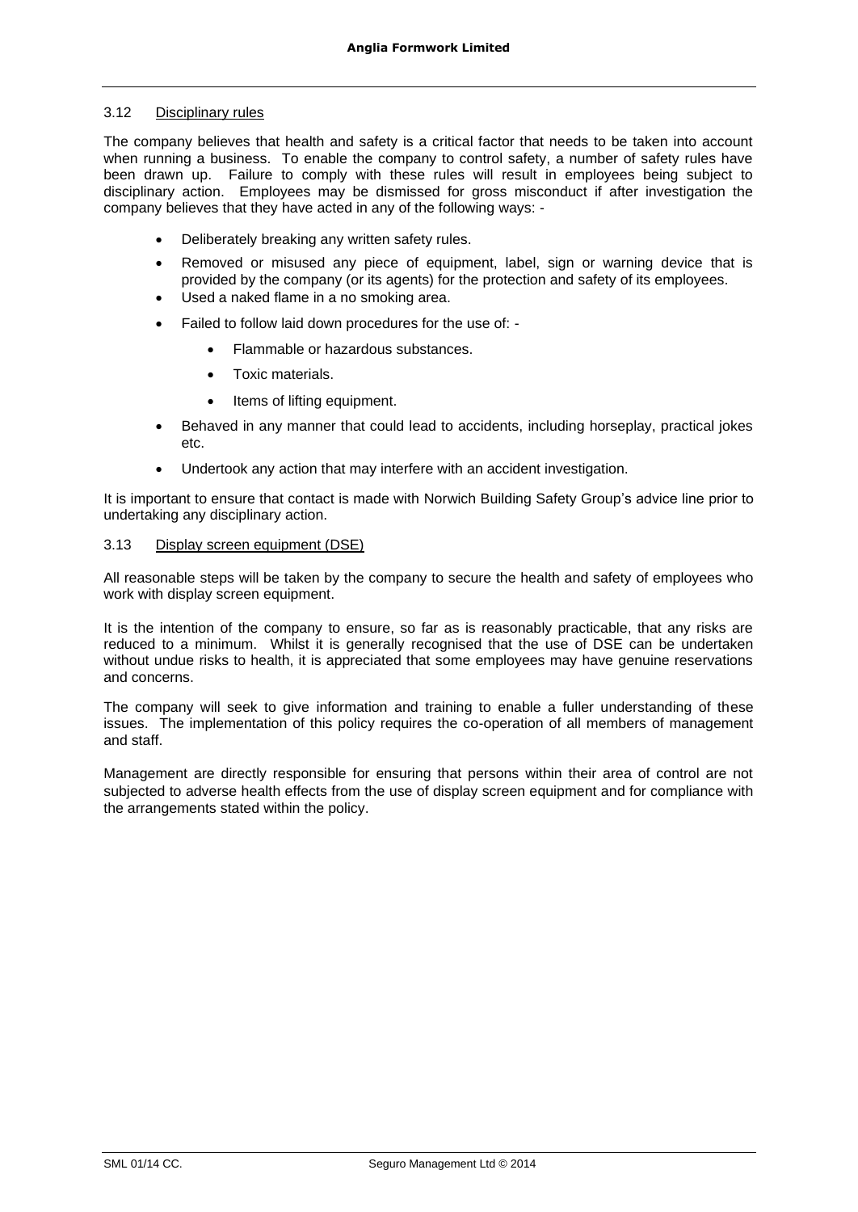### 3.12 Disciplinary rules

The company believes that health and safety is a critical factor that needs to be taken into account when running a business. To enable the company to control safety, a number of safety rules have been drawn up. Failure to comply with these rules will result in employees being subject to disciplinary action. Employees may be dismissed for gross misconduct if after investigation the company believes that they have acted in any of the following ways: -

- Deliberately breaking any written safety rules.
- Removed or misused any piece of equipment, label, sign or warning device that is provided by the company (or its agents) for the protection and safety of its employees.
- Used a naked flame in a no smoking area.
- Failed to follow laid down procedures for the use of: -
    - Flammable or hazardous substances.
    - Toxic materials.
    - Items of lifting equipment.
- Behaved in any manner that could lead to accidents, including horseplay, practical jokes etc.
- Undertook any action that may interfere with an accident investigation.

It is important to ensure that contact is made with Norwich Building Safety Group's advice line prior to undertaking any disciplinary action.

### 3.13 Display screen equipment (DSE)

All reasonable steps will be taken by the company to secure the health and safety of employees who work with display screen equipment.

It is the intention of the company to ensure, so far as is reasonably practicable, that any risks are reduced to a minimum. Whilst it is generally recognised that the use of DSE can be undertaken without undue risks to health, it is appreciated that some employees may have genuine reservations and concerns.

The company will seek to give information and training to enable a fuller understanding of these issues. The implementation of this policy requires the co-operation of all members of management and staff.

Management are directly responsible for ensuring that persons within their area of control are not subjected to adverse health effects from the use of display screen equipment and for compliance with the arrangements stated within the policy.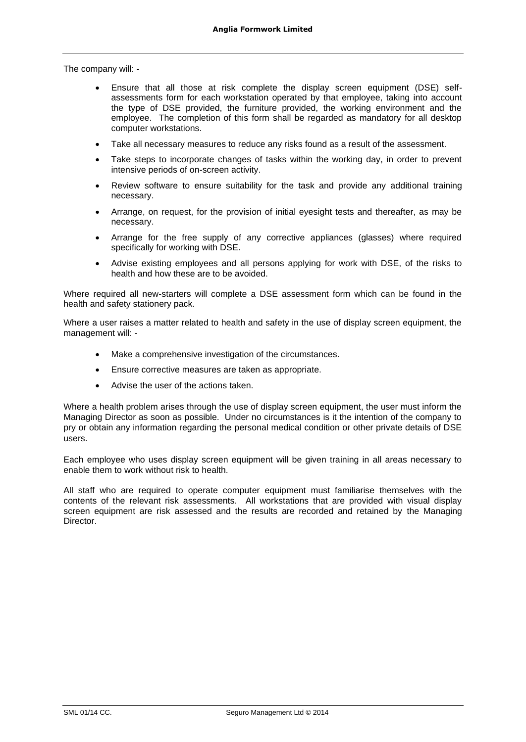The company will: -

- Ensure that all those at risk complete the display screen equipment (DSE) self-assessments form for each workstation operated by that employee, taking into account the type of DSE provided, the furniture provided, the working environment and the employee. The completion of this form shall be regarded as mandatory for all desktop computer workstations.
- Take all necessary measures to reduce any risks found as a result of the assessment.
- Take steps to incorporate changes of tasks within the working day, in order to prevent intensive periods of on-screen activity.
- Review software to ensure suitability for the task and provide any additional training necessary.
- Arrange, on request, for the provision of initial eyesight tests and thereafter, as may be necessary.
- Arrange for the free supply of any corrective appliances (glasses) where required specifically for working with DSE.
- Advise existing employees and all persons applying for work with DSE, of the risks to health and how these are to be avoided.

Where required all new-starters will complete a DSE assessment form which can be found in the health and safety stationery pack.

Where a user raises a matter related to health and safety in the use of display screen equipment, the management will: -

- Make a comprehensive investigation of the circumstances.
- Ensure corrective measures are taken as appropriate.
- Advise the user of the actions taken.

Where a health problem arises through the use of display screen equipment, the user must inform the Managing Director as soon as possible. Under no circumstances is it the intention of the company to pry or obtain any information regarding the personal medical condition or other private details of DSE users.

Each employee who uses display screen equipment will be given training in all areas necessary to enable them to work without risk to health.

All staff who are required to operate computer equipment must familiarise themselves with the contents of the relevant risk assessments. All workstations that are provided with visual display screen equipment are risk assessed and the results are recorded and retained by the Managing Director.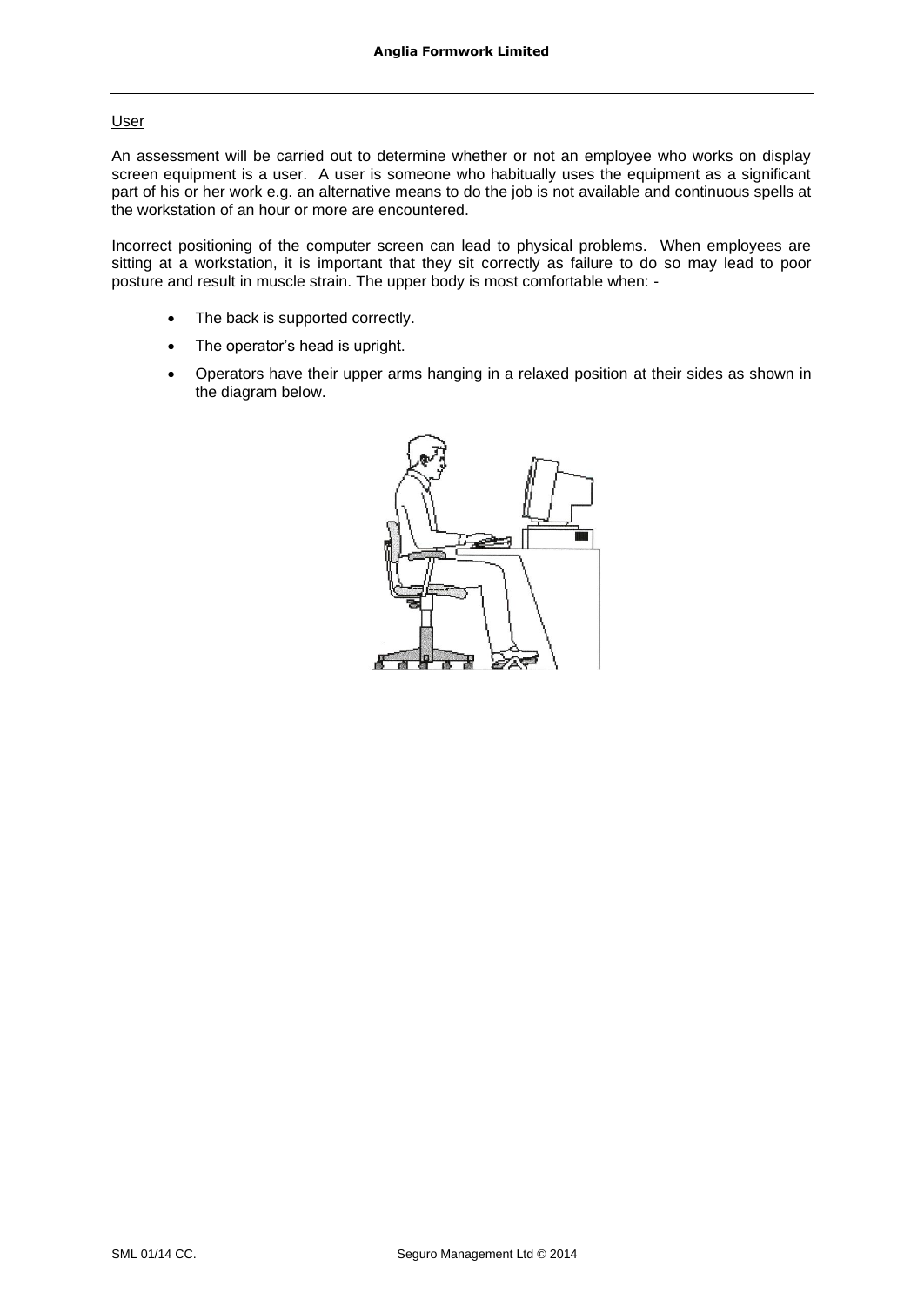User

An assessment will be carried out to determine whether or not an employee who works on display screen equipment is a user. A user is someone who habitually uses the equipment as a significant part of his or her work e.g. an alternative means to do the job is not available and continuous spells at the workstation of an hour or more are encountered.

Incorrect positioning of the computer screen can lead to physical problems. When employees are sitting at a workstation, it is important that they sit correctly as failure to do so may lead to poor posture and result in muscle strain. The upper body is most comfortable when: -

- The back is supported correctly.
- The operator's head is upright.
- Operators have their upper arms hanging in a relaxed position at their sides as shown in the diagram below.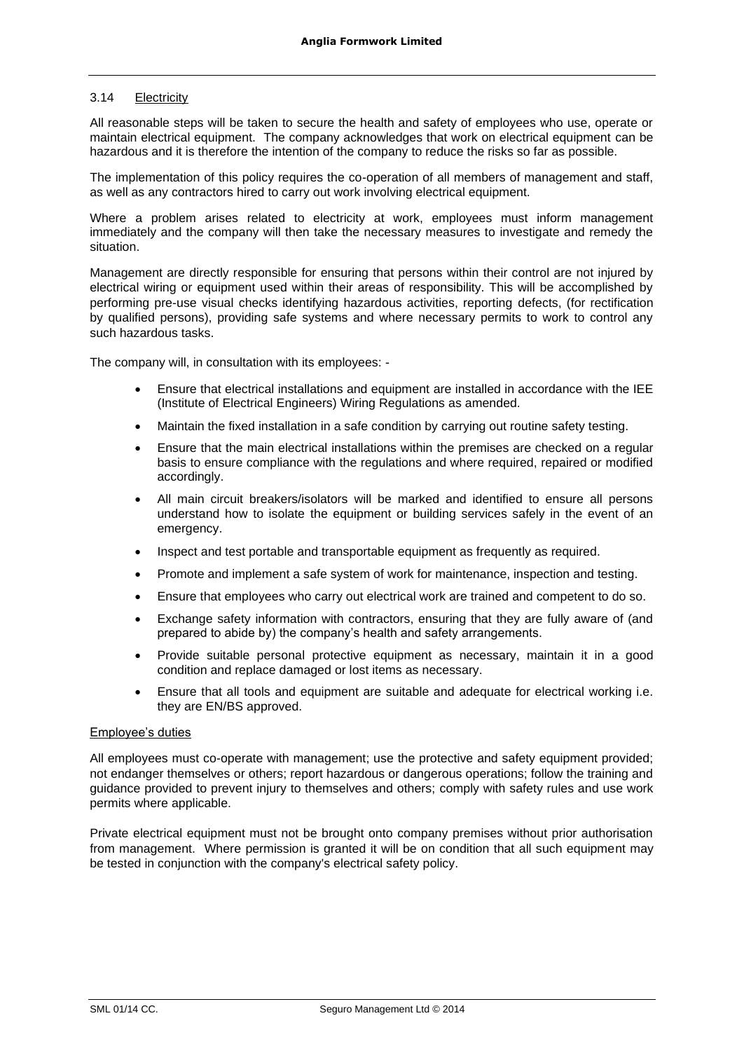### 3.14 Electricity

All reasonable steps will be taken to secure the health and safety of employees who use, operate or maintain electrical equipment. The company acknowledges that work on electrical equipment can be hazardous and it is therefore the intention of the company to reduce the risks so far as possible.

The implementation of this policy requires the co-operation of all members of management and staff, as well as any contractors hired to carry out work involving electrical equipment.

Where a problem arises related to electricity at work, employees must inform management immediately and the company will then take the necessary measures to investigate and remedy the situation.

Management are directly responsible for ensuring that persons within their control are not injured by electrical wiring or equipment used within their areas of responsibility. This will be accomplished by performing pre-use visual checks identifying hazardous activities, reporting defects, (for rectification by qualified persons), providing safe systems and where necessary permits to work to control any such hazardous tasks.

The company will, in consultation with its employees: -

- Ensure that electrical installations and equipment are installed in accordance with the IEE (Institute of Electrical Engineers) Wiring Regulations as amended.
- Maintain the fixed installation in a safe condition by carrying out routine safety testing.
- Ensure that the main electrical installations within the premises are checked on a regular basis to ensure compliance with the regulations and where required, repaired or modified accordingly.
- All main circuit breakers/isolators will be marked and identified to ensure all persons understand how to isolate the equipment or building services safely in the event of an emergency.
- Inspect and test portable and transportable equipment as frequently as required.
- Promote and implement a safe system of work for maintenance, inspection and testing.
- Ensure that employees who carry out electrical work are trained and competent to do so.
- Exchange safety information with contractors, ensuring that they are fully aware of (and prepared to abide by) the company's health and safety arrangements.
- Provide suitable personal protective equipment as necessary, maintain it in a good condition and replace damaged or lost items as necessary.
- Ensure that all tools and equipment are suitable and adequate for electrical working i.e. they are EN/BS approved.

#### Employee's duties

All employees must co-operate with management; use the protective and safety equipment provided; not endanger themselves or others; report hazardous or dangerous operations; follow the training and guidance provided to prevent injury to themselves and others; comply with safety rules and use work permits where applicable.

Private electrical equipment must not be brought onto company premises without prior authorisation from management. Where permission is granted it will be on condition that all such equipment may be tested in conjunction with the company's electrical safety policy.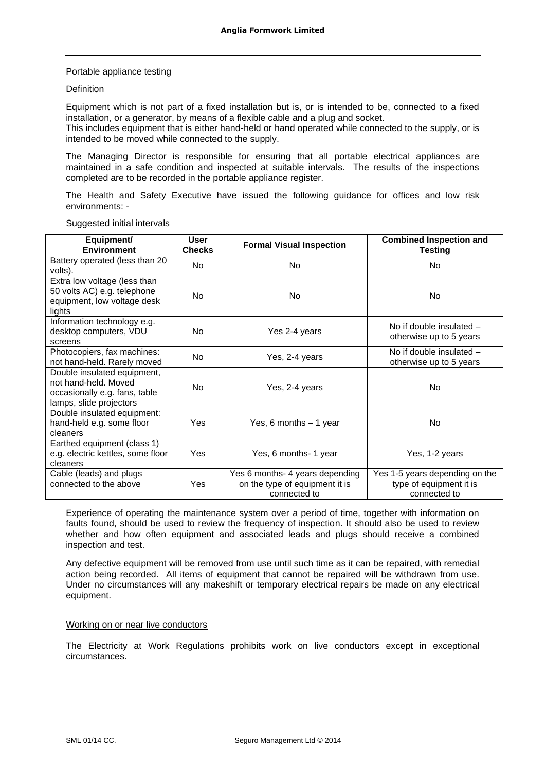## Portable appliance testing

### Definition

Equipment which is not part of a fixed installation but is, or is intended to be, connected to a fixed installation, or a generator, by means of a flexible cable and a plug and socket.
This includes equipment that is either hand-held or hand operated while connected to the supply, or is intended to be moved while connected to the supply.

The Managing Director is responsible for ensuring that all portable electrical appliances are maintained in a safe condition and inspected at suitable intervals. The results of the inspections completed are to be recorded in the portable appliance register.

The Health and Safety Executive have issued the following guidance for offices and low risk environments: -

Suggested initial intervals

| Equipment/ Environment | User Checks | Formal Visual Inspection | Combined Inspection and Testing |
|---|---|---|---|
| Battery operated (less than 20 volts). | No | No | No |
| Extra low voltage (less than 50 volts AC) e.g. telephone equipment, low voltage desk lights | No | No | No |
| Information technology e.g. desktop computers, VDU screens | No | Yes 2-4 years | No if double insulated – otherwise up to 5 years |
| Photocopiers, fax machines: not hand-held. Rarely moved | No | Yes, 2-4 years | No if double insulated – otherwise up to 5 years |
| Double insulated equipment, not hand-held. Moved occasionally e.g. fans, table lamps, slide projectors | No | Yes, 2-4 years | No |
| Double insulated equipment: hand-held e.g. some floor cleaners | Yes | Yes, 6 months – 1 year | No |
| Earthed equipment (class 1) e.g. electric kettles, some floor cleaners | Yes | Yes, 6 months- 1 year | Yes, 1-2 years |
| Cable (leads) and plugs connected to the above | Yes | Yes 6 months- 4 years depending on the type of equipment it is connected to | Yes 1-5 years depending on the type of equipment it is connected to |

Experience of operating the maintenance system over a period of time, together with information on faults found, should be used to review the frequency of inspection. It should also be used to review whether and how often equipment and associated leads and plugs should receive a combined inspection and test.

Any defective equipment will be removed from use until such time as it can be repaired, with remedial action being recorded. All items of equipment that cannot be repaired will be withdrawn from use. Under no circumstances will any makeshift or temporary electrical repairs be made on any electrical equipment.

## Working on or near live conductors

The Electricity at Work Regulations prohibits work on live conductors except in exceptional circumstances.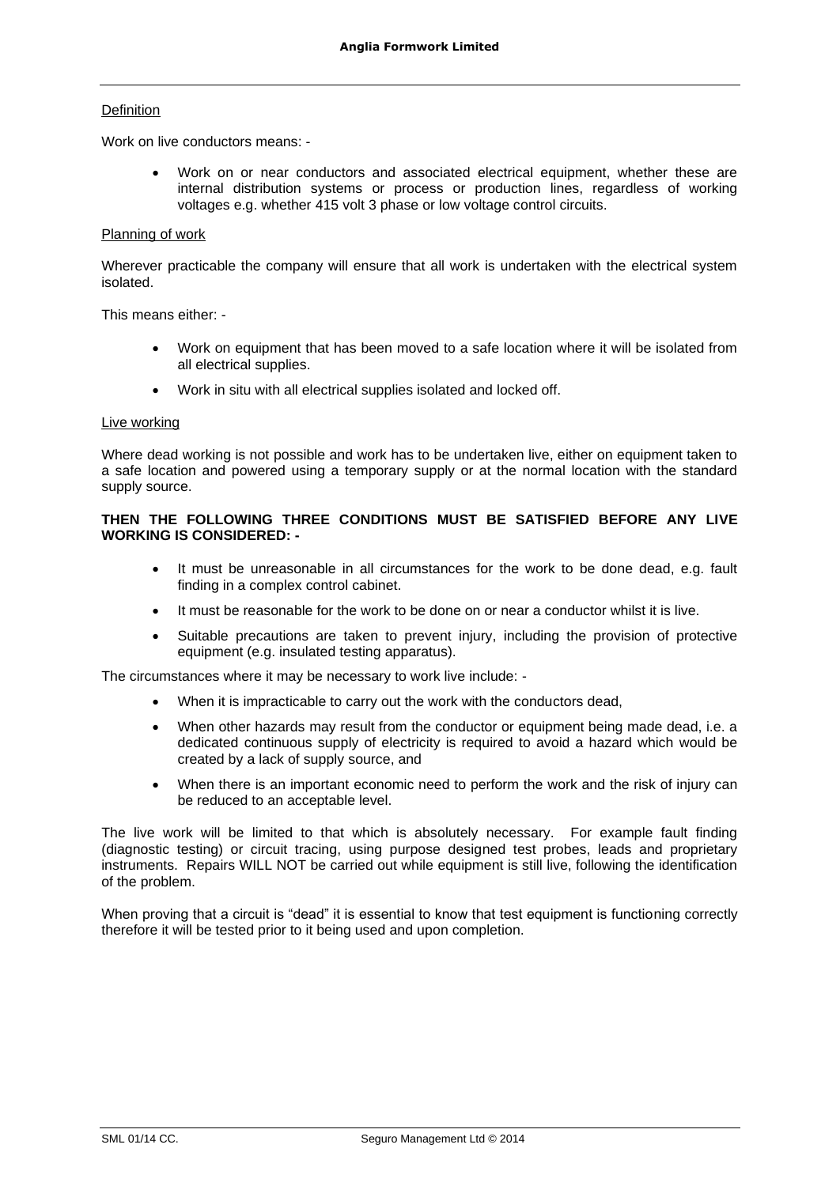#### Definition

Work on live conductors means: -

- Work on or near conductors and associated electrical equipment, whether these are internal distribution systems or process or production lines, regardless of working voltages e.g. whether 415 volt 3 phase or low voltage control circuits.

#### Planning of work

Wherever practicable the company will ensure that all work is undertaken with the electrical system isolated.

This means either: -

- Work on equipment that has been moved to a safe location where it will be isolated from all electrical supplies.
- Work in situ with all electrical supplies isolated and locked off.

#### Live working

Where dead working is not possible and work has to be undertaken live, either on equipment taken to a safe location and powered using a temporary supply or at the normal location with the standard supply source.

**THEN THE FOLLOWING THREE CONDITIONS MUST BE SATISFIED BEFORE ANY LIVE WORKING IS CONSIDERED: -**

- It must be unreasonable in all circumstances for the work to be done dead, e.g. fault finding in a complex control cabinet.
- It must be reasonable for the work to be done on or near a conductor whilst it is live.
- Suitable precautions are taken to prevent injury, including the provision of protective equipment (e.g. insulated testing apparatus).

The circumstances where it may be necessary to work live include: -

- When it is impracticable to carry out the work with the conductors dead,
- When other hazards may result from the conductor or equipment being made dead, i.e. a dedicated continuous supply of electricity is required to avoid a hazard which would be created by a lack of supply source, and
- When there is an important economic need to perform the work and the risk of injury can be reduced to an acceptable level.

The live work will be limited to that which is absolutely necessary. For example fault finding (diagnostic testing) or circuit tracing, using purpose designed test probes, leads and proprietary instruments. Repairs WILL NOT be carried out while equipment is still live, following the identification of the problem.

When proving that a circuit is "dead" it is essential to know that test equipment is functioning correctly therefore it will be tested prior to it being used and upon completion.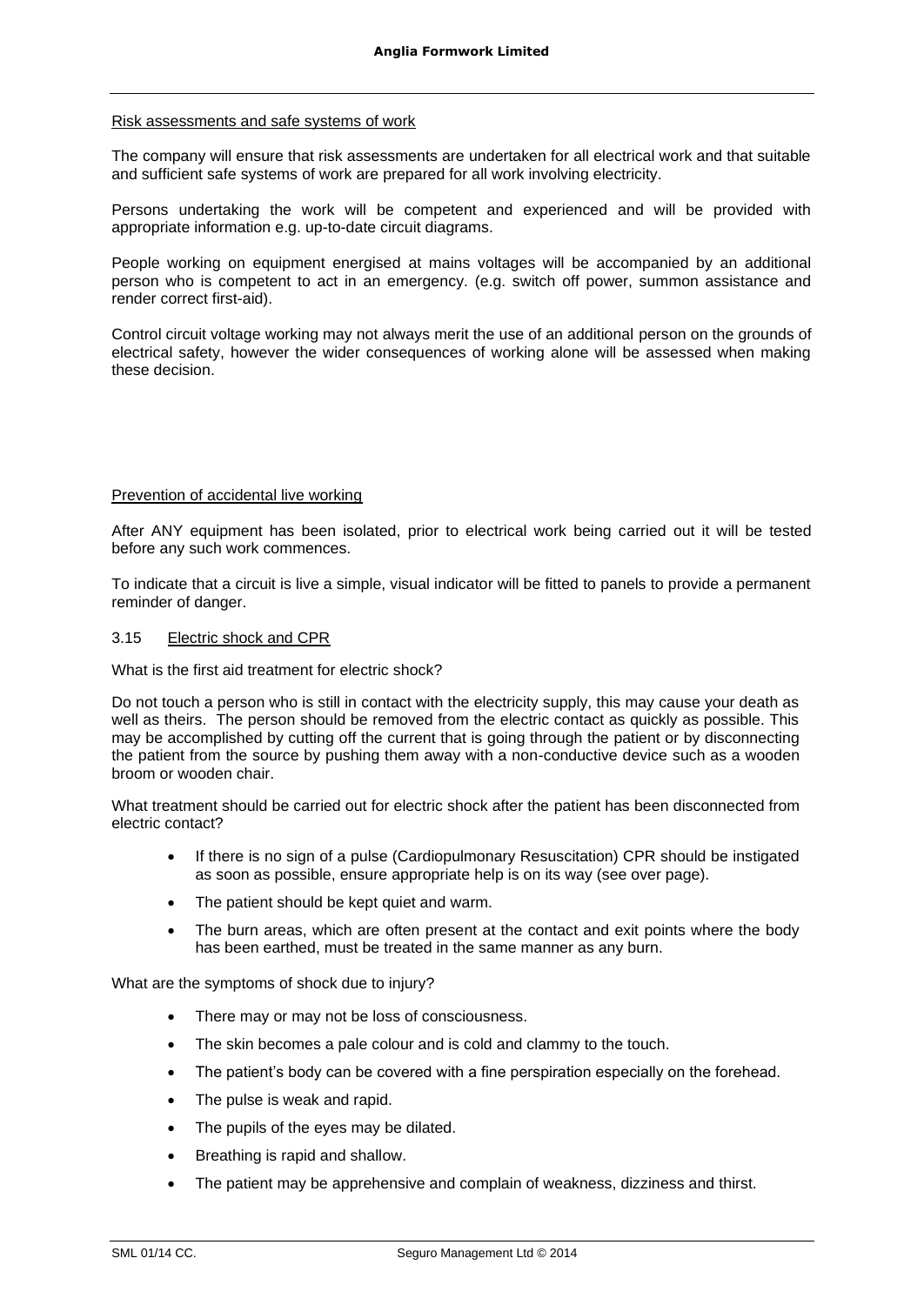Risk assessments and safe systems of work

The company will ensure that risk assessments are undertaken for all electrical work and that suitable and sufficient safe systems of work are prepared for all work involving electricity.

Persons undertaking the work will be competent and experienced and will be provided with appropriate information e.g. up-to-date circuit diagrams.

People working on equipment energised at mains voltages will be accompanied by an additional person who is competent to act in an emergency. (e.g. switch off power, summon assistance and render correct first-aid).

Control circuit voltage working may not always merit the use of an additional person on the grounds of electrical safety, however the wider consequences of working alone will be assessed when making these decision.

Prevention of accidental live working

After ANY equipment has been isolated, prior to electrical work being carried out it will be tested before any such work commences.

To indicate that a circuit is live a simple, visual indicator will be fitted to panels to provide a permanent reminder of danger.

### 3.15 Electric shock and CPR

What is the first aid treatment for electric shock?

Do not touch a person who is still in contact with the electricity supply, this may cause your death as well as theirs. The person should be removed from the electric contact as quickly as possible. This may be accomplished by cutting off the current that is going through the patient or by disconnecting the patient from the source by pushing them away with a non-conductive device such as a wooden broom or wooden chair.

What treatment should be carried out for electric shock after the patient has been disconnected from electric contact?

- If there is no sign of a pulse (Cardiopulmonary Resuscitation) CPR should be instigated as soon as possible, ensure appropriate help is on its way (see over page).
- The patient should be kept quiet and warm.
- The burn areas, which are often present at the contact and exit points where the body has been earthed, must be treated in the same manner as any burn.

What are the symptoms of shock due to injury?

- There may or may not be loss of consciousness.
- The skin becomes a pale colour and is cold and clammy to the touch.
- The patient's body can be covered with a fine perspiration especially on the forehead.
- The pulse is weak and rapid.
- The pupils of the eyes may be dilated.
- Breathing is rapid and shallow.
- The patient may be apprehensive and complain of weakness, dizziness and thirst.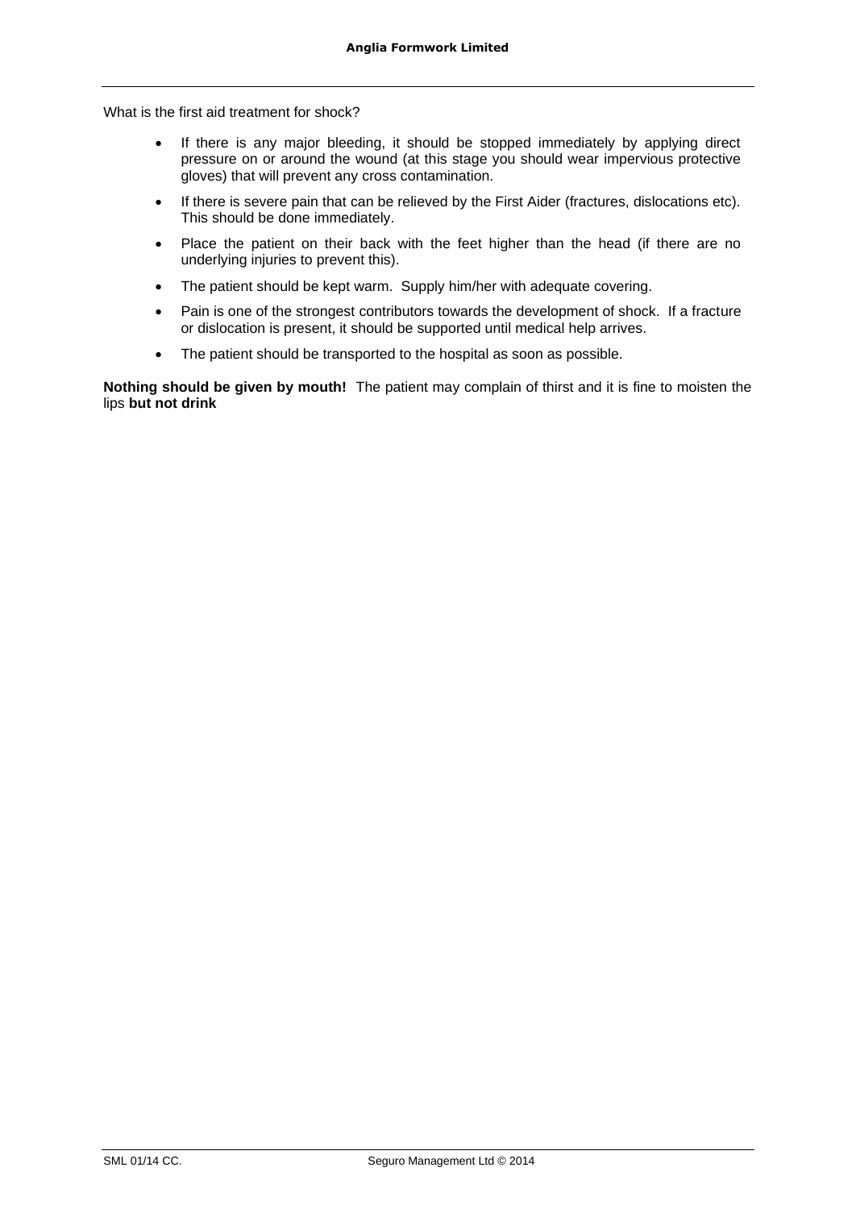What is the first aid treatment for shock?

- If there is any major bleeding, it should be stopped immediately by applying direct pressure on or around the wound (at this stage you should wear impervious protective gloves) that will prevent any cross contamination.
- If there is severe pain that can be relieved by the First Aider (fractures, dislocations etc). This should be done immediately.
- Place the patient on their back with the feet higher than the head (if there are no underlying injuries to prevent this).
- The patient should be kept warm. Supply him/her with adequate covering.
- Pain is one of the strongest contributors towards the development of shock. If a fracture or dislocation is present, it should be supported until medical help arrives.
- The patient should be transported to the hospital as soon as possible.

**Nothing should be given by mouth!** The patient may complain of thirst and it is fine to moisten the lips **but not drink**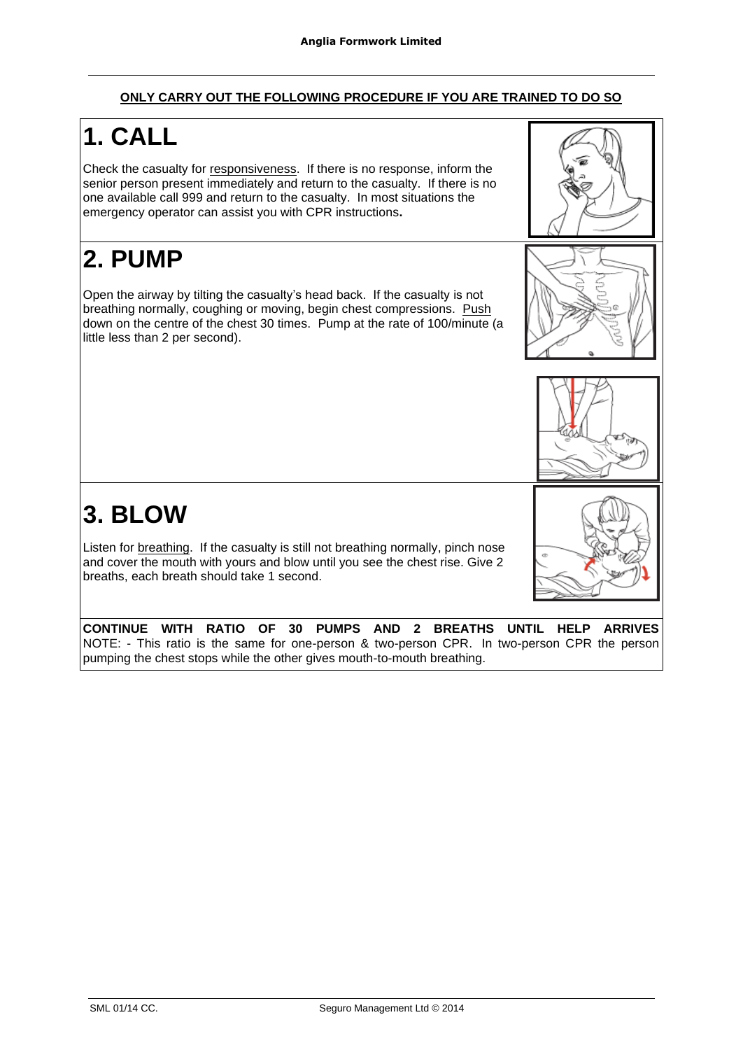**ONLY CARRY OUT THE FOLLOWING PROCEDURE IF YOU ARE TRAINED TO DO SO**

# 1. CALL

Check the casualty for responsiveness. If there is no response, inform the senior person present immediately and return to the casualty. If there is no one available call 999 and return to the casualty. In most situations the emergency operator can assist you with CPR instructions.

# 2. PUMP

Open the airway by tilting the casualty's head back. If the casualty is not breathing normally, coughing or moving, begin chest compressions. Push down on the centre of the chest 30 times. Pump at the rate of 100/minute (a little less than 2 per second).

# 3. BLOW

Listen for breathing. If the casualty is still not breathing normally, pinch nose and cover the mouth with yours and blow until you see the chest rise. Give 2 breaths, each breath should take 1 second.

**CONTINUE WITH RATIO OF 30 PUMPS AND 2 BREATHS UNTIL HELP ARRIVES**
NOTE: - This ratio is the same for one-person & two-person CPR. In two-person CPR the person pumping the chest stops while the other gives mouth-to-mouth breathing.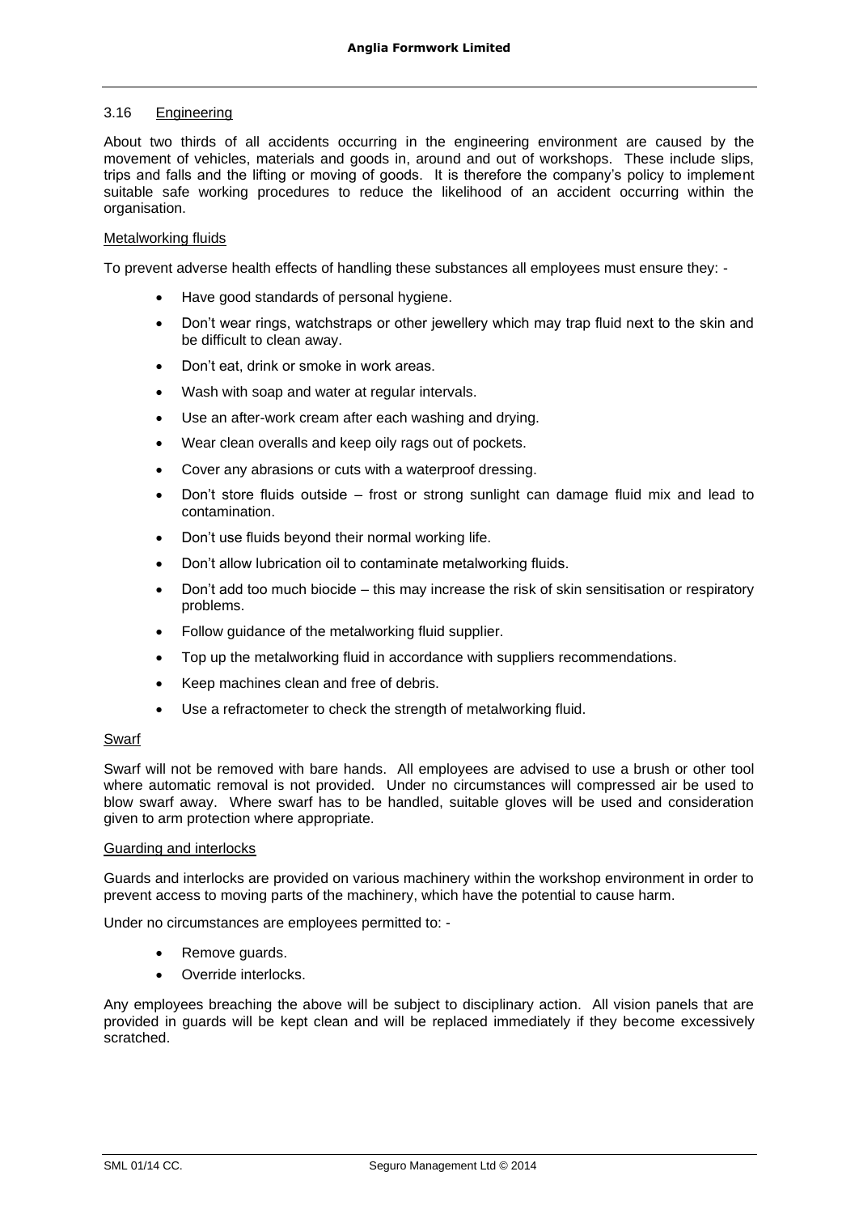### 3.16 Engineering

About two thirds of all accidents occurring in the engineering environment are caused by the movement of vehicles, materials and goods in, around and out of workshops. These include slips, trips and falls and the lifting or moving of goods. It is therefore the company's policy to implement suitable safe working procedures to reduce the likelihood of an accident occurring within the organisation.

#### Metalworking fluids

To prevent adverse health effects of handling these substances all employees must ensure they: -

- Have good standards of personal hygiene.
- Don't wear rings, watchstraps or other jewellery which may trap fluid next to the skin and be difficult to clean away.
- Don't eat, drink or smoke in work areas.
- Wash with soap and water at regular intervals.
- Use an after-work cream after each washing and drying.
- Wear clean overalls and keep oily rags out of pockets.
- Cover any abrasions or cuts with a waterproof dressing.
- Don't store fluids outside – frost or strong sunlight can damage fluid mix and lead to contamination.
- Don't use fluids beyond their normal working life.
- Don't allow lubrication oil to contaminate metalworking fluids.
- Don't add too much biocide – this may increase the risk of skin sensitisation or respiratory problems.
- Follow guidance of the metalworking fluid supplier.
- Top up the metalworking fluid in accordance with suppliers recommendations.
- Keep machines clean and free of debris.
- Use a refractometer to check the strength of metalworking fluid.

#### Swarf

Swarf will not be removed with bare hands. All employees are advised to use a brush or other tool where automatic removal is not provided. Under no circumstances will compressed air be used to blow swarf away. Where swarf has to be handled, suitable gloves will be used and consideration given to arm protection where appropriate.

#### Guarding and interlocks

Guards and interlocks are provided on various machinery within the workshop environment in order to prevent access to moving parts of the machinery, which have the potential to cause harm.

Under no circumstances are employees permitted to: -

- Remove guards.
- Override interlocks.

Any employees breaching the above will be subject to disciplinary action. All vision panels that are provided in guards will be kept clean and will be replaced immediately if they become excessively scratched.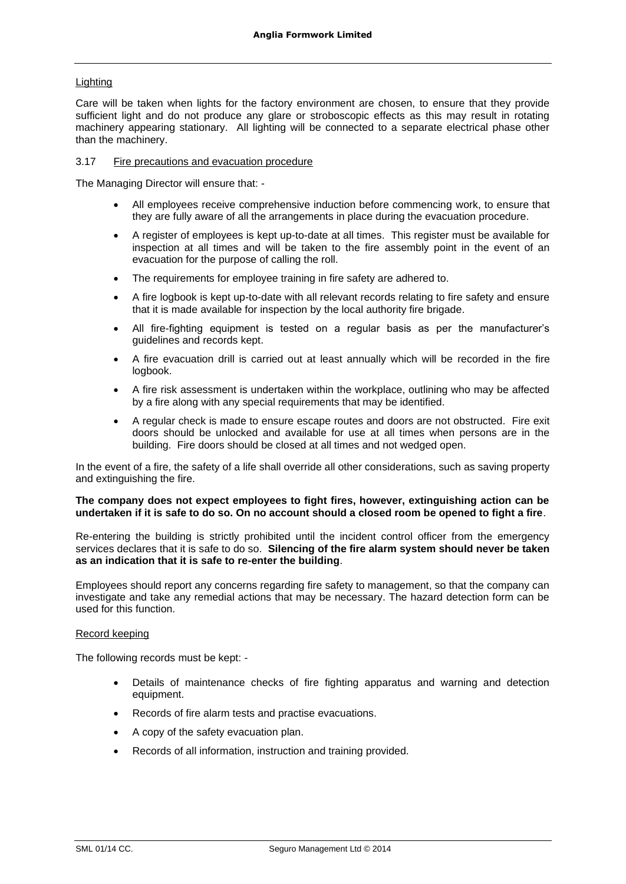### Lighting

Care will be taken when lights for the factory environment are chosen, to ensure that they provide sufficient light and do not produce any glare or stroboscopic effects as this may result in rotating machinery appearing stationary. All lighting will be connected to a separate electrical phase other than the machinery.

### 3.17 Fire precautions and evacuation procedure

The Managing Director will ensure that: -

- All employees receive comprehensive induction before commencing work, to ensure that they are fully aware of all the arrangements in place during the evacuation procedure.
- A register of employees is kept up-to-date at all times. This register must be available for inspection at all times and will be taken to the fire assembly point in the event of an evacuation for the purpose of calling the roll.
- The requirements for employee training in fire safety are adhered to.
- A fire logbook is kept up-to-date with all relevant records relating to fire safety and ensure that it is made available for inspection by the local authority fire brigade.
- All fire-fighting equipment is tested on a regular basis as per the manufacturer's guidelines and records kept.
- A fire evacuation drill is carried out at least annually which will be recorded in the fire logbook.
- A fire risk assessment is undertaken within the workplace, outlining who may be affected by a fire along with any special requirements that may be identified.
- A regular check is made to ensure escape routes and doors are not obstructed. Fire exit doors should be unlocked and available for use at all times when persons are in the building. Fire doors should be closed at all times and not wedged open.

In the event of a fire, the safety of a life shall override all other considerations, such as saving property and extinguishing the fire.

**The company does not expect employees to fight fires, however, extinguishing action can be undertaken if it is safe to do so. On no account should a closed room be opened to fight a fire**.

Re-entering the building is strictly prohibited until the incident control officer from the emergency services declares that it is safe to do so. **Silencing of the fire alarm system should never be taken as an indication that it is safe to re-enter the building**.

Employees should report any concerns regarding fire safety to management, so that the company can investigate and take any remedial actions that may be necessary. The hazard detection form can be used for this function.

### Record keeping

The following records must be kept: -

- Details of maintenance checks of fire fighting apparatus and warning and detection equipment.
- Records of fire alarm tests and practise evacuations.
- A copy of the safety evacuation plan.
- Records of all information, instruction and training provided.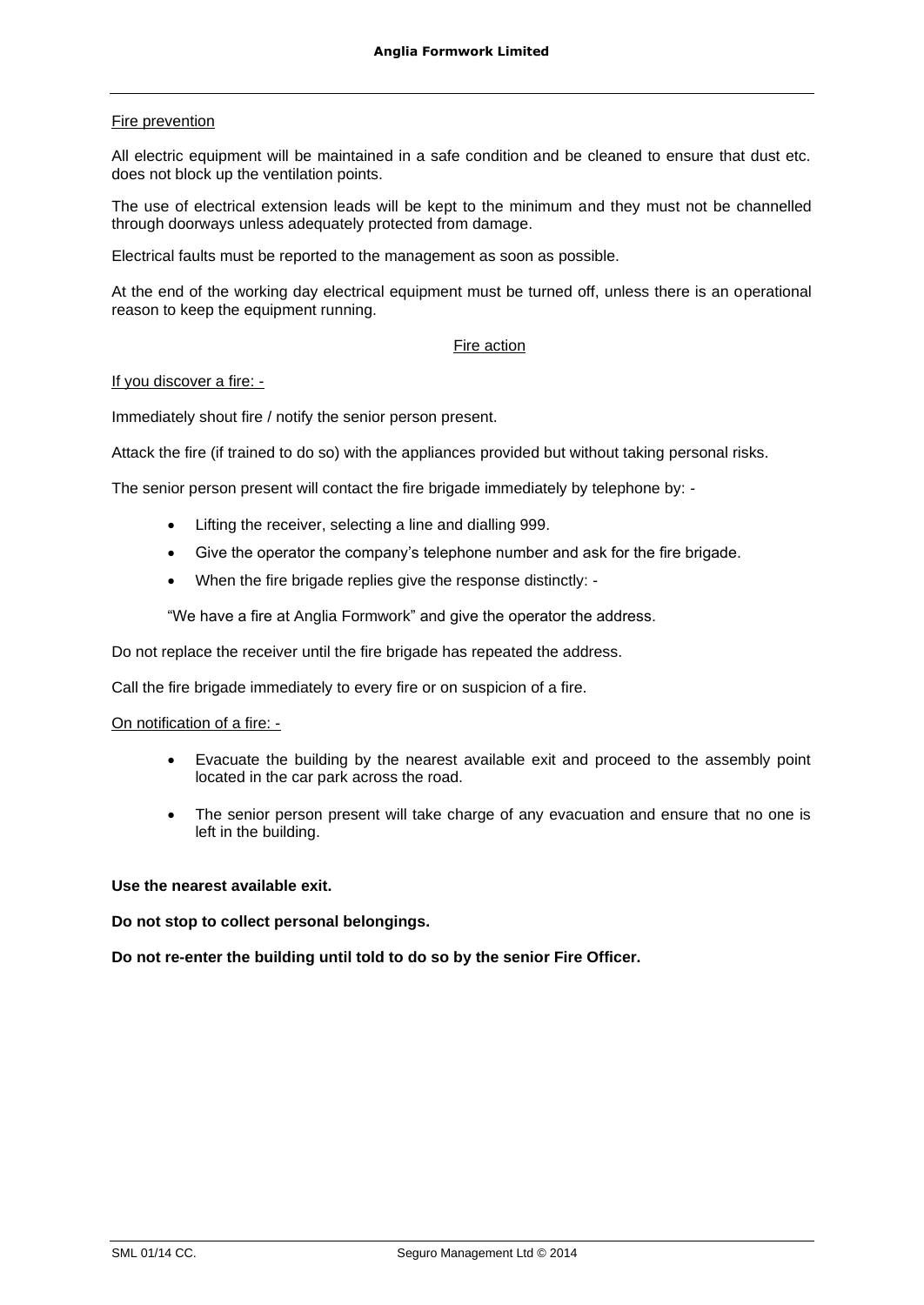## Fire prevention

All electric equipment will be maintained in a safe condition and be cleaned to ensure that dust etc. does not block up the ventilation points.

The use of electrical extension leads will be kept to the minimum and they must not be channelled through doorways unless adequately protected from damage.

Electrical faults must be reported to the management as soon as possible.

At the end of the working day electrical equipment must be turned off, unless there is an operational reason to keep the equipment running.

## Fire action

### If you discover a fire: -

Immediately shout fire / notify the senior person present.

Attack the fire (if trained to do so) with the appliances provided but without taking personal risks.

The senior person present will contact the fire brigade immediately by telephone by: -

- Lifting the receiver, selecting a line and dialling 999.
- Give the operator the company's telephone number and ask for the fire brigade.
- When the fire brigade replies give the response distinctly: -

  "We have a fire at Anglia Formwork" and give the operator the address.

Do not replace the receiver until the fire brigade has repeated the address.

Call the fire brigade immediately to every fire or on suspicion of a fire.

### On notification of a fire: -

- Evacuate the building by the nearest available exit and proceed to the assembly point located in the car park across the road.
- The senior person present will take charge of any evacuation and ensure that no one is left in the building.

**Use the nearest available exit.**

**Do not stop to collect personal belongings.**

**Do not re-enter the building until told to do so by the senior Fire Officer.**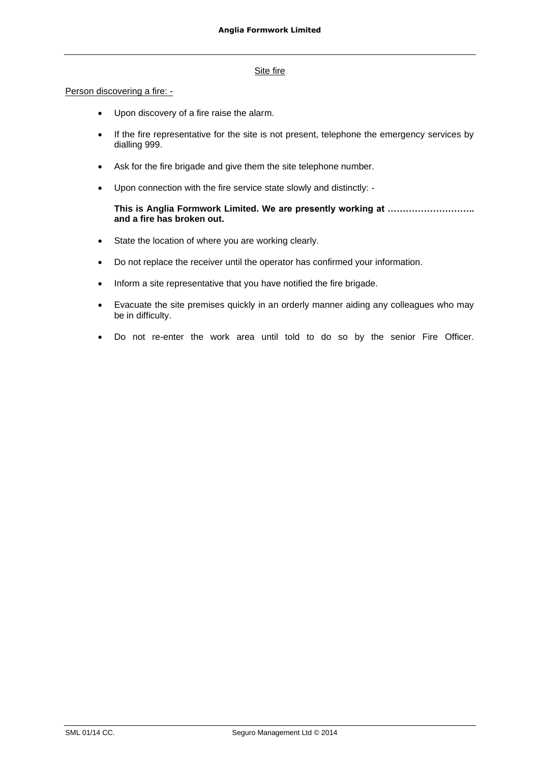## Site fire

Person discovering a fire: -

- Upon discovery of a fire raise the alarm.
- If the fire representative for the site is not present, telephone the emergency services by dialling 999.
- Ask for the fire brigade and give them the site telephone number.
- Upon connection with the fire service state slowly and distinctly: -

  **This is Anglia Formwork Limited. We are presently working at ……………………….. and a fire has broken out.**

- State the location of where you are working clearly.
- Do not replace the receiver until the operator has confirmed your information.
- Inform a site representative that you have notified the fire brigade.
- Evacuate the site premises quickly in an orderly manner aiding any colleagues who may be in difficulty.
- Do not re-enter the work area until told to do so by the senior Fire Officer.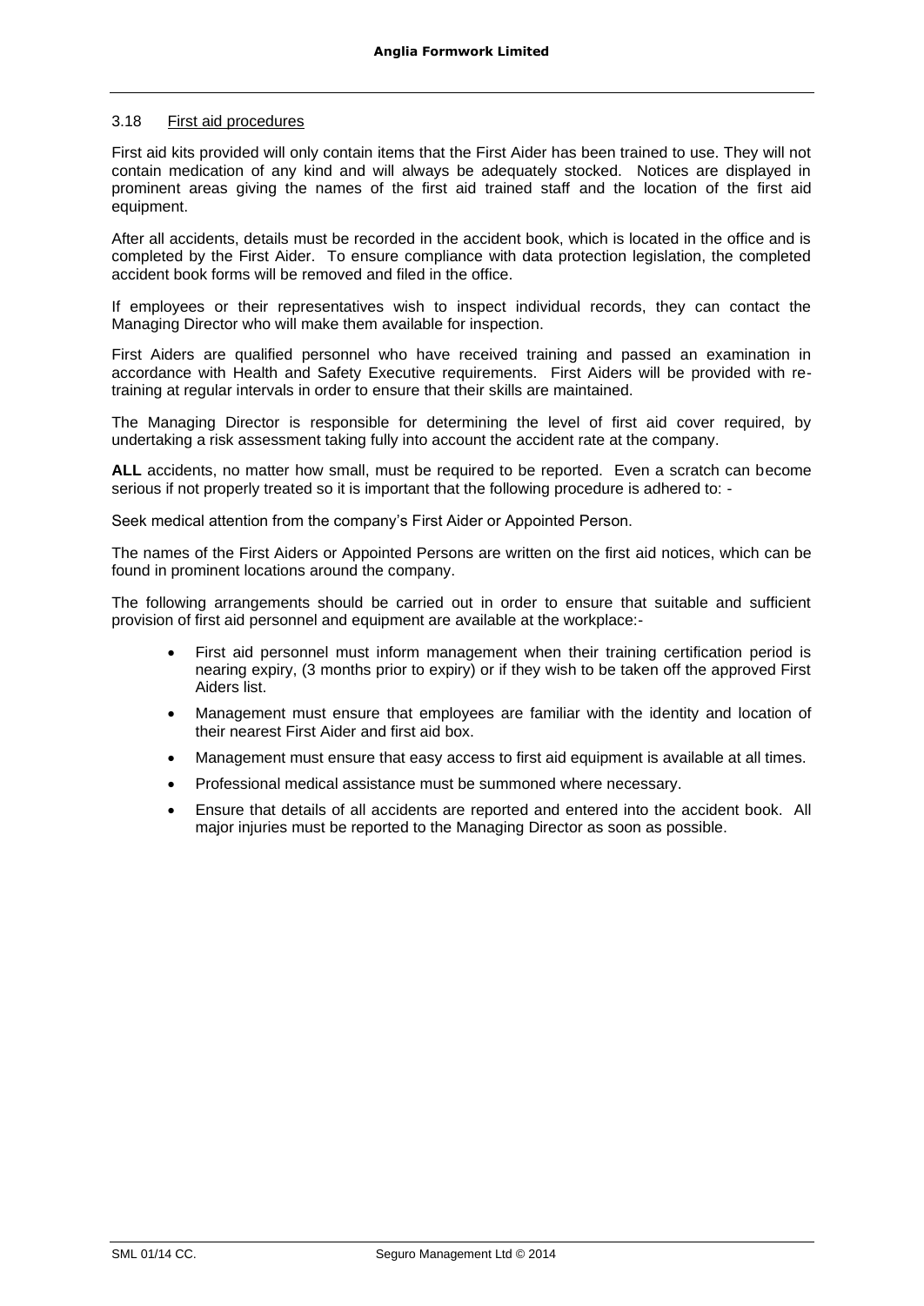### 3.18 First aid procedures

First aid kits provided will only contain items that the First Aider has been trained to use. They will not contain medication of any kind and will always be adequately stocked. Notices are displayed in prominent areas giving the names of the first aid trained staff and the location of the first aid equipment.

After all accidents, details must be recorded in the accident book, which is located in the office and is completed by the First Aider. To ensure compliance with data protection legislation, the completed accident book forms will be removed and filed in the office.

If employees or their representatives wish to inspect individual records, they can contact the Managing Director who will make them available for inspection.

First Aiders are qualified personnel who have received training and passed an examination in accordance with Health and Safety Executive requirements. First Aiders will be provided with re-training at regular intervals in order to ensure that their skills are maintained.

The Managing Director is responsible for determining the level of first aid cover required, by undertaking a risk assessment taking fully into account the accident rate at the company.

**ALL** accidents, no matter how small, must be required to be reported. Even a scratch can become serious if not properly treated so it is important that the following procedure is adhered to: -

Seek medical attention from the company's First Aider or Appointed Person.

The names of the First Aiders or Appointed Persons are written on the first aid notices, which can be found in prominent locations around the company.

The following arrangements should be carried out in order to ensure that suitable and sufficient provision of first aid personnel and equipment are available at the workplace:-

- First aid personnel must inform management when their training certification period is nearing expiry, (3 months prior to expiry) or if they wish to be taken off the approved First Aiders list.
- Management must ensure that employees are familiar with the identity and location of their nearest First Aider and first aid box.
- Management must ensure that easy access to first aid equipment is available at all times.
- Professional medical assistance must be summoned where necessary.
- Ensure that details of all accidents are reported and entered into the accident book. All major injuries must be reported to the Managing Director as soon as possible.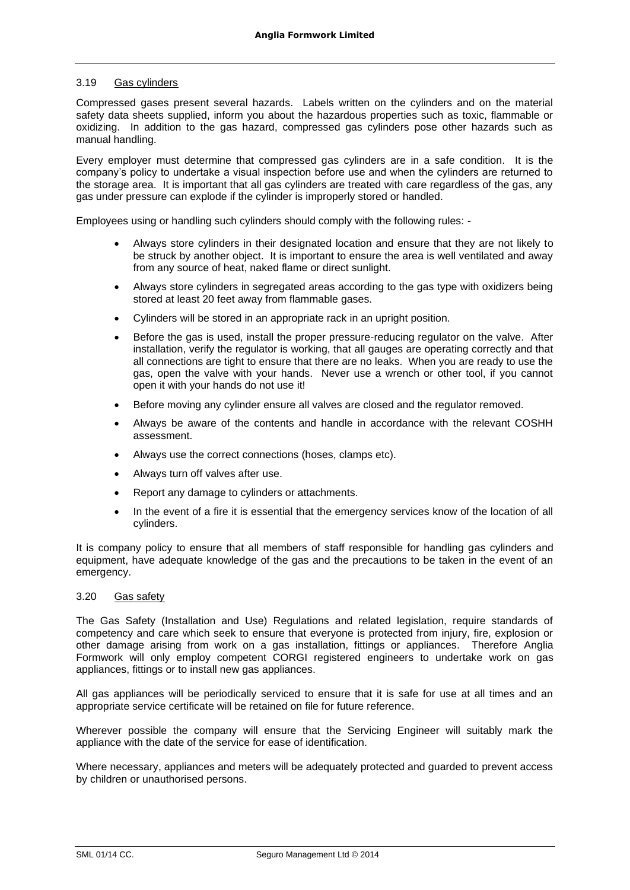### 3.19 Gas cylinders

Compressed gases present several hazards. Labels written on the cylinders and on the material safety data sheets supplied, inform you about the hazardous properties such as toxic, flammable or oxidizing. In addition to the gas hazard, compressed gas cylinders pose other hazards such as manual handling.

Every employer must determine that compressed gas cylinders are in a safe condition. It is the company's policy to undertake a visual inspection before use and when the cylinders are returned to the storage area. It is important that all gas cylinders are treated with care regardless of the gas, any gas under pressure can explode if the cylinder is improperly stored or handled.

Employees using or handling such cylinders should comply with the following rules: -

- Always store cylinders in their designated location and ensure that they are not likely to be struck by another object. It is important to ensure the area is well ventilated and away from any source of heat, naked flame or direct sunlight.
- Always store cylinders in segregated areas according to the gas type with oxidizers being stored at least 20 feet away from flammable gases.
- Cylinders will be stored in an appropriate rack in an upright position.
- Before the gas is used, install the proper pressure-reducing regulator on the valve. After installation, verify the regulator is working, that all gauges are operating correctly and that all connections are tight to ensure that there are no leaks. When you are ready to use the gas, open the valve with your hands. Never use a wrench or other tool, if you cannot open it with your hands do not use it!
- Before moving any cylinder ensure all valves are closed and the regulator removed.
- Always be aware of the contents and handle in accordance with the relevant COSHH assessment.
- Always use the correct connections (hoses, clamps etc).
- Always turn off valves after use.
- Report any damage to cylinders or attachments.
- In the event of a fire it is essential that the emergency services know of the location of all cylinders.

It is company policy to ensure that all members of staff responsible for handling gas cylinders and equipment, have adequate knowledge of the gas and the precautions to be taken in the event of an emergency.

### 3.20 Gas safety

The Gas Safety (Installation and Use) Regulations and related legislation, require standards of competency and care which seek to ensure that everyone is protected from injury, fire, explosion or other damage arising from work on a gas installation, fittings or appliances. Therefore Anglia Formwork will only employ competent CORGI registered engineers to undertake work on gas appliances, fittings or to install new gas appliances.

All gas appliances will be periodically serviced to ensure that it is safe for use at all times and an appropriate service certificate will be retained on file for future reference.

Wherever possible the company will ensure that the Servicing Engineer will suitably mark the appliance with the date of the service for ease of identification.

Where necessary, appliances and meters will be adequately protected and guarded to prevent access by children or unauthorised persons.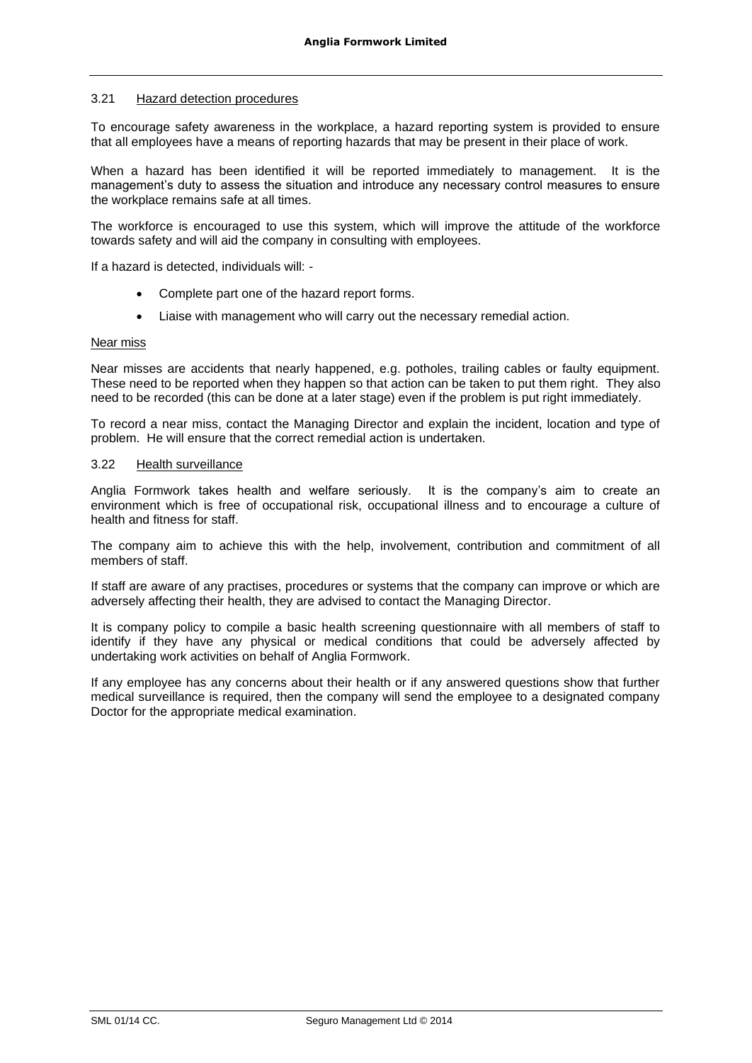### 3.21 Hazard detection procedures

To encourage safety awareness in the workplace, a hazard reporting system is provided to ensure that all employees have a means of reporting hazards that may be present in their place of work.

When a hazard has been identified it will be reported immediately to management. It is the management's duty to assess the situation and introduce any necessary control measures to ensure the workplace remains safe at all times.

The workforce is encouraged to use this system, which will improve the attitude of the workforce towards safety and will aid the company in consulting with employees.

If a hazard is detected, individuals will: -

- Complete part one of the hazard report forms.
- Liaise with management who will carry out the necessary remedial action.

#### Near miss

Near misses are accidents that nearly happened, e.g. potholes, trailing cables or faulty equipment. These need to be reported when they happen so that action can be taken to put them right. They also need to be recorded (this can be done at a later stage) even if the problem is put right immediately.

To record a near miss, contact the Managing Director and explain the incident, location and type of problem. He will ensure that the correct remedial action is undertaken.

### 3.22 Health surveillance

Anglia Formwork takes health and welfare seriously. It is the company's aim to create an environment which is free of occupational risk, occupational illness and to encourage a culture of health and fitness for staff.

The company aim to achieve this with the help, involvement, contribution and commitment of all members of staff.

If staff are aware of any practises, procedures or systems that the company can improve or which are adversely affecting their health, they are advised to contact the Managing Director.

It is company policy to compile a basic health screening questionnaire with all members of staff to identify if they have any physical or medical conditions that could be adversely affected by undertaking work activities on behalf of Anglia Formwork.

If any employee has any concerns about their health or if any answered questions show that further medical surveillance is required, then the company will send the employee to a designated company Doctor for the appropriate medical examination.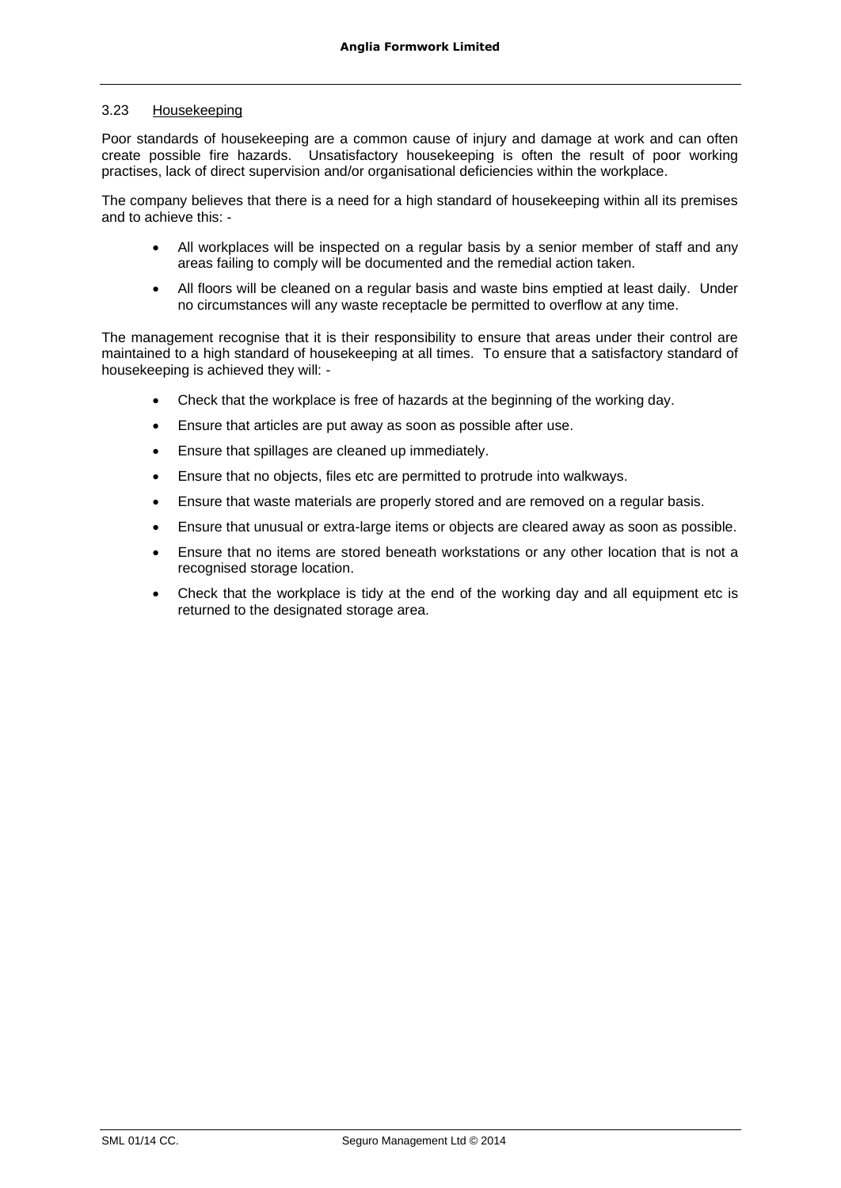### 3.23 Housekeeping

Poor standards of housekeeping are a common cause of injury and damage at work and can often create possible fire hazards. Unsatisfactory housekeeping is often the result of poor working practises, lack of direct supervision and/or organisational deficiencies within the workplace.

The company believes that there is a need for a high standard of housekeeping within all its premises and to achieve this: -

- All workplaces will be inspected on a regular basis by a senior member of staff and any areas failing to comply will be documented and the remedial action taken.
- All floors will be cleaned on a regular basis and waste bins emptied at least daily. Under no circumstances will any waste receptacle be permitted to overflow at any time.

The management recognise that it is their responsibility to ensure that areas under their control are maintained to a high standard of housekeeping at all times. To ensure that a satisfactory standard of housekeeping is achieved they will: -

- Check that the workplace is free of hazards at the beginning of the working day.
- Ensure that articles are put away as soon as possible after use.
- Ensure that spillages are cleaned up immediately.
- Ensure that no objects, files etc are permitted to protrude into walkways.
- Ensure that waste materials are properly stored and are removed on a regular basis.
- Ensure that unusual or extra-large items or objects are cleared away as soon as possible.
- Ensure that no items are stored beneath workstations or any other location that is not a recognised storage location.
- Check that the workplace is tidy at the end of the working day and all equipment etc is returned to the designated storage area.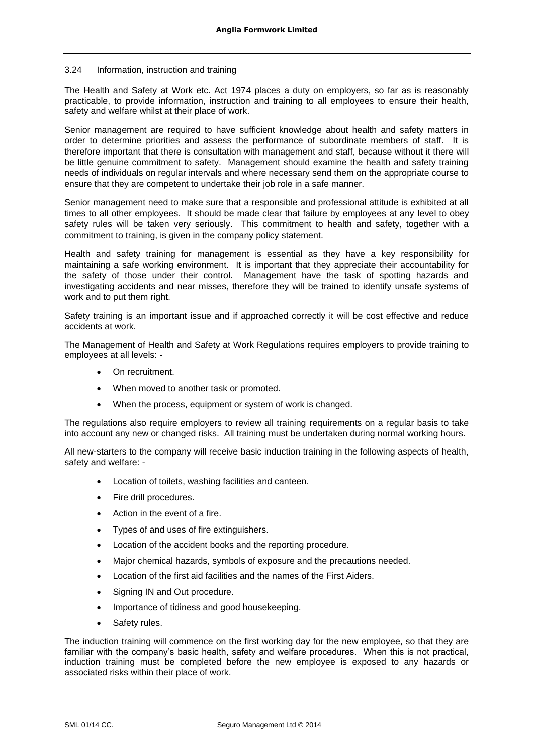### 3.24 Information, instruction and training

The Health and Safety at Work etc. Act 1974 places a duty on employers, so far as is reasonably practicable, to provide information, instruction and training to all employees to ensure their health, safety and welfare whilst at their place of work.

Senior management are required to have sufficient knowledge about health and safety matters in order to determine priorities and assess the performance of subordinate members of staff. It is therefore important that there is consultation with management and staff, because without it there will be little genuine commitment to safety. Management should examine the health and safety training needs of individuals on regular intervals and where necessary send them on the appropriate course to ensure that they are competent to undertake their job role in a safe manner.

Senior management need to make sure that a responsible and professional attitude is exhibited at all times to all other employees. It should be made clear that failure by employees at any level to obey safety rules will be taken very seriously. This commitment to health and safety, together with a commitment to training, is given in the company policy statement.

Health and safety training for management is essential as they have a key responsibility for maintaining a safe working environment. It is important that they appreciate their accountability for the safety of those under their control. Management have the task of spotting hazards and investigating accidents and near misses, therefore they will be trained to identify unsafe systems of work and to put them right.

Safety training is an important issue and if approached correctly it will be cost effective and reduce accidents at work.

The Management of Health and Safety at Work Regulations requires employers to provide training to employees at all levels: -

- On recruitment.
- When moved to another task or promoted.
- When the process, equipment or system of work is changed.

The regulations also require employers to review all training requirements on a regular basis to take into account any new or changed risks. All training must be undertaken during normal working hours.

All new-starters to the company will receive basic induction training in the following aspects of health, safety and welfare: -

- Location of toilets, washing facilities and canteen.
- Fire drill procedures.
- Action in the event of a fire.
- Types of and uses of fire extinguishers.
- Location of the accident books and the reporting procedure.
- Major chemical hazards, symbols of exposure and the precautions needed.
- Location of the first aid facilities and the names of the First Aiders.
- Signing IN and Out procedure.
- Importance of tidiness and good housekeeping.
- Safety rules.

The induction training will commence on the first working day for the new employee, so that they are familiar with the company's basic health, safety and welfare procedures. When this is not practical, induction training must be completed before the new employee is exposed to any hazards or associated risks within their place of work.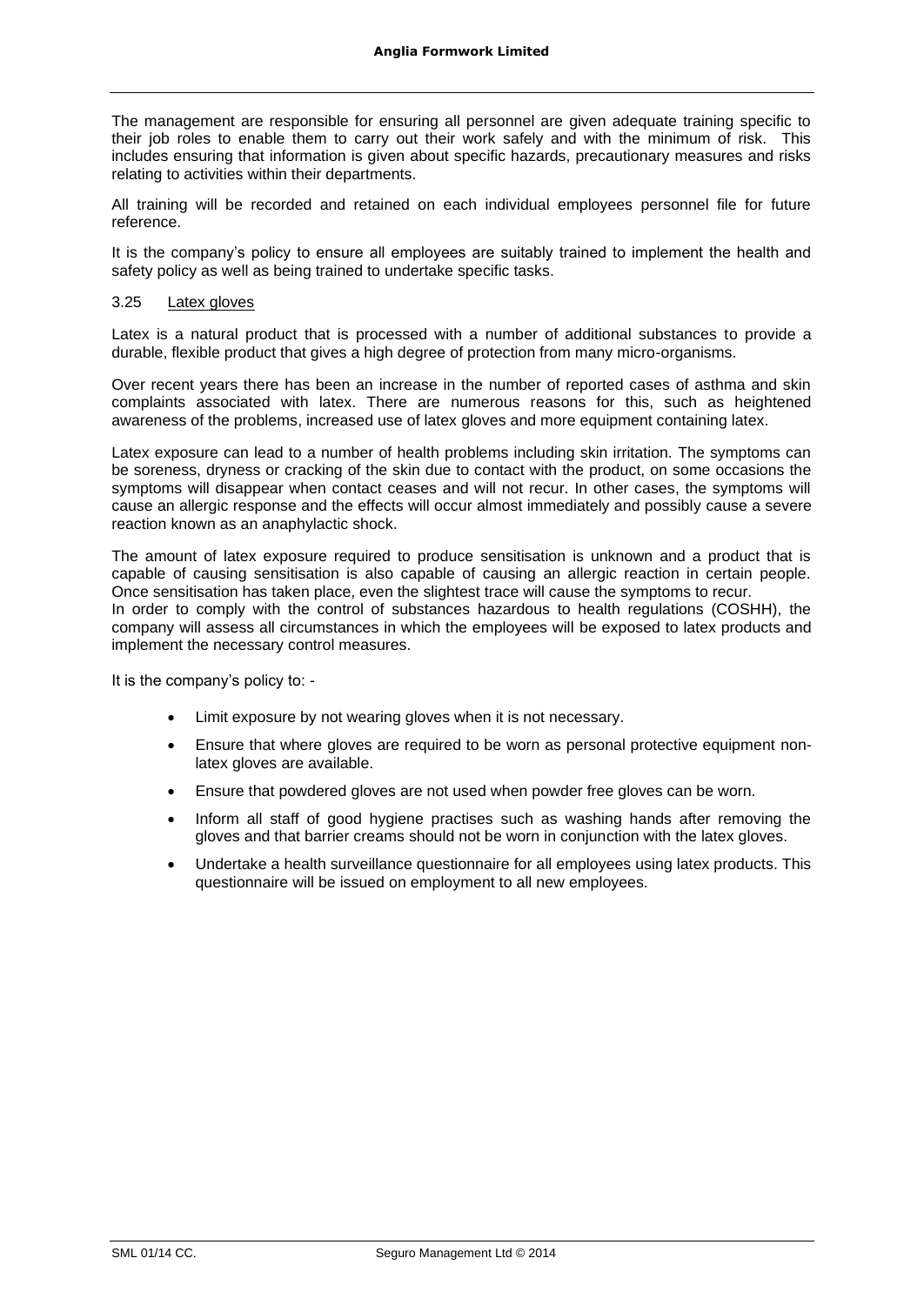The management are responsible for ensuring all personnel are given adequate training specific to their job roles to enable them to carry out their work safely and with the minimum of risk. This includes ensuring that information is given about specific hazards, precautionary measures and risks relating to activities within their departments.

All training will be recorded and retained on each individual employees personnel file for future reference.

It is the company's policy to ensure all employees are suitably trained to implement the health and safety policy as well as being trained to undertake specific tasks.

### 3.25 Latex gloves

Latex is a natural product that is processed with a number of additional substances to provide a durable, flexible product that gives a high degree of protection from many micro-organisms.

Over recent years there has been an increase in the number of reported cases of asthma and skin complaints associated with latex. There are numerous reasons for this, such as heightened awareness of the problems, increased use of latex gloves and more equipment containing latex.

Latex exposure can lead to a number of health problems including skin irritation. The symptoms can be soreness, dryness or cracking of the skin due to contact with the product, on some occasions the symptoms will disappear when contact ceases and will not recur. In other cases, the symptoms will cause an allergic response and the effects will occur almost immediately and possibly cause a severe reaction known as an anaphylactic shock.

The amount of latex exposure required to produce sensitisation is unknown and a product that is capable of causing sensitisation is also capable of causing an allergic reaction in certain people. Once sensitisation has taken place, even the slightest trace will cause the symptoms to recur.
In order to comply with the control of substances hazardous to health regulations (COSHH), the company will assess all circumstances in which the employees will be exposed to latex products and implement the necessary control measures.

It is the company's policy to: -

- Limit exposure by not wearing gloves when it is not necessary.
- Ensure that where gloves are required to be worn as personal protective equipment non-latex gloves are available.
- Ensure that powdered gloves are not used when powder free gloves can be worn.
- Inform all staff of good hygiene practises such as washing hands after removing the gloves and that barrier creams should not be worn in conjunction with the latex gloves.
- Undertake a health surveillance questionnaire for all employees using latex products. This questionnaire will be issued on employment to all new employees.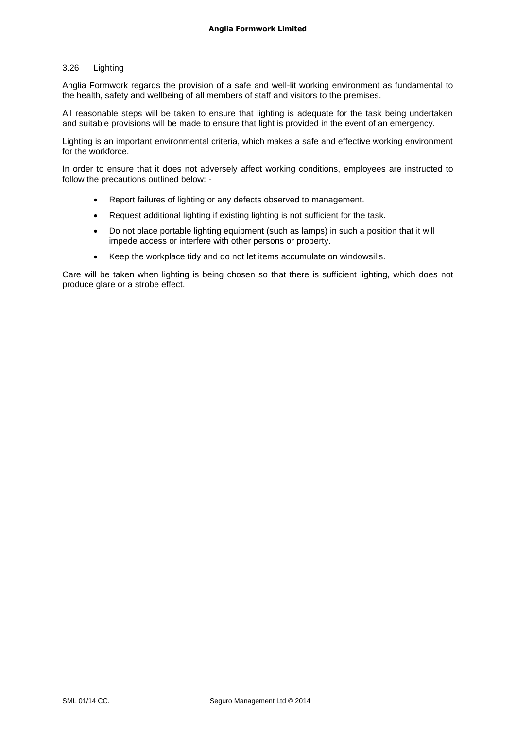### 3.26 Lighting

Anglia Formwork regards the provision of a safe and well-lit working environment as fundamental to the health, safety and wellbeing of all members of staff and visitors to the premises.

All reasonable steps will be taken to ensure that lighting is adequate for the task being undertaken and suitable provisions will be made to ensure that light is provided in the event of an emergency.

Lighting is an important environmental criteria, which makes a safe and effective working environment for the workforce.

In order to ensure that it does not adversely affect working conditions, employees are instructed to follow the precautions outlined below: -

- Report failures of lighting or any defects observed to management.
- Request additional lighting if existing lighting is not sufficient for the task.
- Do not place portable lighting equipment (such as lamps) in such a position that it will impede access or interfere with other persons or property.
- Keep the workplace tidy and do not let items accumulate on windowsills.

Care will be taken when lighting is being chosen so that there is sufficient lighting, which does not produce glare or a strobe effect.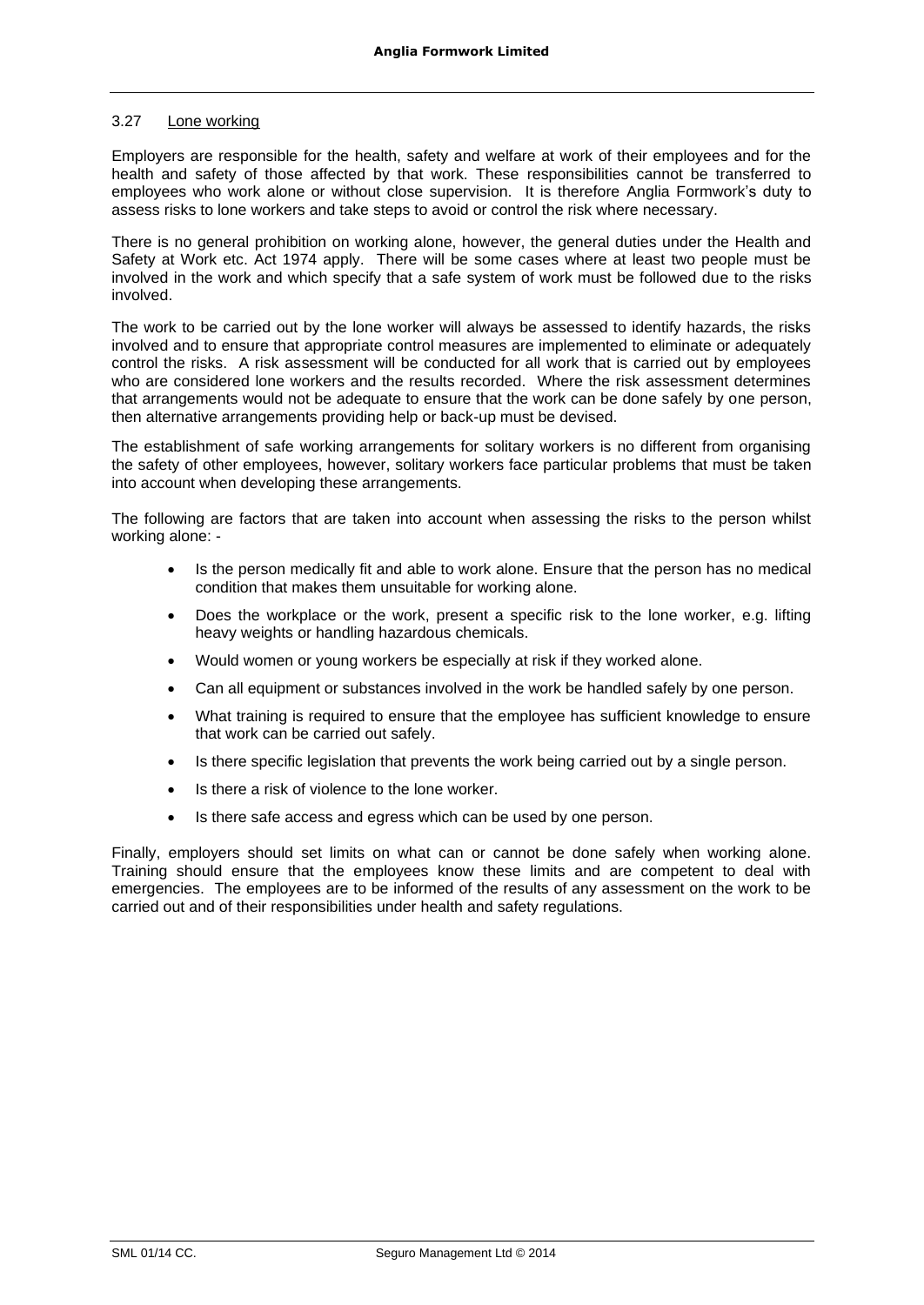### 3.27 Lone working

Employers are responsible for the health, safety and welfare at work of their employees and for the health and safety of those affected by that work. These responsibilities cannot be transferred to employees who work alone or without close supervision. It is therefore Anglia Formwork's duty to assess risks to lone workers and take steps to avoid or control the risk where necessary.

There is no general prohibition on working alone, however, the general duties under the Health and Safety at Work etc. Act 1974 apply. There will be some cases where at least two people must be involved in the work and which specify that a safe system of work must be followed due to the risks involved.

The work to be carried out by the lone worker will always be assessed to identify hazards, the risks involved and to ensure that appropriate control measures are implemented to eliminate or adequately control the risks. A risk assessment will be conducted for all work that is carried out by employees who are considered lone workers and the results recorded. Where the risk assessment determines that arrangements would not be adequate to ensure that the work can be done safely by one person, then alternative arrangements providing help or back-up must be devised.

The establishment of safe working arrangements for solitary workers is no different from organising the safety of other employees, however, solitary workers face particular problems that must be taken into account when developing these arrangements.

The following are factors that are taken into account when assessing the risks to the person whilst working alone: -

- Is the person medically fit and able to work alone. Ensure that the person has no medical condition that makes them unsuitable for working alone.
- Does the workplace or the work, present a specific risk to the lone worker, e.g. lifting heavy weights or handling hazardous chemicals.
- Would women or young workers be especially at risk if they worked alone.
- Can all equipment or substances involved in the work be handled safely by one person.
- What training is required to ensure that the employee has sufficient knowledge to ensure that work can be carried out safely.
- Is there specific legislation that prevents the work being carried out by a single person.
- Is there a risk of violence to the lone worker.
- Is there safe access and egress which can be used by one person.

Finally, employers should set limits on what can or cannot be done safely when working alone. Training should ensure that the employees know these limits and are competent to deal with emergencies. The employees are to be informed of the results of any assessment on the work to be carried out and of their responsibilities under health and safety regulations.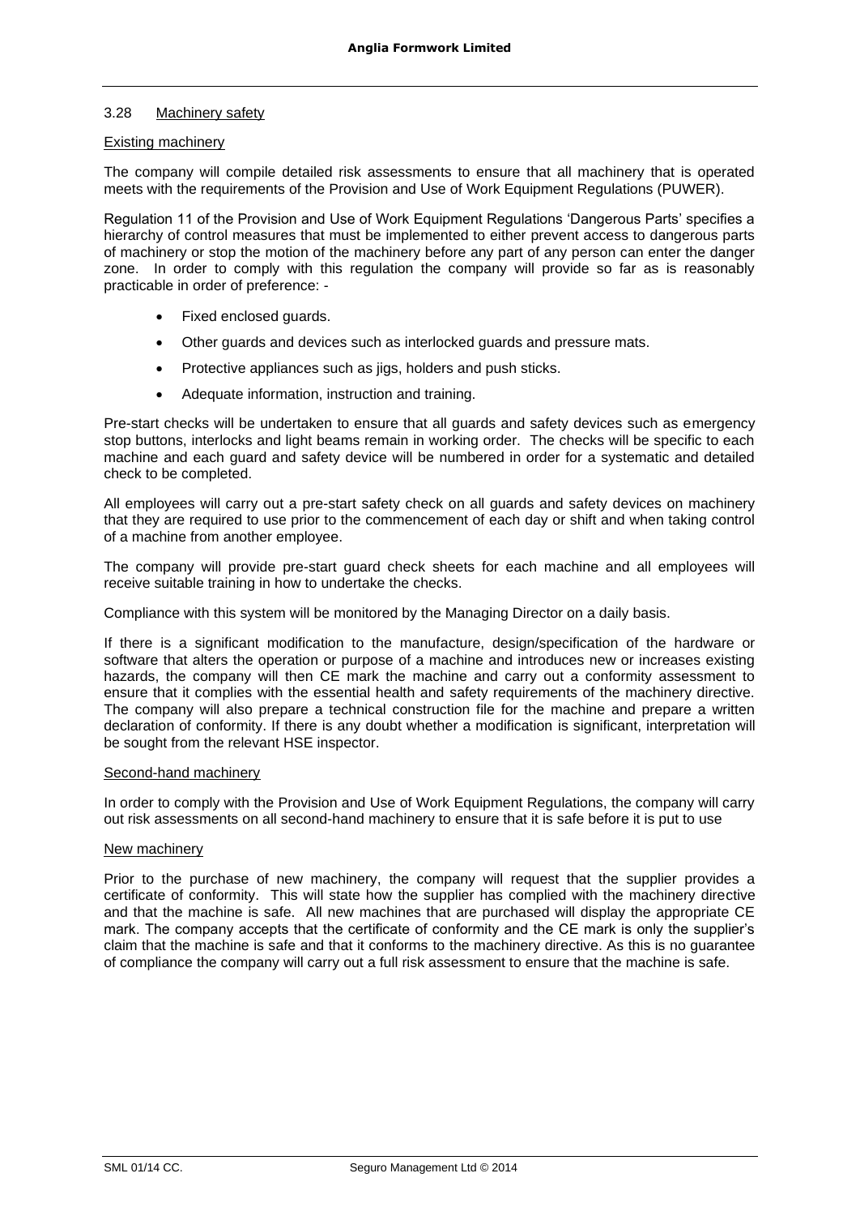### 3.28 Machinery safety

#### Existing machinery

The company will compile detailed risk assessments to ensure that all machinery that is operated meets with the requirements of the Provision and Use of Work Equipment Regulations (PUWER).

Regulation 11 of the Provision and Use of Work Equipment Regulations 'Dangerous Parts' specifies a hierarchy of control measures that must be implemented to either prevent access to dangerous parts of machinery or stop the motion of the machinery before any part of any person can enter the danger zone. In order to comply with this regulation the company will provide so far as is reasonably practicable in order of preference: -

- Fixed enclosed guards.
- Other guards and devices such as interlocked guards and pressure mats.
- Protective appliances such as jigs, holders and push sticks.
- Adequate information, instruction and training.

Pre-start checks will be undertaken to ensure that all guards and safety devices such as emergency stop buttons, interlocks and light beams remain in working order. The checks will be specific to each machine and each guard and safety device will be numbered in order for a systematic and detailed check to be completed.

All employees will carry out a pre-start safety check on all guards and safety devices on machinery that they are required to use prior to the commencement of each day or shift and when taking control of a machine from another employee.

The company will provide pre-start guard check sheets for each machine and all employees will receive suitable training in how to undertake the checks.

Compliance with this system will be monitored by the Managing Director on a daily basis.

If there is a significant modification to the manufacture, design/specification of the hardware or software that alters the operation or purpose of a machine and introduces new or increases existing hazards, the company will then CE mark the machine and carry out a conformity assessment to ensure that it complies with the essential health and safety requirements of the machinery directive. The company will also prepare a technical construction file for the machine and prepare a written declaration of conformity. If there is any doubt whether a modification is significant, interpretation will be sought from the relevant HSE inspector.

#### Second-hand machinery

In order to comply with the Provision and Use of Work Equipment Regulations, the company will carry out risk assessments on all second-hand machinery to ensure that it is safe before it is put to use

#### New machinery

Prior to the purchase of new machinery, the company will request that the supplier provides a certificate of conformity. This will state how the supplier has complied with the machinery directive and that the machine is safe. All new machines that are purchased will display the appropriate CE mark. The company accepts that the certificate of conformity and the CE mark is only the supplier's claim that the machine is safe and that it conforms to the machinery directive. As this is no guarantee of compliance the company will carry out a full risk assessment to ensure that the machine is safe.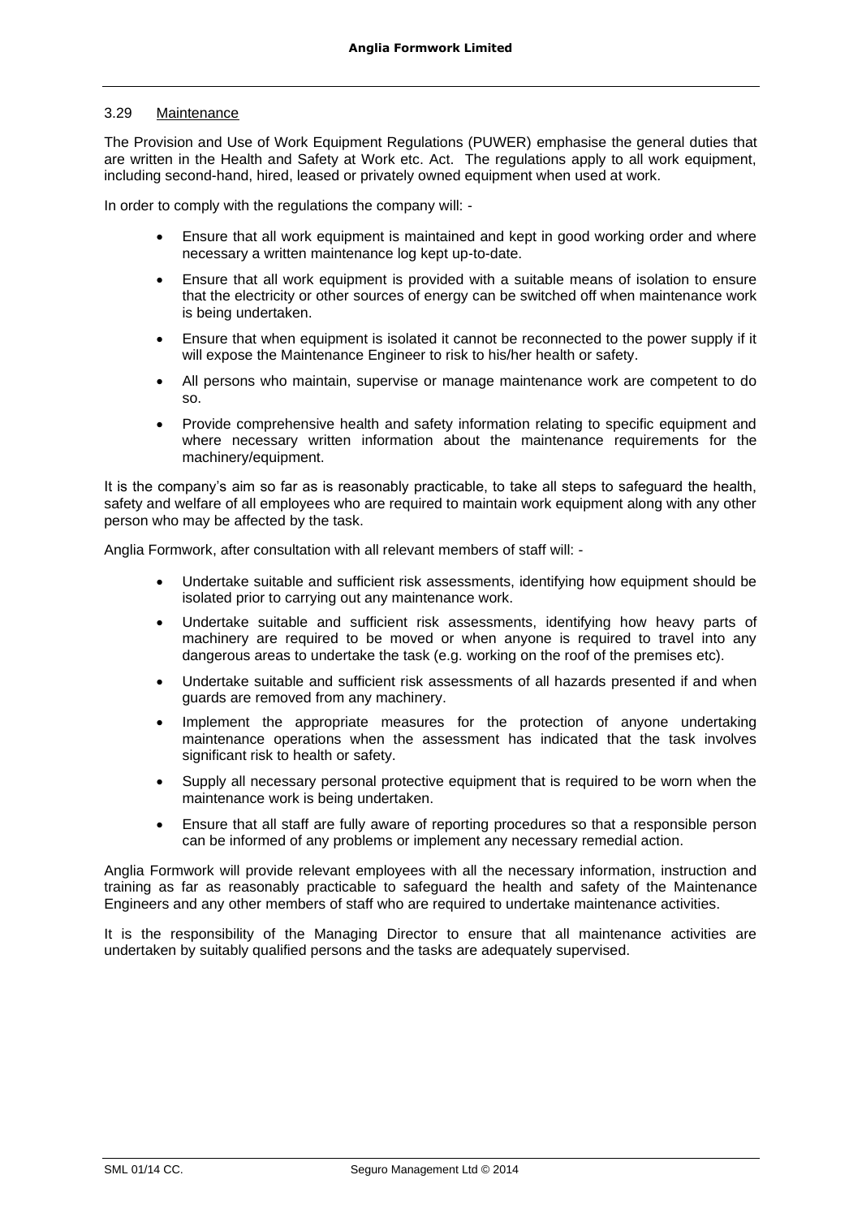### 3.29 Maintenance

The Provision and Use of Work Equipment Regulations (PUWER) emphasise the general duties that are written in the Health and Safety at Work etc. Act. The regulations apply to all work equipment, including second-hand, hired, leased or privately owned equipment when used at work.

In order to comply with the regulations the company will: -

- Ensure that all work equipment is maintained and kept in good working order and where necessary a written maintenance log kept up-to-date.
- Ensure that all work equipment is provided with a suitable means of isolation to ensure that the electricity or other sources of energy can be switched off when maintenance work is being undertaken.
- Ensure that when equipment is isolated it cannot be reconnected to the power supply if it will expose the Maintenance Engineer to risk to his/her health or safety.
- All persons who maintain, supervise or manage maintenance work are competent to do so.
- Provide comprehensive health and safety information relating to specific equipment and where necessary written information about the maintenance requirements for the machinery/equipment.

It is the company's aim so far as is reasonably practicable, to take all steps to safeguard the health, safety and welfare of all employees who are required to maintain work equipment along with any other person who may be affected by the task.

Anglia Formwork, after consultation with all relevant members of staff will: -

- Undertake suitable and sufficient risk assessments, identifying how equipment should be isolated prior to carrying out any maintenance work.
- Undertake suitable and sufficient risk assessments, identifying how heavy parts of machinery are required to be moved or when anyone is required to travel into any dangerous areas to undertake the task (e.g. working on the roof of the premises etc).
- Undertake suitable and sufficient risk assessments of all hazards presented if and when guards are removed from any machinery.
- Implement the appropriate measures for the protection of anyone undertaking maintenance operations when the assessment has indicated that the task involves significant risk to health or safety.
- Supply all necessary personal protective equipment that is required to be worn when the maintenance work is being undertaken.
- Ensure that all staff are fully aware of reporting procedures so that a responsible person can be informed of any problems or implement any necessary remedial action.

Anglia Formwork will provide relevant employees with all the necessary information, instruction and training as far as reasonably practicable to safeguard the health and safety of the Maintenance Engineers and any other members of staff who are required to undertake maintenance activities.

It is the responsibility of the Managing Director to ensure that all maintenance activities are undertaken by suitably qualified persons and the tasks are adequately supervised.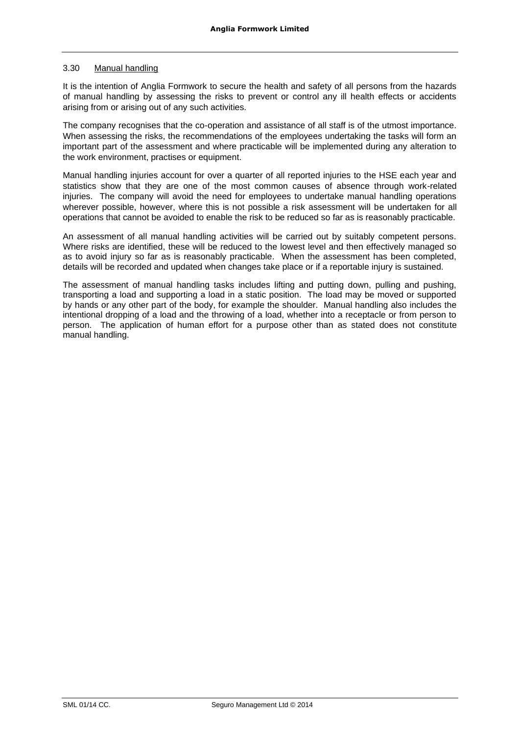## 3.30 Manual handling

It is the intention of Anglia Formwork to secure the health and safety of all persons from the hazards of manual handling by assessing the risks to prevent or control any ill health effects or accidents arising from or arising out of any such activities.

The company recognises that the co-operation and assistance of all staff is of the utmost importance. When assessing the risks, the recommendations of the employees undertaking the tasks will form an important part of the assessment and where practicable will be implemented during any alteration to the work environment, practises or equipment.

Manual handling injuries account for over a quarter of all reported injuries to the HSE each year and statistics show that they are one of the most common causes of absence through work-related injuries. The company will avoid the need for employees to undertake manual handling operations wherever possible, however, where this is not possible a risk assessment will be undertaken for all operations that cannot be avoided to enable the risk to be reduced so far as is reasonably practicable.

An assessment of all manual handling activities will be carried out by suitably competent persons. Where risks are identified, these will be reduced to the lowest level and then effectively managed so as to avoid injury so far as is reasonably practicable. When the assessment has been completed, details will be recorded and updated when changes take place or if a reportable injury is sustained.

The assessment of manual handling tasks includes lifting and putting down, pulling and pushing, transporting a load and supporting a load in a static position. The load may be moved or supported by hands or any other part of the body, for example the shoulder. Manual handling also includes the intentional dropping of a load and the throwing of a load, whether into a receptacle or from person to person. The application of human effort for a purpose other than as stated does not constitute manual handling.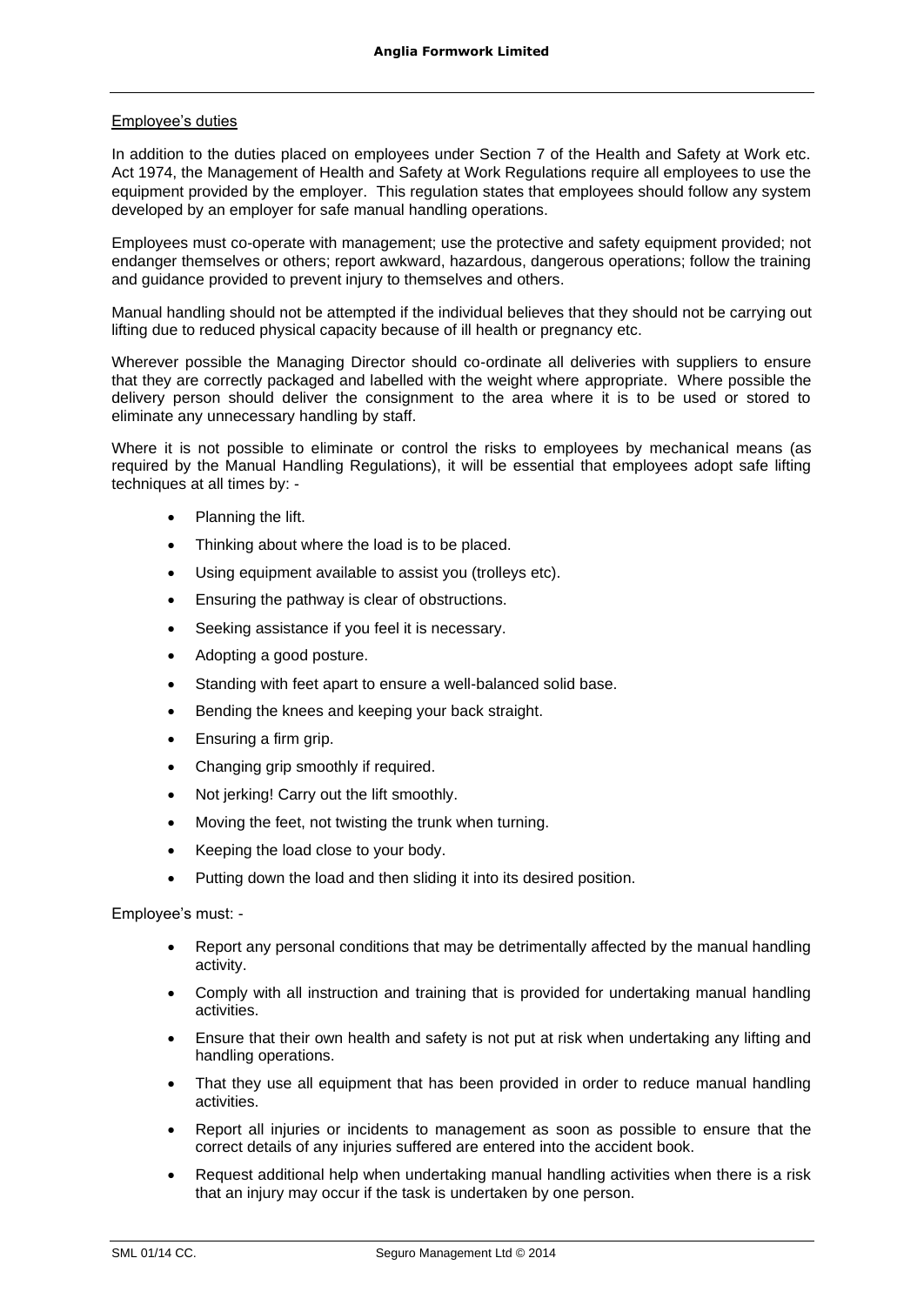## Employee's duties

In addition to the duties placed on employees under Section 7 of the Health and Safety at Work etc. Act 1974, the Management of Health and Safety at Work Regulations require all employees to use the equipment provided by the employer. This regulation states that employees should follow any system developed by an employer for safe manual handling operations.

Employees must co-operate with management; use the protective and safety equipment provided; not endanger themselves or others; report awkward, hazardous, dangerous operations; follow the training and guidance provided to prevent injury to themselves and others.

Manual handling should not be attempted if the individual believes that they should not be carrying out lifting due to reduced physical capacity because of ill health or pregnancy etc.

Wherever possible the Managing Director should co-ordinate all deliveries with suppliers to ensure that they are correctly packaged and labelled with the weight where appropriate. Where possible the delivery person should deliver the consignment to the area where it is to be used or stored to eliminate any unnecessary handling by staff.

Where it is not possible to eliminate or control the risks to employees by mechanical means (as required by the Manual Handling Regulations), it will be essential that employees adopt safe lifting techniques at all times by: -

- Planning the lift.
- Thinking about where the load is to be placed.
- Using equipment available to assist you (trolleys etc).
- Ensuring the pathway is clear of obstructions.
- Seeking assistance if you feel it is necessary.
- Adopting a good posture.
- Standing with feet apart to ensure a well-balanced solid base.
- Bending the knees and keeping your back straight.
- Ensuring a firm grip.
- Changing grip smoothly if required.
- Not jerking! Carry out the lift smoothly.
- Moving the feet, not twisting the trunk when turning.
- Keeping the load close to your body.
- Putting down the load and then sliding it into its desired position.

Employee's must: -

- Report any personal conditions that may be detrimentally affected by the manual handling activity.
- Comply with all instruction and training that is provided for undertaking manual handling activities.
- Ensure that their own health and safety is not put at risk when undertaking any lifting and handling operations.
- That they use all equipment that has been provided in order to reduce manual handling activities.
- Report all injuries or incidents to management as soon as possible to ensure that the correct details of any injuries suffered are entered into the accident book.
- Request additional help when undertaking manual handling activities when there is a risk that an injury may occur if the task is undertaken by one person.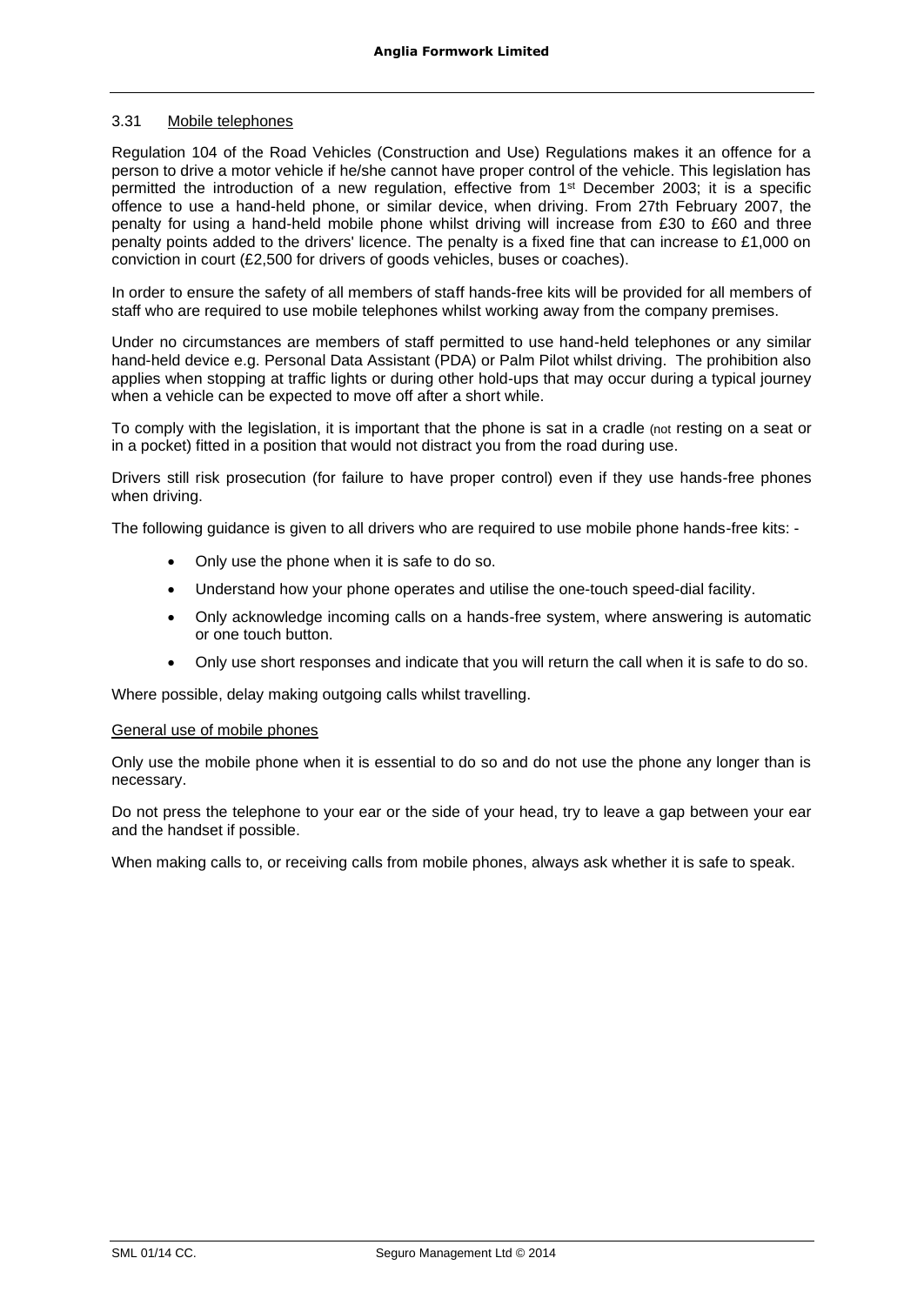### 3.31 Mobile telephones

Regulation 104 of the Road Vehicles (Construction and Use) Regulations makes it an offence for a person to drive a motor vehicle if he/she cannot have proper control of the vehicle. This legislation has permitted the introduction of a new regulation, effective from 1st December 2003; it is a specific offence to use a hand-held phone, or similar device, when driving. From 27th February 2007, the penalty for using a hand-held mobile phone whilst driving will increase from £30 to £60 and three penalty points added to the drivers' licence. The penalty is a fixed fine that can increase to £1,000 on conviction in court (£2,500 for drivers of goods vehicles, buses or coaches).

In order to ensure the safety of all members of staff hands-free kits will be provided for all members of staff who are required to use mobile telephones whilst working away from the company premises.

Under no circumstances are members of staff permitted to use hand-held telephones or any similar hand-held device e.g. Personal Data Assistant (PDA) or Palm Pilot whilst driving. The prohibition also applies when stopping at traffic lights or during other hold-ups that may occur during a typical journey when a vehicle can be expected to move off after a short while.

To comply with the legislation, it is important that the phone is sat in a cradle (not resting on a seat or in a pocket) fitted in a position that would not distract you from the road during use.

Drivers still risk prosecution (for failure to have proper control) even if they use hands-free phones when driving.

The following guidance is given to all drivers who are required to use mobile phone hands-free kits: -

- Only use the phone when it is safe to do so.
- Understand how your phone operates and utilise the one-touch speed-dial facility.
- Only acknowledge incoming calls on a hands-free system, where answering is automatic or one touch button.
- Only use short responses and indicate that you will return the call when it is safe to do so.

Where possible, delay making outgoing calls whilst travelling.

#### General use of mobile phones

Only use the mobile phone when it is essential to do so and do not use the phone any longer than is necessary.

Do not press the telephone to your ear or the side of your head, try to leave a gap between your ear and the handset if possible.

When making calls to, or receiving calls from mobile phones, always ask whether it is safe to speak.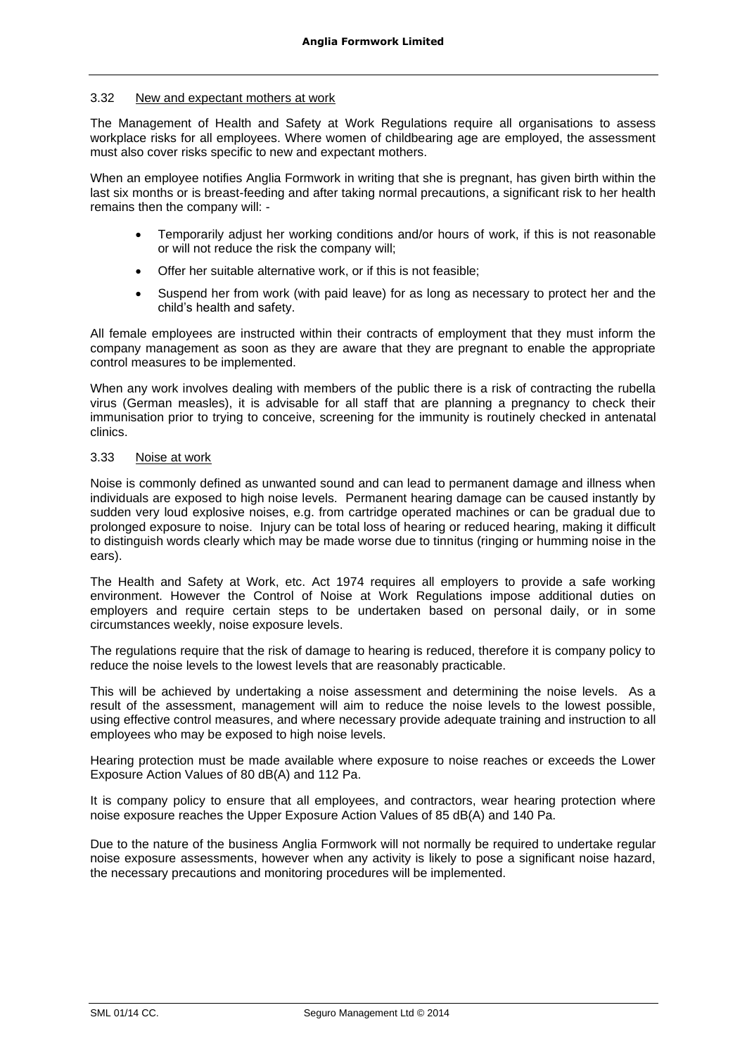### 3.32 New and expectant mothers at work

The Management of Health and Safety at Work Regulations require all organisations to assess workplace risks for all employees. Where women of childbearing age are employed, the assessment must also cover risks specific to new and expectant mothers.

When an employee notifies Anglia Formwork in writing that she is pregnant, has given birth within the last six months or is breast-feeding and after taking normal precautions, a significant risk to her health remains then the company will: -

- Temporarily adjust her working conditions and/or hours of work, if this is not reasonable or will not reduce the risk the company will;
- Offer her suitable alternative work, or if this is not feasible;
- Suspend her from work (with paid leave) for as long as necessary to protect her and the child's health and safety.

All female employees are instructed within their contracts of employment that they must inform the company management as soon as they are aware that they are pregnant to enable the appropriate control measures to be implemented.

When any work involves dealing with members of the public there is a risk of contracting the rubella virus (German measles), it is advisable for all staff that are planning a pregnancy to check their immunisation prior to trying to conceive, screening for the immunity is routinely checked in antenatal clinics.

### 3.33 Noise at work

Noise is commonly defined as unwanted sound and can lead to permanent damage and illness when individuals are exposed to high noise levels. Permanent hearing damage can be caused instantly by sudden very loud explosive noises, e.g. from cartridge operated machines or can be gradual due to prolonged exposure to noise. Injury can be total loss of hearing or reduced hearing, making it difficult to distinguish words clearly which may be made worse due to tinnitus (ringing or humming noise in the ears).

The Health and Safety at Work, etc. Act 1974 requires all employers to provide a safe working environment. However the Control of Noise at Work Regulations impose additional duties on employers and require certain steps to be undertaken based on personal daily, or in some circumstances weekly, noise exposure levels.

The regulations require that the risk of damage to hearing is reduced, therefore it is company policy to reduce the noise levels to the lowest levels that are reasonably practicable.

This will be achieved by undertaking a noise assessment and determining the noise levels. As a result of the assessment, management will aim to reduce the noise levels to the lowest possible, using effective control measures, and where necessary provide adequate training and instruction to all employees who may be exposed to high noise levels.

Hearing protection must be made available where exposure to noise reaches or exceeds the Lower Exposure Action Values of 80 dB(A) and 112 Pa.

It is company policy to ensure that all employees, and contractors, wear hearing protection where noise exposure reaches the Upper Exposure Action Values of 85 dB(A) and 140 Pa.

Due to the nature of the business Anglia Formwork will not normally be required to undertake regular noise exposure assessments, however when any activity is likely to pose a significant noise hazard, the necessary precautions and monitoring procedures will be implemented.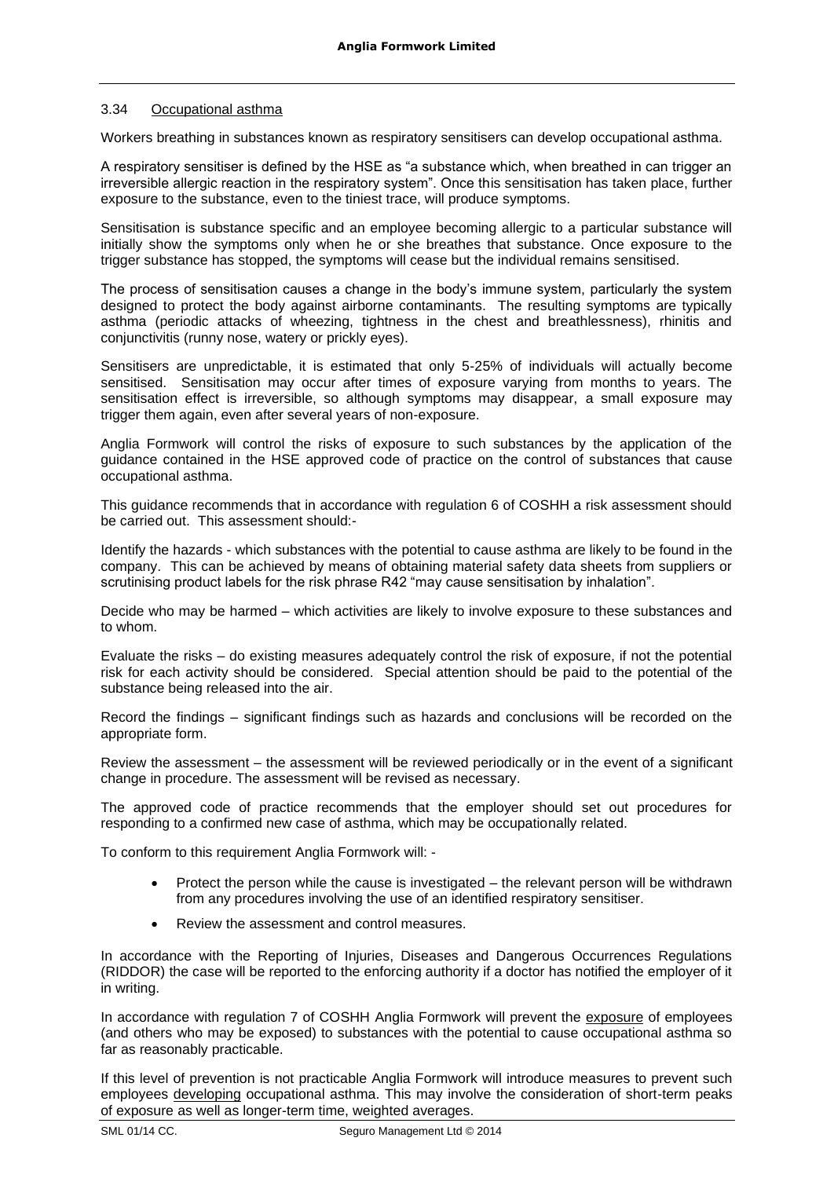### 3.34 Occupational asthma

Workers breathing in substances known as respiratory sensitisers can develop occupational asthma.

A respiratory sensitiser is defined by the HSE as "a substance which, when breathed in can trigger an irreversible allergic reaction in the respiratory system". Once this sensitisation has taken place, further exposure to the substance, even to the tiniest trace, will produce symptoms.

Sensitisation is substance specific and an employee becoming allergic to a particular substance will initially show the symptoms only when he or she breathes that substance. Once exposure to the trigger substance has stopped, the symptoms will cease but the individual remains sensitised.

The process of sensitisation causes a change in the body's immune system, particularly the system designed to protect the body against airborne contaminants. The resulting symptoms are typically asthma (periodic attacks of wheezing, tightness in the chest and breathlessness), rhinitis and conjunctivitis (runny nose, watery or prickly eyes).

Sensitisers are unpredictable, it is estimated that only 5-25% of individuals will actually become sensitised. Sensitisation may occur after times of exposure varying from months to years. The sensitisation effect is irreversible, so although symptoms may disappear, a small exposure may trigger them again, even after several years of non-exposure.

Anglia Formwork will control the risks of exposure to such substances by the application of the guidance contained in the HSE approved code of practice on the control of substances that cause occupational asthma.

This guidance recommends that in accordance with regulation 6 of COSHH a risk assessment should be carried out. This assessment should:-

Identify the hazards - which substances with the potential to cause asthma are likely to be found in the company. This can be achieved by means of obtaining material safety data sheets from suppliers or scrutinising product labels for the risk phrase R42 "may cause sensitisation by inhalation".

Decide who may be harmed – which activities are likely to involve exposure to these substances and to whom.

Evaluate the risks – do existing measures adequately control the risk of exposure, if not the potential risk for each activity should be considered. Special attention should be paid to the potential of the substance being released into the air.

Record the findings – significant findings such as hazards and conclusions will be recorded on the appropriate form.

Review the assessment – the assessment will be reviewed periodically or in the event of a significant change in procedure. The assessment will be revised as necessary.

The approved code of practice recommends that the employer should set out procedures for responding to a confirmed new case of asthma, which may be occupationally related.

To conform to this requirement Anglia Formwork will: -

- Protect the person while the cause is investigated – the relevant person will be withdrawn from any procedures involving the use of an identified respiratory sensitiser.
- Review the assessment and control measures.

In accordance with the Reporting of Injuries, Diseases and Dangerous Occurrences Regulations (RIDDOR) the case will be reported to the enforcing authority if a doctor has notified the employer of it in writing.

In accordance with regulation 7 of COSHH Anglia Formwork will prevent the exposure of employees (and others who may be exposed) to substances with the potential to cause occupational asthma so far as reasonably practicable.

If this level of prevention is not practicable Anglia Formwork will introduce measures to prevent such employees developing occupational asthma. This may involve the consideration of short-term peaks of exposure as well as longer-term time, weighted averages.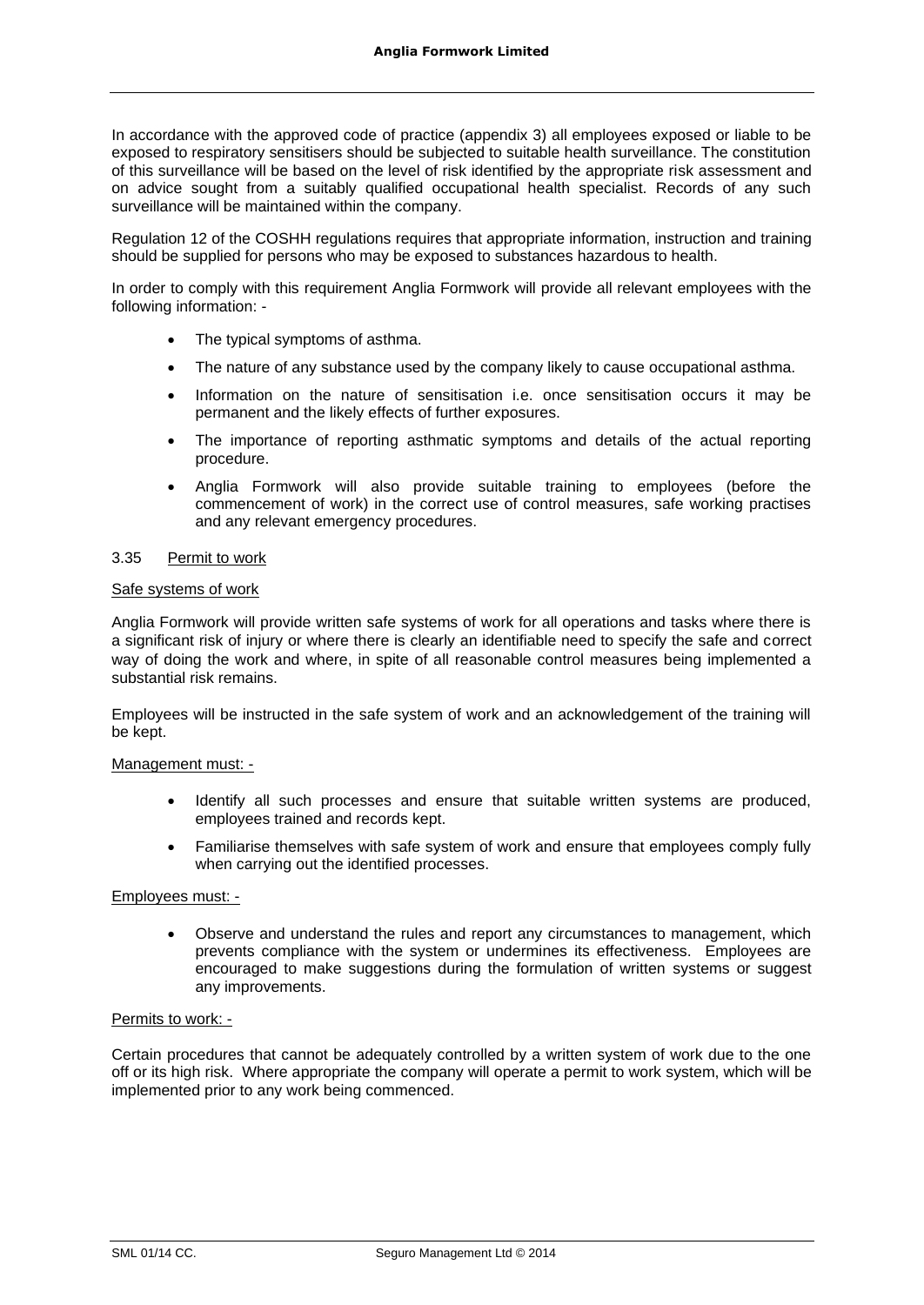In accordance with the approved code of practice (appendix 3) all employees exposed or liable to be exposed to respiratory sensitisers should be subjected to suitable health surveillance. The constitution of this surveillance will be based on the level of risk identified by the appropriate risk assessment and on advice sought from a suitably qualified occupational health specialist. Records of any such surveillance will be maintained within the company.

Regulation 12 of the COSHH regulations requires that appropriate information, instruction and training should be supplied for persons who may be exposed to substances hazardous to health.

In order to comply with this requirement Anglia Formwork will provide all relevant employees with the following information: -

- The typical symptoms of asthma.
- The nature of any substance used by the company likely to cause occupational asthma.
- Information on the nature of sensitisation i.e. once sensitisation occurs it may be permanent and the likely effects of further exposures.
- The importance of reporting asthmatic symptoms and details of the actual reporting procedure.
- Anglia Formwork will also provide suitable training to employees (before the commencement of work) in the correct use of control measures, safe working practises and any relevant emergency procedures.

3.35 Permit to work

Safe systems of work

Anglia Formwork will provide written safe systems of work for all operations and tasks where there is a significant risk of injury or where there is clearly an identifiable need to specify the safe and correct way of doing the work and where, in spite of all reasonable control measures being implemented a substantial risk remains.

Employees will be instructed in the safe system of work and an acknowledgement of the training will be kept.

Management must: -

- Identify all such processes and ensure that suitable written systems are produced, employees trained and records kept.
- Familiarise themselves with safe system of work and ensure that employees comply fully when carrying out the identified processes.

Employees must: -

- Observe and understand the rules and report any circumstances to management, which prevents compliance with the system or undermines its effectiveness. Employees are encouraged to make suggestions during the formulation of written systems or suggest any improvements.

Permits to work: -

Certain procedures that cannot be adequately controlled by a written system of work due to the one off or its high risk. Where appropriate the company will operate a permit to work system, which will be implemented prior to any work being commenced.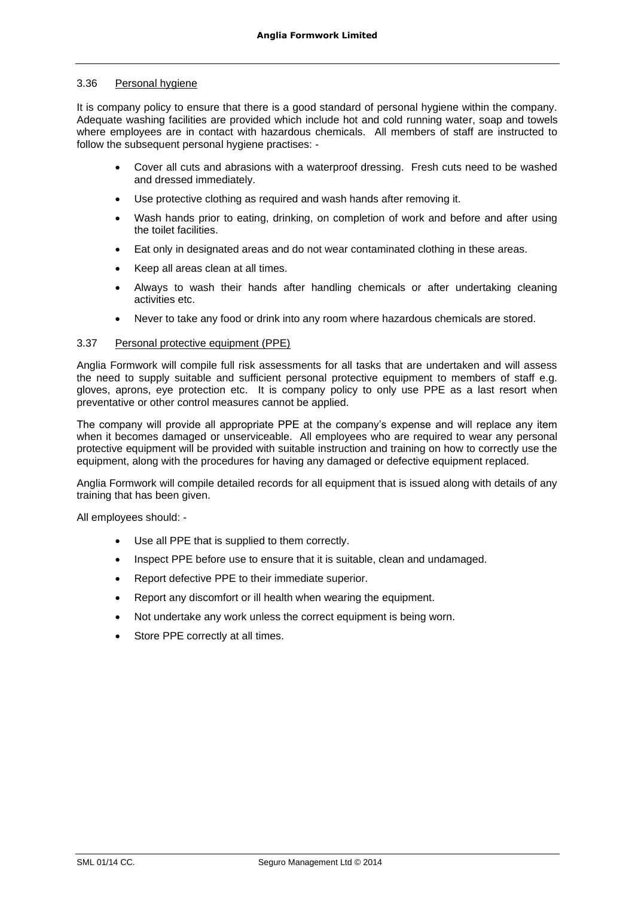### 3.36 Personal hygiene

It is company policy to ensure that there is a good standard of personal hygiene within the company. Adequate washing facilities are provided which include hot and cold running water, soap and towels where employees are in contact with hazardous chemicals. All members of staff are instructed to follow the subsequent personal hygiene practises: -

- Cover all cuts and abrasions with a waterproof dressing. Fresh cuts need to be washed and dressed immediately.
- Use protective clothing as required and wash hands after removing it.
- Wash hands prior to eating, drinking, on completion of work and before and after using the toilet facilities.
- Eat only in designated areas and do not wear contaminated clothing in these areas.
- Keep all areas clean at all times.
- Always to wash their hands after handling chemicals or after undertaking cleaning activities etc.
- Never to take any food or drink into any room where hazardous chemicals are stored.

### 3.37 Personal protective equipment (PPE)

Anglia Formwork will compile full risk assessments for all tasks that are undertaken and will assess the need to supply suitable and sufficient personal protective equipment to members of staff e.g. gloves, aprons, eye protection etc. It is company policy to only use PPE as a last resort when preventative or other control measures cannot be applied.

The company will provide all appropriate PPE at the company's expense and will replace any item when it becomes damaged or unserviceable. All employees who are required to wear any personal protective equipment will be provided with suitable instruction and training on how to correctly use the equipment, along with the procedures for having any damaged or defective equipment replaced.

Anglia Formwork will compile detailed records for all equipment that is issued along with details of any training that has been given.

All employees should: -

- Use all PPE that is supplied to them correctly.
- Inspect PPE before use to ensure that it is suitable, clean and undamaged.
- Report defective PPE to their immediate superior.
- Report any discomfort or ill health when wearing the equipment.
- Not undertake any work unless the correct equipment is being worn.
- Store PPE correctly at all times.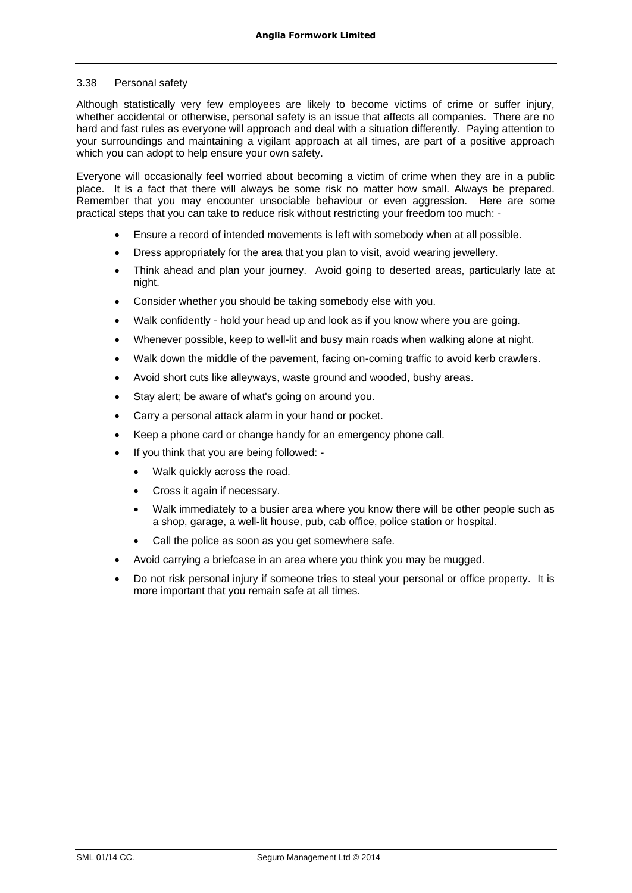### 3.38 Personal safety

Although statistically very few employees are likely to become victims of crime or suffer injury, whether accidental or otherwise, personal safety is an issue that affects all companies. There are no hard and fast rules as everyone will approach and deal with a situation differently. Paying attention to your surroundings and maintaining a vigilant approach at all times, are part of a positive approach which you can adopt to help ensure your own safety.

Everyone will occasionally feel worried about becoming a victim of crime when they are in a public place. It is a fact that there will always be some risk no matter how small. Always be prepared. Remember that you may encounter unsociable behaviour or even aggression. Here are some practical steps that you can take to reduce risk without restricting your freedom too much: -

- Ensure a record of intended movements is left with somebody when at all possible.
- Dress appropriately for the area that you plan to visit, avoid wearing jewellery.
- Think ahead and plan your journey. Avoid going to deserted areas, particularly late at night.
- Consider whether you should be taking somebody else with you.
- Walk confidently - hold your head up and look as if you know where you are going.
- Whenever possible, keep to well-lit and busy main roads when walking alone at night.
- Walk down the middle of the pavement, facing on-coming traffic to avoid kerb crawlers.
- Avoid short cuts like alleyways, waste ground and wooded, bushy areas.
- Stay alert; be aware of what's going on around you.
- Carry a personal attack alarm in your hand or pocket.
- Keep a phone card or change handy for an emergency phone call.
- If you think that you are being followed: -
  - Walk quickly across the road.
  - Cross it again if necessary.
  - Walk immediately to a busier area where you know there will be other people such as a shop, garage, a well-lit house, pub, cab office, police station or hospital.
  - Call the police as soon as you get somewhere safe.
- Avoid carrying a briefcase in an area where you think you may be mugged.
- Do not risk personal injury if someone tries to steal your personal or office property. It is more important that you remain safe at all times.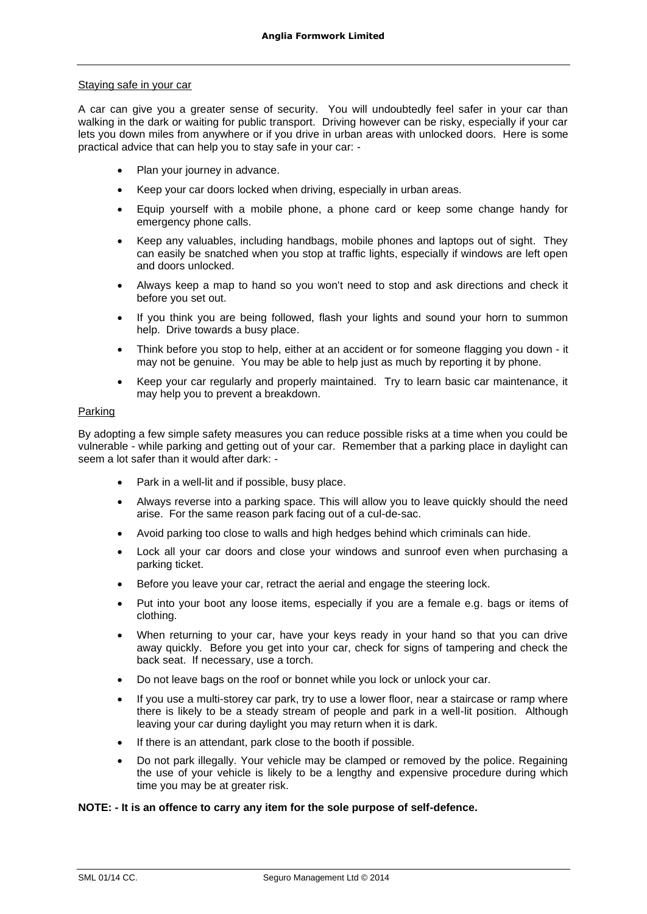Staying safe in your car

A car can give you a greater sense of security. You will undoubtedly feel safer in your car than walking in the dark or waiting for public transport. Driving however can be risky, especially if your car lets you down miles from anywhere or if you drive in urban areas with unlocked doors. Here is some practical advice that can help you to stay safe in your car: -

- Plan your journey in advance.
- Keep your car doors locked when driving, especially in urban areas.
- Equip yourself with a mobile phone, a phone card or keep some change handy for emergency phone calls.
- Keep any valuables, including handbags, mobile phones and laptops out of sight. They can easily be snatched when you stop at traffic lights, especially if windows are left open and doors unlocked.
- Always keep a map to hand so you won't need to stop and ask directions and check it before you set out.
- If you think you are being followed, flash your lights and sound your horn to summon help. Drive towards a busy place.
- Think before you stop to help, either at an accident or for someone flagging you down - it may not be genuine. You may be able to help just as much by reporting it by phone.
- Keep your car regularly and properly maintained. Try to learn basic car maintenance, it may help you to prevent a breakdown.

Parking

By adopting a few simple safety measures you can reduce possible risks at a time when you could be vulnerable - while parking and getting out of your car. Remember that a parking place in daylight can seem a lot safer than it would after dark: -

- Park in a well-lit and if possible, busy place.
- Always reverse into a parking space. This will allow you to leave quickly should the need arise. For the same reason park facing out of a cul-de-sac.
- Avoid parking too close to walls and high hedges behind which criminals can hide.
- Lock all your car doors and close your windows and sunroof even when purchasing a parking ticket.
- Before you leave your car, retract the aerial and engage the steering lock.
- Put into your boot any loose items, especially if you are a female e.g. bags or items of clothing.
- When returning to your car, have your keys ready in your hand so that you can drive away quickly. Before you get into your car, check for signs of tampering and check the back seat. If necessary, use a torch.
- Do not leave bags on the roof or bonnet while you lock or unlock your car.
- If you use a multi-storey car park, try to use a lower floor, near a staircase or ramp where there is likely to be a steady stream of people and park in a well-lit position. Although leaving your car during daylight you may return when it is dark.
- If there is an attendant, park close to the booth if possible.
- Do not park illegally. Your vehicle may be clamped or removed by the police. Regaining the use of your vehicle is likely to be a lengthy and expensive procedure during which time you may be at greater risk.

**NOTE: - It is an offence to carry any item for the sole purpose of self-defence.**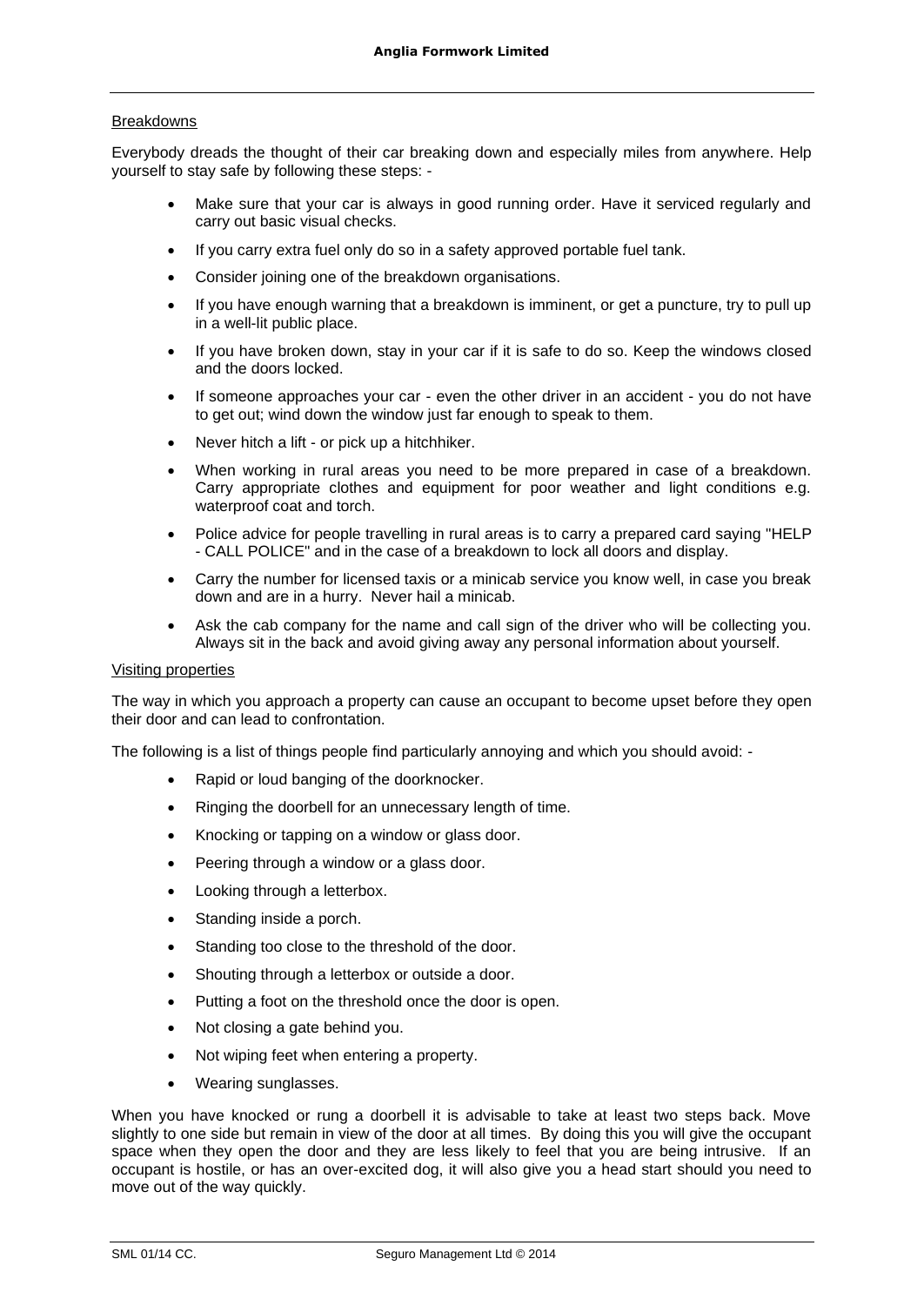Breakdowns

Everybody dreads the thought of their car breaking down and especially miles from anywhere. Help yourself to stay safe by following these steps: -

- Make sure that your car is always in good running order. Have it serviced regularly and carry out basic visual checks.
- If you carry extra fuel only do so in a safety approved portable fuel tank.
- Consider joining one of the breakdown organisations.
- If you have enough warning that a breakdown is imminent, or get a puncture, try to pull up in a well-lit public place.
- If you have broken down, stay in your car if it is safe to do so. Keep the windows closed and the doors locked.
- If someone approaches your car - even the other driver in an accident - you do not have to get out; wind down the window just far enough to speak to them.
- Never hitch a lift - or pick up a hitchhiker.
- When working in rural areas you need to be more prepared in case of a breakdown. Carry appropriate clothes and equipment for poor weather and light conditions e.g. waterproof coat and torch.
- Police advice for people travelling in rural areas is to carry a prepared card saying "HELP - CALL POLICE" and in the case of a breakdown to lock all doors and display.
- Carry the number for licensed taxis or a minicab service you know well, in case you break down and are in a hurry. Never hail a minicab.
- Ask the cab company for the name and call sign of the driver who will be collecting you. Always sit in the back and avoid giving away any personal information about yourself.

Visiting properties

The way in which you approach a property can cause an occupant to become upset before they open their door and can lead to confrontation.

The following is a list of things people find particularly annoying and which you should avoid: -

- Rapid or loud banging of the doorknocker.
- Ringing the doorbell for an unnecessary length of time.
- Knocking or tapping on a window or glass door.
- Peering through a window or a glass door.
- Looking through a letterbox.
- Standing inside a porch.
- Standing too close to the threshold of the door.
- Shouting through a letterbox or outside a door.
- Putting a foot on the threshold once the door is open.
- Not closing a gate behind you.
- Not wiping feet when entering a property.
- Wearing sunglasses.

When you have knocked or rung a doorbell it is advisable to take at least two steps back. Move slightly to one side but remain in view of the door at all times. By doing this you will give the occupant space when they open the door and they are less likely to feel that you are being intrusive. If an occupant is hostile, or has an over-excited dog, it will also give you a head start should you need to move out of the way quickly.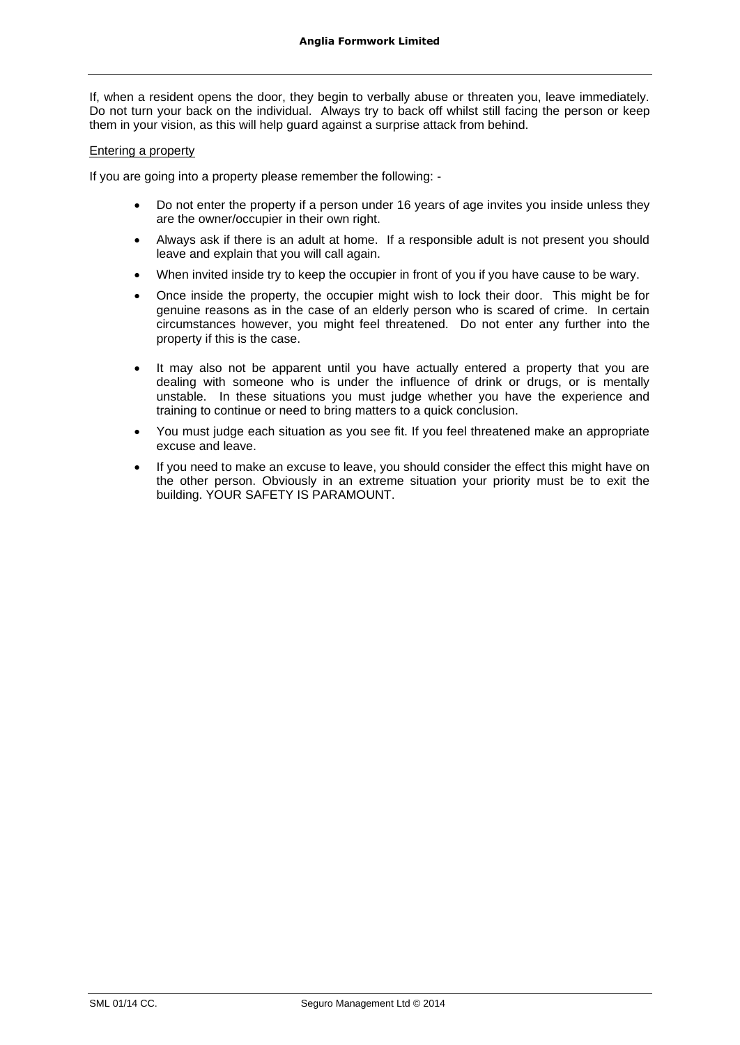If, when a resident opens the door, they begin to verbally abuse or threaten you, leave immediately. Do not turn your back on the individual. Always try to back off whilst still facing the person or keep them in your vision, as this will help guard against a surprise attack from behind.

<u>Entering a property</u>

If you are going into a property please remember the following: -

- Do not enter the property if a person under 16 years of age invites you inside unless they are the owner/occupier in their own right.
- Always ask if there is an adult at home. If a responsible adult is not present you should leave and explain that you will call again.
- When invited inside try to keep the occupier in front of you if you have cause to be wary.
- Once inside the property, the occupier might wish to lock their door. This might be for genuine reasons as in the case of an elderly person who is scared of crime. In certain circumstances however, you might feel threatened. Do not enter any further into the property if this is the case.
- It may also not be apparent until you have actually entered a property that you are dealing with someone who is under the influence of drink or drugs, or is mentally unstable. In these situations you must judge whether you have the experience and training to continue or need to bring matters to a quick conclusion.
- You must judge each situation as you see fit. If you feel threatened make an appropriate excuse and leave.
- If you need to make an excuse to leave, you should consider the effect this might have on the other person. Obviously in an extreme situation your priority must be to exit the building. YOUR SAFETY IS PARAMOUNT.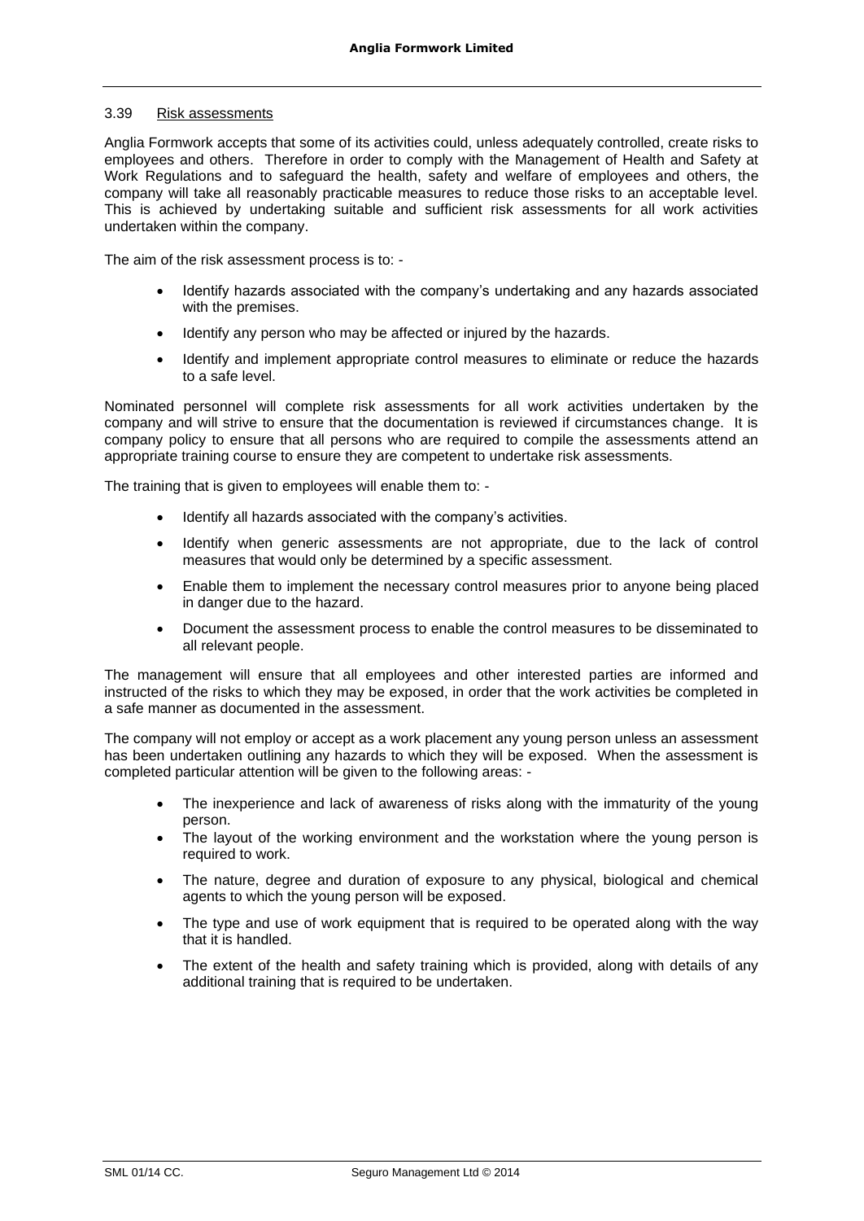### 3.39 Risk assessments

Anglia Formwork accepts that some of its activities could, unless adequately controlled, create risks to employees and others. Therefore in order to comply with the Management of Health and Safety at Work Regulations and to safeguard the health, safety and welfare of employees and others, the company will take all reasonably practicable measures to reduce those risks to an acceptable level. This is achieved by undertaking suitable and sufficient risk assessments for all work activities undertaken within the company.

The aim of the risk assessment process is to: -

- Identify hazards associated with the company's undertaking and any hazards associated with the premises.
- Identify any person who may be affected or injured by the hazards.
- Identify and implement appropriate control measures to eliminate or reduce the hazards to a safe level.

Nominated personnel will complete risk assessments for all work activities undertaken by the company and will strive to ensure that the documentation is reviewed if circumstances change. It is company policy to ensure that all persons who are required to compile the assessments attend an appropriate training course to ensure they are competent to undertake risk assessments.

The training that is given to employees will enable them to: -

- Identify all hazards associated with the company's activities.
- Identify when generic assessments are not appropriate, due to the lack of control measures that would only be determined by a specific assessment.
- Enable them to implement the necessary control measures prior to anyone being placed in danger due to the hazard.
- Document the assessment process to enable the control measures to be disseminated to all relevant people.

The management will ensure that all employees and other interested parties are informed and instructed of the risks to which they may be exposed, in order that the work activities be completed in a safe manner as documented in the assessment.

The company will not employ or accept as a work placement any young person unless an assessment has been undertaken outlining any hazards to which they will be exposed. When the assessment is completed particular attention will be given to the following areas: -

- The inexperience and lack of awareness of risks along with the immaturity of the young person.
- The layout of the working environment and the workstation where the young person is required to work.
- The nature, degree and duration of exposure to any physical, biological and chemical agents to which the young person will be exposed.
- The type and use of work equipment that is required to be operated along with the way that it is handled.
- The extent of the health and safety training which is provided, along with details of any additional training that is required to be undertaken.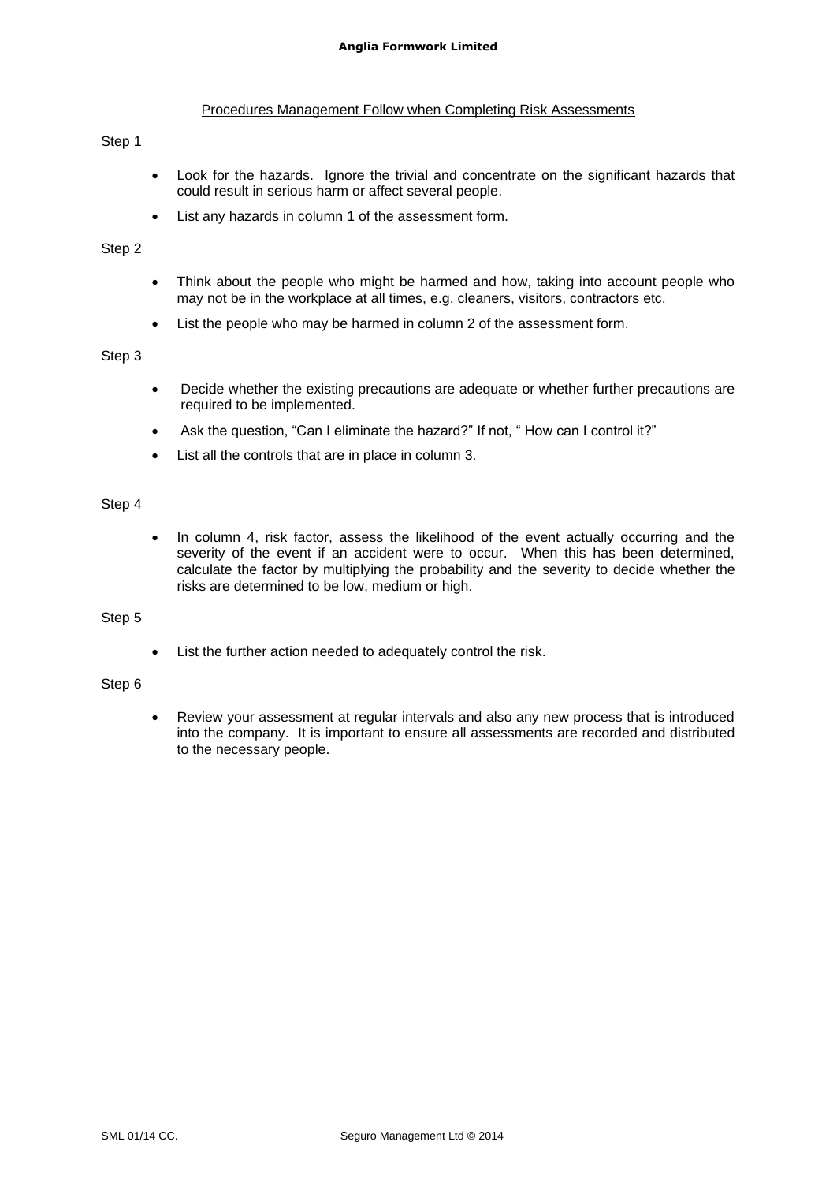## Procedures Management Follow when Completing Risk Assessments

Step 1

- Look for the hazards. Ignore the trivial and concentrate on the significant hazards that could result in serious harm or affect several people.
- List any hazards in column 1 of the assessment form.

Step 2

- Think about the people who might be harmed and how, taking into account people who may not be in the workplace at all times, e.g. cleaners, visitors, contractors etc.
- List the people who may be harmed in column 2 of the assessment form.

Step 3

- Decide whether the existing precautions are adequate or whether further precautions are required to be implemented.
- Ask the question, "Can I eliminate the hazard?" If not, " How can I control it?"
- List all the controls that are in place in column 3.

Step 4

- In column 4, risk factor, assess the likelihood of the event actually occurring and the severity of the event if an accident were to occur. When this has been determined, calculate the factor by multiplying the probability and the severity to decide whether the risks are determined to be low, medium or high.

Step 5

- List the further action needed to adequately control the risk.

Step 6

- Review your assessment at regular intervals and also any new process that is introduced into the company. It is important to ensure all assessments are recorded and distributed to the necessary people.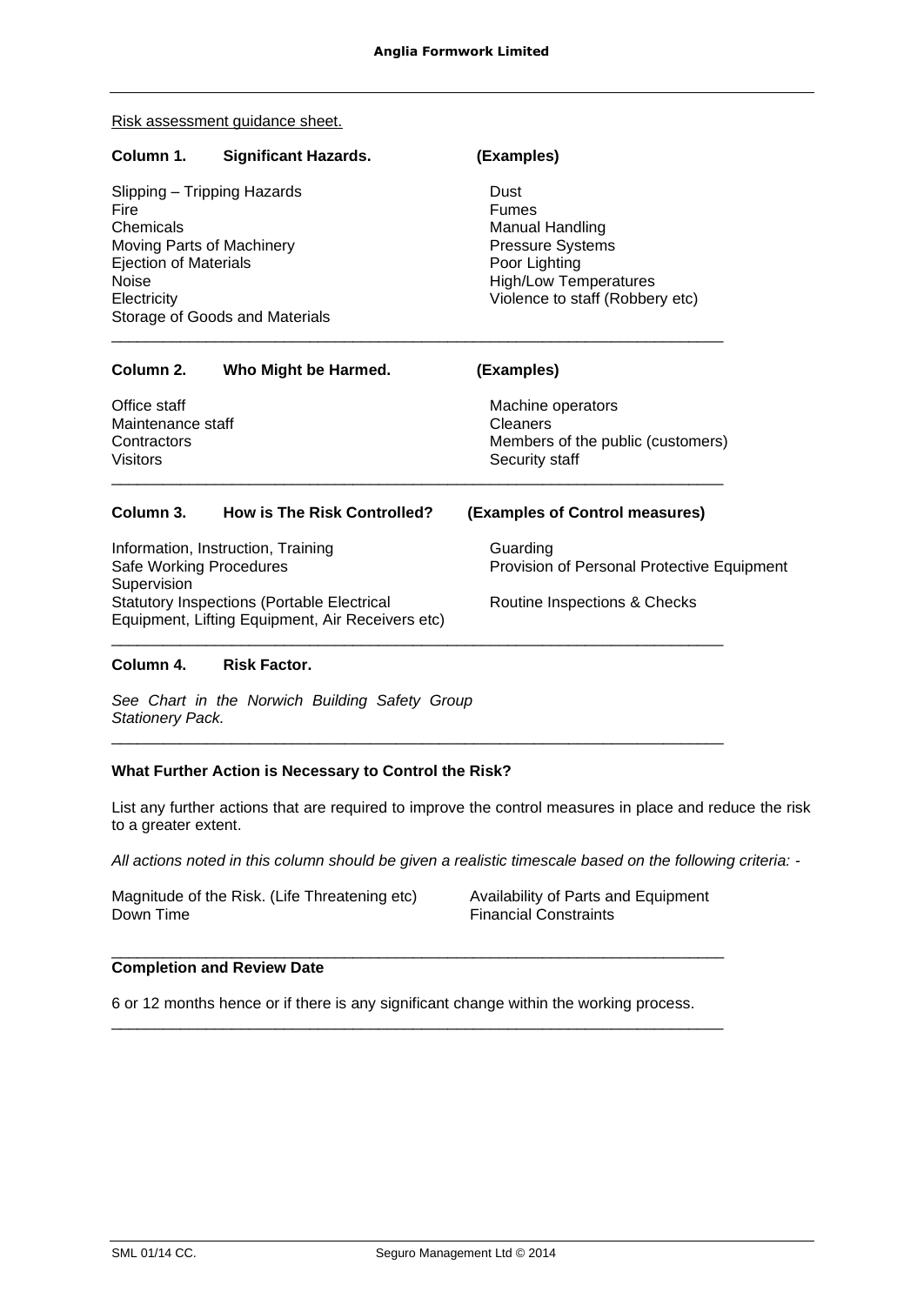Risk assessment guidance sheet.

**Column 1. Significant Hazards. (Examples)**

Slipping – Tripping Hazards
Fire
Chemicals
Moving Parts of Machinery
Ejection of Materials
Noise
Electricity
Storage of Goods and Materials
Dust
Fumes
Manual Handling
Pressure Systems
Poor Lighting
High/Low Temperatures
Violence to staff (Robbery etc)

---

**Column 2. Who Might be Harmed. (Examples)**

Office staff
Maintenance staff
Contractors
Visitors
Machine operators
Cleaners
Members of the public (customers)
Security staff

---

**Column 3. How is The Risk Controlled? (Examples of Control measures)**

Information, Instruction, Training
Safe Working Procedures
Supervision
Statutory Inspections (Portable Electrical Equipment, Lifting Equipment, Air Receivers etc)
Guarding
Provision of Personal Protective Equipment
Routine Inspections & Checks

---

**Column 4. Risk Factor.**

*See Chart in the Norwich Building Safety Group Stationery Pack.*

---

**What Further Action is Necessary to Control the Risk?**

List any further actions that are required to improve the control measures in place and reduce the risk to a greater extent.

*All actions noted in this column should be given a realistic timescale based on the following criteria: -*

Magnitude of the Risk. (Life Threatening etc)
Down Time
Availability of Parts and Equipment
Financial Constraints

---

**Completion and Review Date**

6 or 12 months hence or if there is any significant change within the working process.

---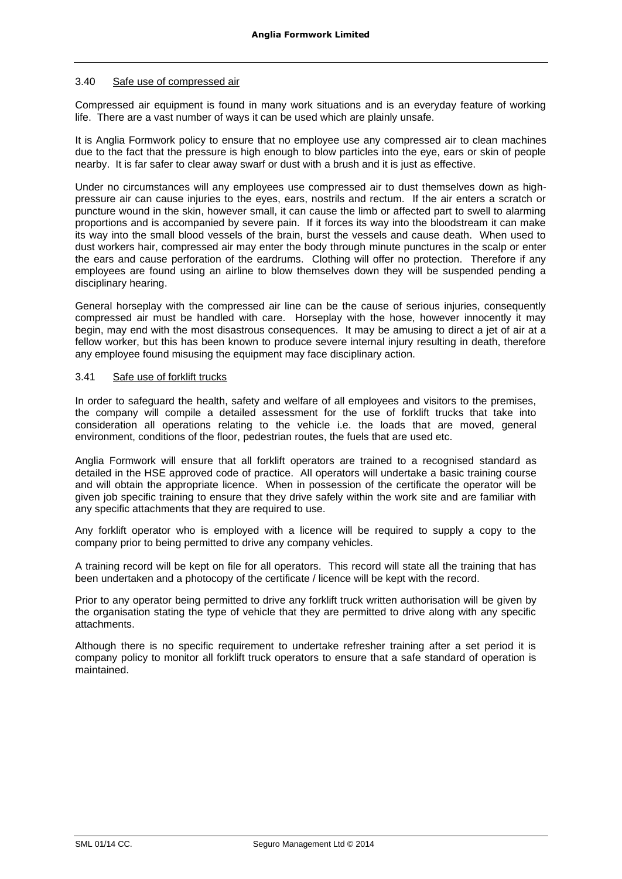### 3.40 Safe use of compressed air

Compressed air equipment is found in many work situations and is an everyday feature of working life. There are a vast number of ways it can be used which are plainly unsafe.

It is Anglia Formwork policy to ensure that no employee use any compressed air to clean machines due to the fact that the pressure is high enough to blow particles into the eye, ears or skin of people nearby. It is far safer to clear away swarf or dust with a brush and it is just as effective.

Under no circumstances will any employees use compressed air to dust themselves down as high-pressure air can cause injuries to the eyes, ears, nostrils and rectum. If the air enters a scratch or puncture wound in the skin, however small, it can cause the limb or affected part to swell to alarming proportions and is accompanied by severe pain. If it forces its way into the bloodstream it can make its way into the small blood vessels of the brain, burst the vessels and cause death. When used to dust workers hair, compressed air may enter the body through minute punctures in the scalp or enter the ears and cause perforation of the eardrums. Clothing will offer no protection. Therefore if any employees are found using an airline to blow themselves down they will be suspended pending a disciplinary hearing.

General horseplay with the compressed air line can be the cause of serious injuries, consequently compressed air must be handled with care. Horseplay with the hose, however innocently it may begin, may end with the most disastrous consequences. It may be amusing to direct a jet of air at a fellow worker, but this has been known to produce severe internal injury resulting in death, therefore any employee found misusing the equipment may face disciplinary action.

### 3.41 Safe use of forklift trucks

In order to safeguard the health, safety and welfare of all employees and visitors to the premises, the company will compile a detailed assessment for the use of forklift trucks that take into consideration all operations relating to the vehicle i.e. the loads that are moved, general environment, conditions of the floor, pedestrian routes, the fuels that are used etc.

Anglia Formwork will ensure that all forklift operators are trained to a recognised standard as detailed in the HSE approved code of practice. All operators will undertake a basic training course and will obtain the appropriate licence. When in possession of the certificate the operator will be given job specific training to ensure that they drive safely within the work site and are familiar with any specific attachments that they are required to use.

Any forklift operator who is employed with a licence will be required to supply a copy to the company prior to being permitted to drive any company vehicles.

A training record will be kept on file for all operators. This record will state all the training that has been undertaken and a photocopy of the certificate / licence will be kept with the record.

Prior to any operator being permitted to drive any forklift truck written authorisation will be given by the organisation stating the type of vehicle that they are permitted to drive along with any specific attachments.

Although there is no specific requirement to undertake refresher training after a set period it is company policy to monitor all forklift truck operators to ensure that a safe standard of operation is maintained.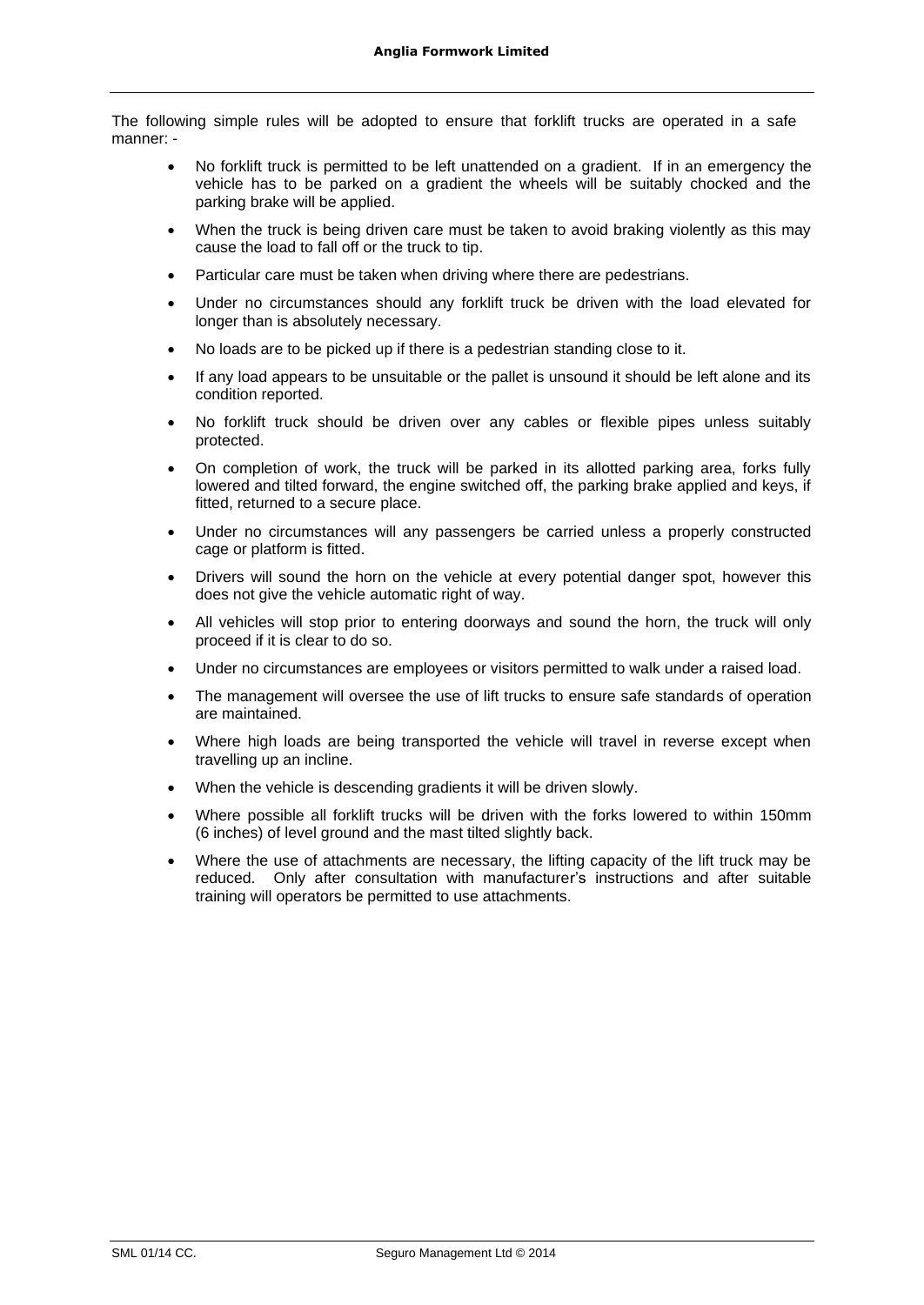The following simple rules will be adopted to ensure that forklift trucks are operated in a safe manner: -

- No forklift truck is permitted to be left unattended on a gradient. If in an emergency the vehicle has to be parked on a gradient the wheels will be suitably chocked and the parking brake will be applied.
- When the truck is being driven care must be taken to avoid braking violently as this may cause the load to fall off or the truck to tip.
- Particular care must be taken when driving where there are pedestrians.
- Under no circumstances should any forklift truck be driven with the load elevated for longer than is absolutely necessary.
- No loads are to be picked up if there is a pedestrian standing close to it.
- If any load appears to be unsuitable or the pallet is unsound it should be left alone and its condition reported.
- No forklift truck should be driven over any cables or flexible pipes unless suitably protected.
- On completion of work, the truck will be parked in its allotted parking area, forks fully lowered and tilted forward, the engine switched off, the parking brake applied and keys, if fitted, returned to a secure place.
- Under no circumstances will any passengers be carried unless a properly constructed cage or platform is fitted.
- Drivers will sound the horn on the vehicle at every potential danger spot, however this does not give the vehicle automatic right of way.
- All vehicles will stop prior to entering doorways and sound the horn, the truck will only proceed if it is clear to do so.
- Under no circumstances are employees or visitors permitted to walk under a raised load.
- The management will oversee the use of lift trucks to ensure safe standards of operation are maintained.
- Where high loads are being transported the vehicle will travel in reverse except when travelling up an incline.
- When the vehicle is descending gradients it will be driven slowly.
- Where possible all forklift trucks will be driven with the forks lowered to within 150mm (6 inches) of level ground and the mast tilted slightly back.
- Where the use of attachments are necessary, the lifting capacity of the lift truck may be reduced. Only after consultation with manufacturer's instructions and after suitable training will operators be permitted to use attachments.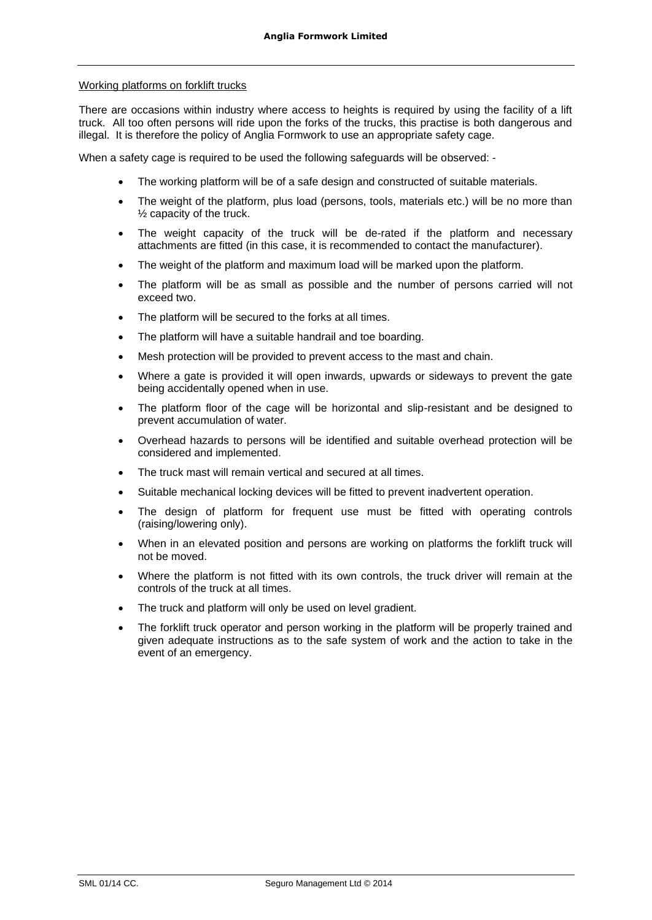Working platforms on forklift trucks

There are occasions within industry where access to heights is required by using the facility of a lift truck. All too often persons will ride upon the forks of the trucks, this practise is both dangerous and illegal. It is therefore the policy of Anglia Formwork to use an appropriate safety cage.

When a safety cage is required to be used the following safeguards will be observed: -

- The working platform will be of a safe design and constructed of suitable materials.
- The weight of the platform, plus load (persons, tools, materials etc.) will be no more than ½ capacity of the truck.
- The weight capacity of the truck will be de-rated if the platform and necessary attachments are fitted (in this case, it is recommended to contact the manufacturer).
- The weight of the platform and maximum load will be marked upon the platform.
- The platform will be as small as possible and the number of persons carried will not exceed two.
- The platform will be secured to the forks at all times.
- The platform will have a suitable handrail and toe boarding.
- Mesh protection will be provided to prevent access to the mast and chain.
- Where a gate is provided it will open inwards, upwards or sideways to prevent the gate being accidentally opened when in use.
- The platform floor of the cage will be horizontal and slip-resistant and be designed to prevent accumulation of water.
- Overhead hazards to persons will be identified and suitable overhead protection will be considered and implemented.
- The truck mast will remain vertical and secured at all times.
- Suitable mechanical locking devices will be fitted to prevent inadvertent operation.
- The design of platform for frequent use must be fitted with operating controls (raising/lowering only).
- When in an elevated position and persons are working on platforms the forklift truck will not be moved.
- Where the platform is not fitted with its own controls, the truck driver will remain at the controls of the truck at all times.
- The truck and platform will only be used on level gradient.
- The forklift truck operator and person working in the platform will be properly trained and given adequate instructions as to the safe system of work and the action to take in the event of an emergency.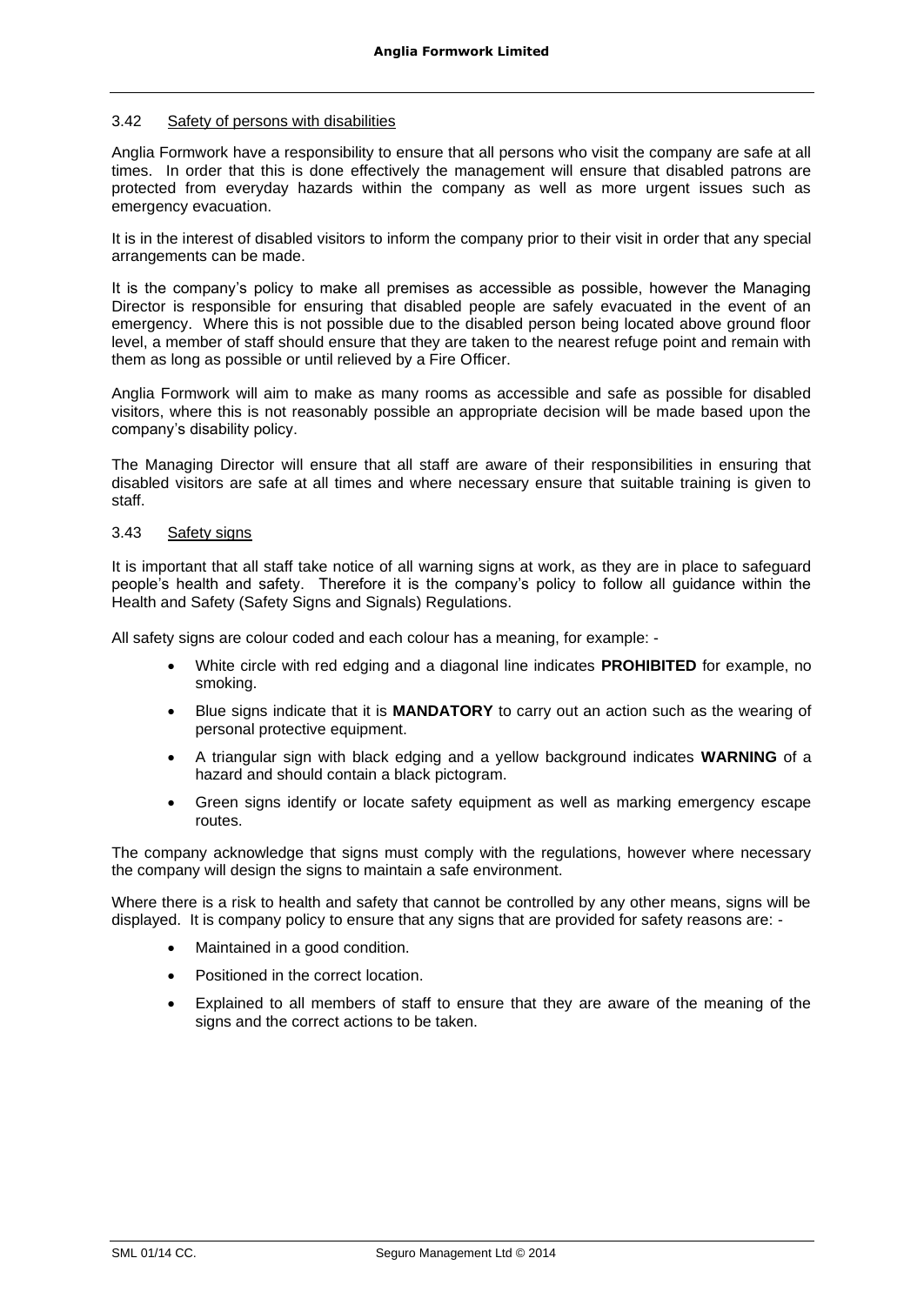### 3.42 Safety of persons with disabilities

Anglia Formwork have a responsibility to ensure that all persons who visit the company are safe at all times. In order that this is done effectively the management will ensure that disabled patrons are protected from everyday hazards within the company as well as more urgent issues such as emergency evacuation.

It is in the interest of disabled visitors to inform the company prior to their visit in order that any special arrangements can be made.

It is the company's policy to make all premises as accessible as possible, however the Managing Director is responsible for ensuring that disabled people are safely evacuated in the event of an emergency. Where this is not possible due to the disabled person being located above ground floor level, a member of staff should ensure that they are taken to the nearest refuge point and remain with them as long as possible or until relieved by a Fire Officer.

Anglia Formwork will aim to make as many rooms as accessible and safe as possible for disabled visitors, where this is not reasonably possible an appropriate decision will be made based upon the company's disability policy.

The Managing Director will ensure that all staff are aware of their responsibilities in ensuring that disabled visitors are safe at all times and where necessary ensure that suitable training is given to staff.

### 3.43 Safety signs

It is important that all staff take notice of all warning signs at work, as they are in place to safeguard people's health and safety. Therefore it is the company's policy to follow all guidance within the Health and Safety (Safety Signs and Signals) Regulations.

All safety signs are colour coded and each colour has a meaning, for example: -

- White circle with red edging and a diagonal line indicates **PROHIBITED** for example, no smoking.
- Blue signs indicate that it is **MANDATORY** to carry out an action such as the wearing of personal protective equipment.
- A triangular sign with black edging and a yellow background indicates **WARNING** of a hazard and should contain a black pictogram.
- Green signs identify or locate safety equipment as well as marking emergency escape routes.

The company acknowledge that signs must comply with the regulations, however where necessary the company will design the signs to maintain a safe environment.

Where there is a risk to health and safety that cannot be controlled by any other means, signs will be displayed. It is company policy to ensure that any signs that are provided for safety reasons are: -

- Maintained in a good condition.
- Positioned in the correct location.
- Explained to all members of staff to ensure that they are aware of the meaning of the signs and the correct actions to be taken.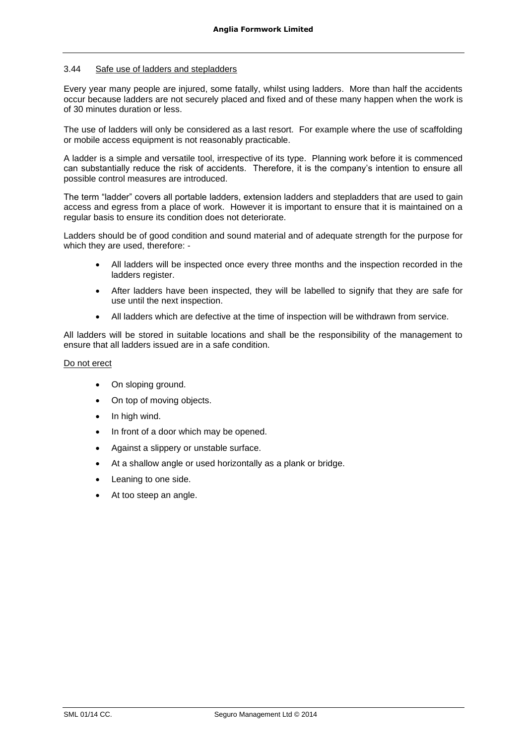### 3.44 Safe use of ladders and stepladders

Every year many people are injured, some fatally, whilst using ladders. More than half the accidents occur because ladders are not securely placed and fixed and of these many happen when the work is of 30 minutes duration or less.

The use of ladders will only be considered as a last resort. For example where the use of scaffolding or mobile access equipment is not reasonably practicable.

A ladder is a simple and versatile tool, irrespective of its type. Planning work before it is commenced can substantially reduce the risk of accidents. Therefore, it is the company's intention to ensure all possible control measures are introduced.

The term "ladder" covers all portable ladders, extension ladders and stepladders that are used to gain access and egress from a place of work. However it is important to ensure that it is maintained on a regular basis to ensure its condition does not deteriorate.

Ladders should be of good condition and sound material and of adequate strength for the purpose for which they are used, therefore: -

- All ladders will be inspected once every three months and the inspection recorded in the ladders register.
- After ladders have been inspected, they will be labelled to signify that they are safe for use until the next inspection.
- All ladders which are defective at the time of inspection will be withdrawn from service.

All ladders will be stored in suitable locations and shall be the responsibility of the management to ensure that all ladders issued are in a safe condition.

Do not erect

- On sloping ground.
- On top of moving objects.
- In high wind.
- In front of a door which may be opened.
- Against a slippery or unstable surface.
- At a shallow angle or used horizontally as a plank or bridge.
- Leaning to one side.
- At too steep an angle.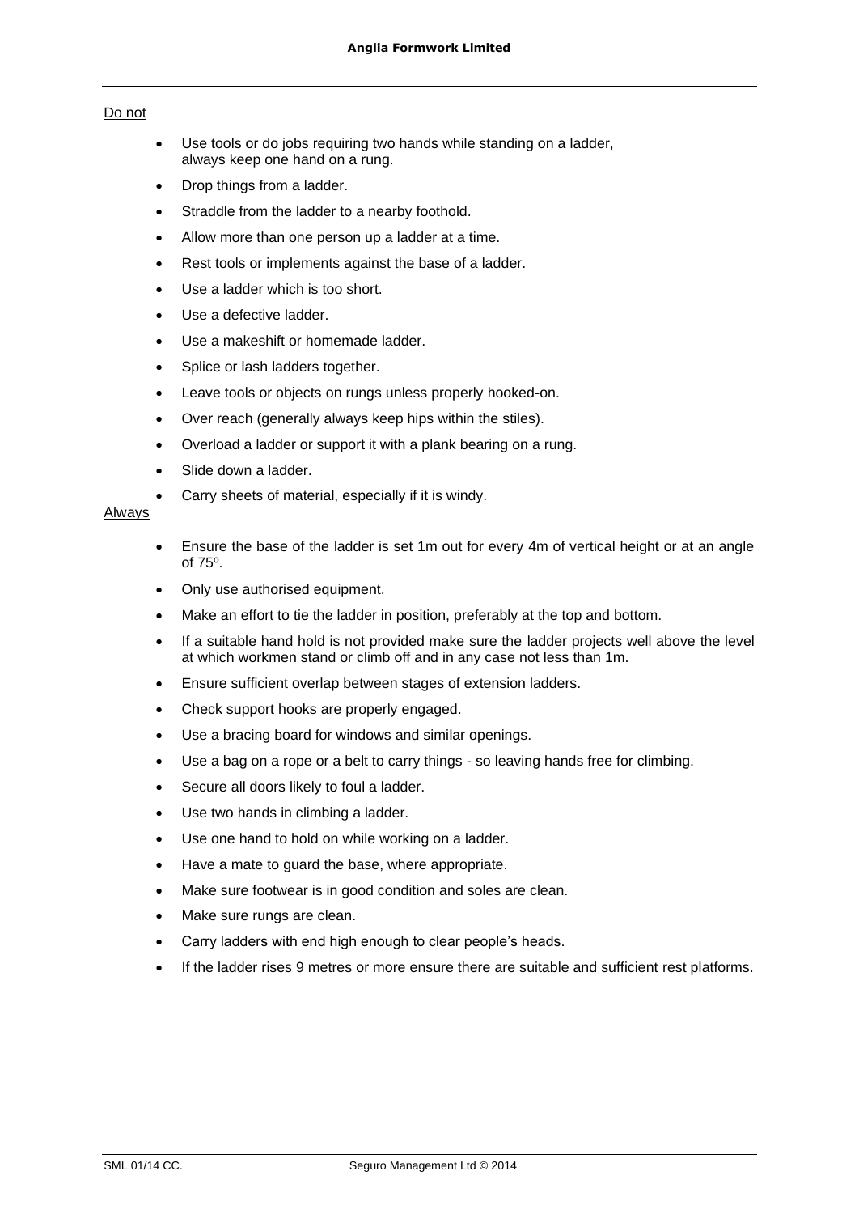Do not

- Use tools or do jobs requiring two hands while standing on a ladder, always keep one hand on a rung.
- Drop things from a ladder.
- Straddle from the ladder to a nearby foothold.
- Allow more than one person up a ladder at a time.
- Rest tools or implements against the base of a ladder.
- Use a ladder which is too short.
- Use a defective ladder.
- Use a makeshift or homemade ladder.
- Splice or lash ladders together.
- Leave tools or objects on rungs unless properly hooked-on.
- Over reach (generally always keep hips within the stiles).
- Overload a ladder or support it with a plank bearing on a rung.
- Slide down a ladder.
- Carry sheets of material, especially if it is windy.

Always

- Ensure the base of the ladder is set 1m out for every 4m of vertical height or at an angle of 75º.
- Only use authorised equipment.
- Make an effort to tie the ladder in position, preferably at the top and bottom.
- If a suitable hand hold is not provided make sure the ladder projects well above the level at which workmen stand or climb off and in any case not less than 1m.
- Ensure sufficient overlap between stages of extension ladders.
- Check support hooks are properly engaged.
- Use a bracing board for windows and similar openings.
- Use a bag on a rope or a belt to carry things - so leaving hands free for climbing.
- Secure all doors likely to foul a ladder.
- Use two hands in climbing a ladder.
- Use one hand to hold on while working on a ladder.
- Have a mate to guard the base, where appropriate.
- Make sure footwear is in good condition and soles are clean.
- Make sure rungs are clean.
- Carry ladders with end high enough to clear people's heads.
- If the ladder rises 9 metres or more ensure there are suitable and sufficient rest platforms.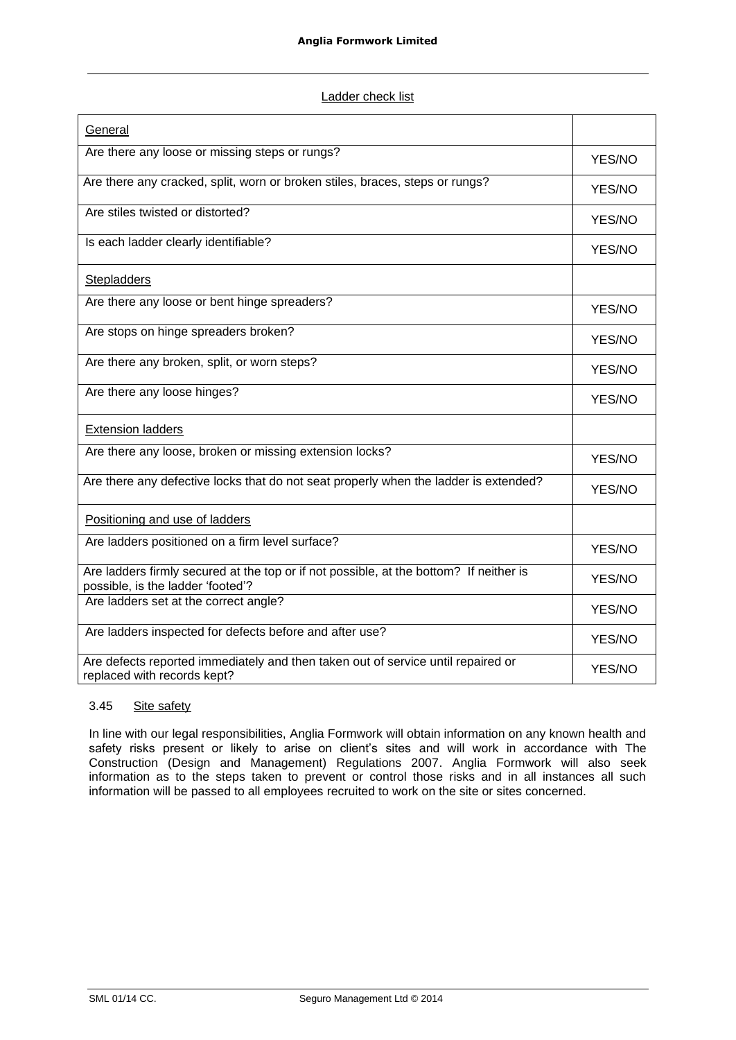Ladder check list

| General | |
|---|---|
| Are there any loose or missing steps or rungs? | YES/NO |
| Are there any cracked, split, worn or broken stiles, braces, steps or rungs? | YES/NO |
| Are stiles twisted or distorted? | YES/NO |
| Is each ladder clearly identifiable? | YES/NO |
| Stepladders | |
| Are there any loose or bent hinge spreaders? | YES/NO |
| Are stops on hinge spreaders broken? | YES/NO |
| Are there any broken, split, or worn steps? | YES/NO |
| Are there any loose hinges? | YES/NO |
| Extension ladders | |
| Are there any loose, broken or missing extension locks? | YES/NO |
| Are there any defective locks that do not seat properly when the ladder is extended? | YES/NO |
| Positioning and use of ladders | |
| Are ladders positioned on a firm level surface? | YES/NO |
| Are ladders firmly secured at the top or if not possible, at the bottom? If neither is possible, is the ladder 'footed'? | YES/NO |
| Are ladders set at the correct angle? | YES/NO |
| Are ladders inspected for defects before and after use? | YES/NO |
| Are defects reported immediately and then taken out of service until repaired or replaced with records kept? | YES/NO |

3.45 Site safety

In line with our legal responsibilities, Anglia Formwork will obtain information on any known health and safety risks present or likely to arise on client's sites and will work in accordance with The Construction (Design and Management) Regulations 2007. Anglia Formwork will also seek information as to the steps taken to prevent or control those risks and in all instances all such information will be passed to all employees recruited to work on the site or sites concerned.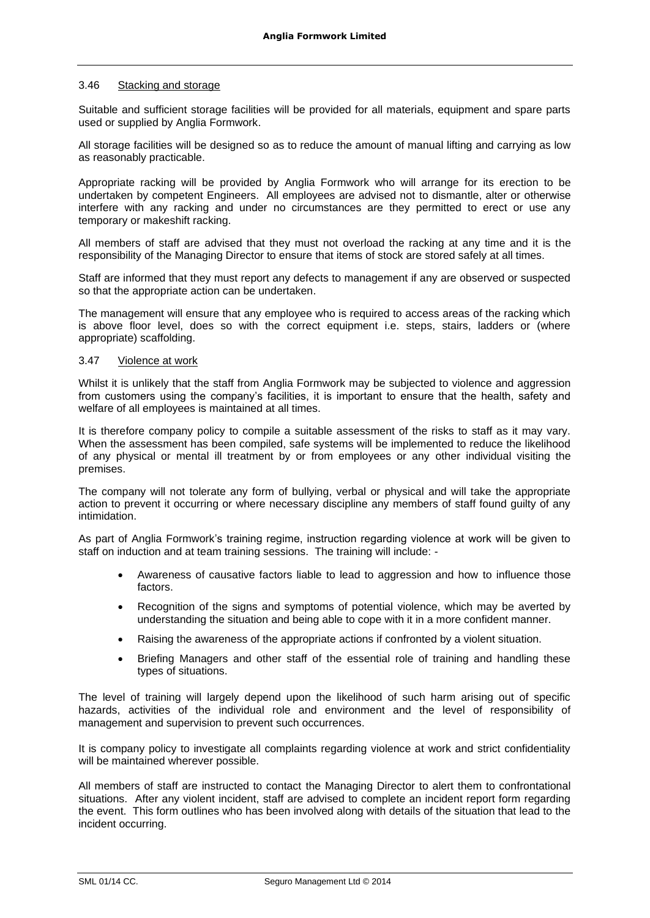### 3.46 Stacking and storage

Suitable and sufficient storage facilities will be provided for all materials, equipment and spare parts used or supplied by Anglia Formwork.

All storage facilities will be designed so as to reduce the amount of manual lifting and carrying as low as reasonably practicable.

Appropriate racking will be provided by Anglia Formwork who will arrange for its erection to be undertaken by competent Engineers. All employees are advised not to dismantle, alter or otherwise interfere with any racking and under no circumstances are they permitted to erect or use any temporary or makeshift racking.

All members of staff are advised that they must not overload the racking at any time and it is the responsibility of the Managing Director to ensure that items of stock are stored safely at all times.

Staff are informed that they must report any defects to management if any are observed or suspected so that the appropriate action can be undertaken.

The management will ensure that any employee who is required to access areas of the racking which is above floor level, does so with the correct equipment i.e. steps, stairs, ladders or (where appropriate) scaffolding.

### 3.47 Violence at work

Whilst it is unlikely that the staff from Anglia Formwork may be subjected to violence and aggression from customers using the company's facilities, it is important to ensure that the health, safety and welfare of all employees is maintained at all times.

It is therefore company policy to compile a suitable assessment of the risks to staff as it may vary. When the assessment has been compiled, safe systems will be implemented to reduce the likelihood of any physical or mental ill treatment by or from employees or any other individual visiting the premises.

The company will not tolerate any form of bullying, verbal or physical and will take the appropriate action to prevent it occurring or where necessary discipline any members of staff found guilty of any intimidation.

As part of Anglia Formwork's training regime, instruction regarding violence at work will be given to staff on induction and at team training sessions. The training will include: -

- Awareness of causative factors liable to lead to aggression and how to influence those factors.
- Recognition of the signs and symptoms of potential violence, which may be averted by understanding the situation and being able to cope with it in a more confident manner.
- Raising the awareness of the appropriate actions if confronted by a violent situation.
- Briefing Managers and other staff of the essential role of training and handling these types of situations.

The level of training will largely depend upon the likelihood of such harm arising out of specific hazards, activities of the individual role and environment and the level of responsibility of management and supervision to prevent such occurrences.

It is company policy to investigate all complaints regarding violence at work and strict confidentiality will be maintained wherever possible.

All members of staff are instructed to contact the Managing Director to alert them to confrontational situations. After any violent incident, staff are advised to complete an incident report form regarding the event. This form outlines who has been involved along with details of the situation that lead to the incident occurring.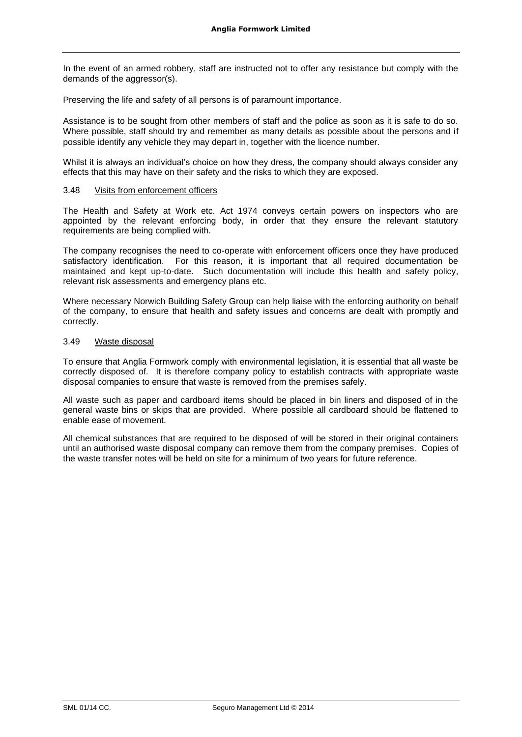In the event of an armed robbery, staff are instructed not to offer any resistance but comply with the demands of the aggressor(s).

Preserving the life and safety of all persons is of paramount importance.

Assistance is to be sought from other members of staff and the police as soon as it is safe to do so. Where possible, staff should try and remember as many details as possible about the persons and if possible identify any vehicle they may depart in, together with the licence number.

Whilst it is always an individual's choice on how they dress, the company should always consider any effects that this may have on their safety and the risks to which they are exposed.

### 3.48 Visits from enforcement officers

The Health and Safety at Work etc. Act 1974 conveys certain powers on inspectors who are appointed by the relevant enforcing body, in order that they ensure the relevant statutory requirements are being complied with.

The company recognises the need to co-operate with enforcement officers once they have produced satisfactory identification. For this reason, it is important that all required documentation be maintained and kept up-to-date. Such documentation will include this health and safety policy, relevant risk assessments and emergency plans etc.

Where necessary Norwich Building Safety Group can help liaise with the enforcing authority on behalf of the company, to ensure that health and safety issues and concerns are dealt with promptly and correctly.

### 3.49 Waste disposal

To ensure that Anglia Formwork comply with environmental legislation, it is essential that all waste be correctly disposed of. It is therefore company policy to establish contracts with appropriate waste disposal companies to ensure that waste is removed from the premises safely.

All waste such as paper and cardboard items should be placed in bin liners and disposed of in the general waste bins or skips that are provided. Where possible all cardboard should be flattened to enable ease of movement.

All chemical substances that are required to be disposed of will be stored in their original containers until an authorised waste disposal company can remove them from the company premises. Copies of the waste transfer notes will be held on site for a minimum of two years for future reference.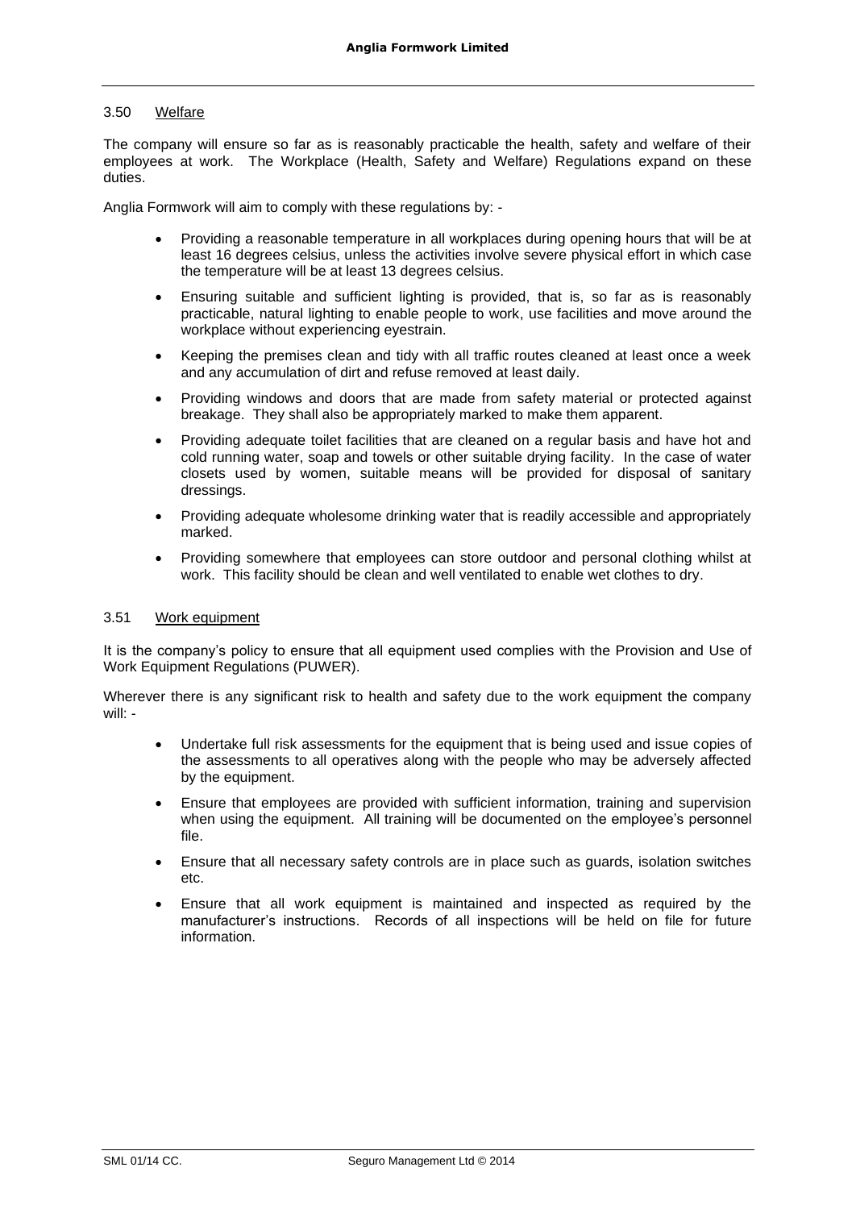### 3.50 Welfare

The company will ensure so far as is reasonably practicable the health, safety and welfare of their employees at work. The Workplace (Health, Safety and Welfare) Regulations expand on these duties.

Anglia Formwork will aim to comply with these regulations by: -

- Providing a reasonable temperature in all workplaces during opening hours that will be at least 16 degrees celsius, unless the activities involve severe physical effort in which case the temperature will be at least 13 degrees celsius.
- Ensuring suitable and sufficient lighting is provided, that is, so far as is reasonably practicable, natural lighting to enable people to work, use facilities and move around the workplace without experiencing eyestrain.
- Keeping the premises clean and tidy with all traffic routes cleaned at least once a week and any accumulation of dirt and refuse removed at least daily.
- Providing windows and doors that are made from safety material or protected against breakage. They shall also be appropriately marked to make them apparent.
- Providing adequate toilet facilities that are cleaned on a regular basis and have hot and cold running water, soap and towels or other suitable drying facility. In the case of water closets used by women, suitable means will be provided for disposal of sanitary dressings.
- Providing adequate wholesome drinking water that is readily accessible and appropriately marked.
- Providing somewhere that employees can store outdoor and personal clothing whilst at work. This facility should be clean and well ventilated to enable wet clothes to dry.

### 3.51 Work equipment

It is the company's policy to ensure that all equipment used complies with the Provision and Use of Work Equipment Regulations (PUWER).

Wherever there is any significant risk to health and safety due to the work equipment the company will: -

- Undertake full risk assessments for the equipment that is being used and issue copies of the assessments to all operatives along with the people who may be adversely affected by the equipment.
- Ensure that employees are provided with sufficient information, training and supervision when using the equipment. All training will be documented on the employee's personnel file.
- Ensure that all necessary safety controls are in place such as guards, isolation switches etc.
- Ensure that all work equipment is maintained and inspected as required by the manufacturer's instructions. Records of all inspections will be held on file for future information.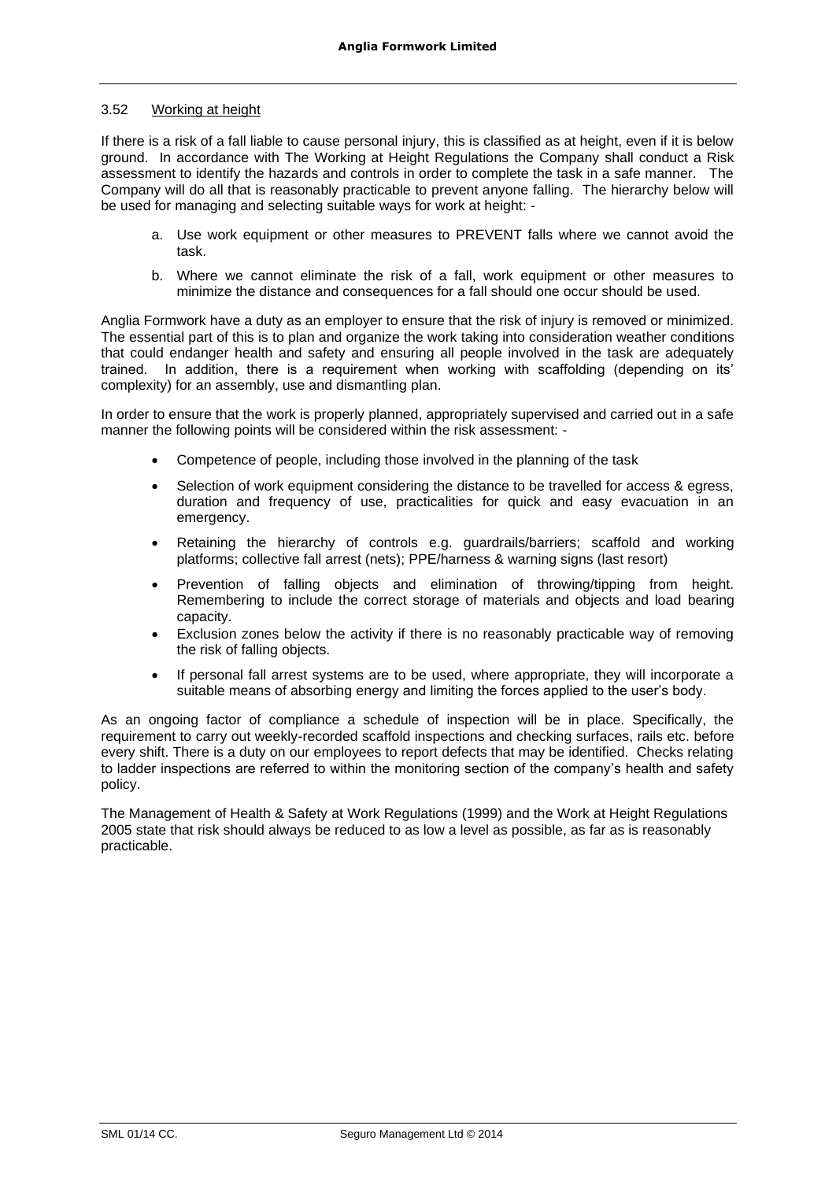### 3.52 Working at height

If there is a risk of a fall liable to cause personal injury, this is classified as at height, even if it is below ground. In accordance with The Working at Height Regulations the Company shall conduct a Risk assessment to identify the hazards and controls in order to complete the task in a safe manner. The Company will do all that is reasonably practicable to prevent anyone falling. The hierarchy below will be used for managing and selecting suitable ways for work at height: -

a. Use work equipment or other measures to PREVENT falls where we cannot avoid the task.

b. Where we cannot eliminate the risk of a fall, work equipment or other measures to minimize the distance and consequences for a fall should one occur should be used.

Anglia Formwork have a duty as an employer to ensure that the risk of injury is removed or minimized. The essential part of this is to plan and organize the work taking into consideration weather conditions that could endanger health and safety and ensuring all people involved in the task are adequately trained. In addition, there is a requirement when working with scaffolding (depending on its' complexity) for an assembly, use and dismantling plan.

In order to ensure that the work is properly planned, appropriately supervised and carried out in a safe manner the following points will be considered within the risk assessment: -

- Competence of people, including those involved in the planning of the task
- Selection of work equipment considering the distance to be travelled for access & egress, duration and frequency of use, practicalities for quick and easy evacuation in an emergency.
- Retaining the hierarchy of controls e.g. guardrails/barriers; scaffold and working platforms; collective fall arrest (nets); PPE/harness & warning signs (last resort)
- Prevention of falling objects and elimination of throwing/tipping from height. Remembering to include the correct storage of materials and objects and load bearing capacity.
- Exclusion zones below the activity if there is no reasonably practicable way of removing the risk of falling objects.
- If personal fall arrest systems are to be used, where appropriate, they will incorporate a suitable means of absorbing energy and limiting the forces applied to the user's body.

As an ongoing factor of compliance a schedule of inspection will be in place. Specifically, the requirement to carry out weekly-recorded scaffold inspections and checking surfaces, rails etc. before every shift. There is a duty on our employees to report defects that may be identified. Checks relating to ladder inspections are referred to within the monitoring section of the company's health and safety policy.

The Management of Health & Safety at Work Regulations (1999) and the Work at Height Regulations 2005 state that risk should always be reduced to as low a level as possible, as far as is reasonably practicable.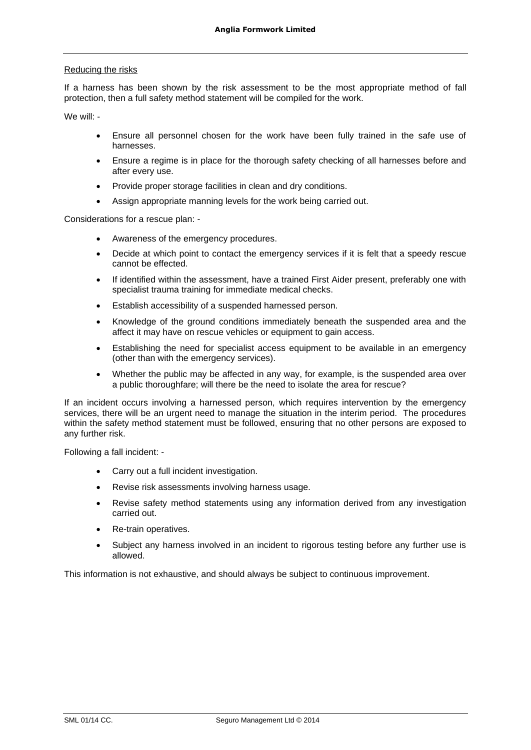Reducing the risks

If a harness has been shown by the risk assessment to be the most appropriate method of fall protection, then a full safety method statement will be compiled for the work.

We will: -

- Ensure all personnel chosen for the work have been fully trained in the safe use of harnesses.
- Ensure a regime is in place for the thorough safety checking of all harnesses before and after every use.
- Provide proper storage facilities in clean and dry conditions.
- Assign appropriate manning levels for the work being carried out.

Considerations for a rescue plan: -

- Awareness of the emergency procedures.
- Decide at which point to contact the emergency services if it is felt that a speedy rescue cannot be effected.
- If identified within the assessment, have a trained First Aider present, preferably one with specialist trauma training for immediate medical checks.
- Establish accessibility of a suspended harnessed person.
- Knowledge of the ground conditions immediately beneath the suspended area and the affect it may have on rescue vehicles or equipment to gain access.
- Establishing the need for specialist access equipment to be available in an emergency (other than with the emergency services).
- Whether the public may be affected in any way, for example, is the suspended area over a public thoroughfare; will there be the need to isolate the area for rescue?

If an incident occurs involving a harnessed person, which requires intervention by the emergency services, there will be an urgent need to manage the situation in the interim period. The procedures within the safety method statement must be followed, ensuring that no other persons are exposed to any further risk.

Following a fall incident: -

- Carry out a full incident investigation.
- Revise risk assessments involving harness usage.
- Revise safety method statements using any information derived from any investigation carried out.
- Re-train operatives.
- Subject any harness involved in an incident to rigorous testing before any further use is allowed.

This information is not exhaustive, and should always be subject to continuous improvement.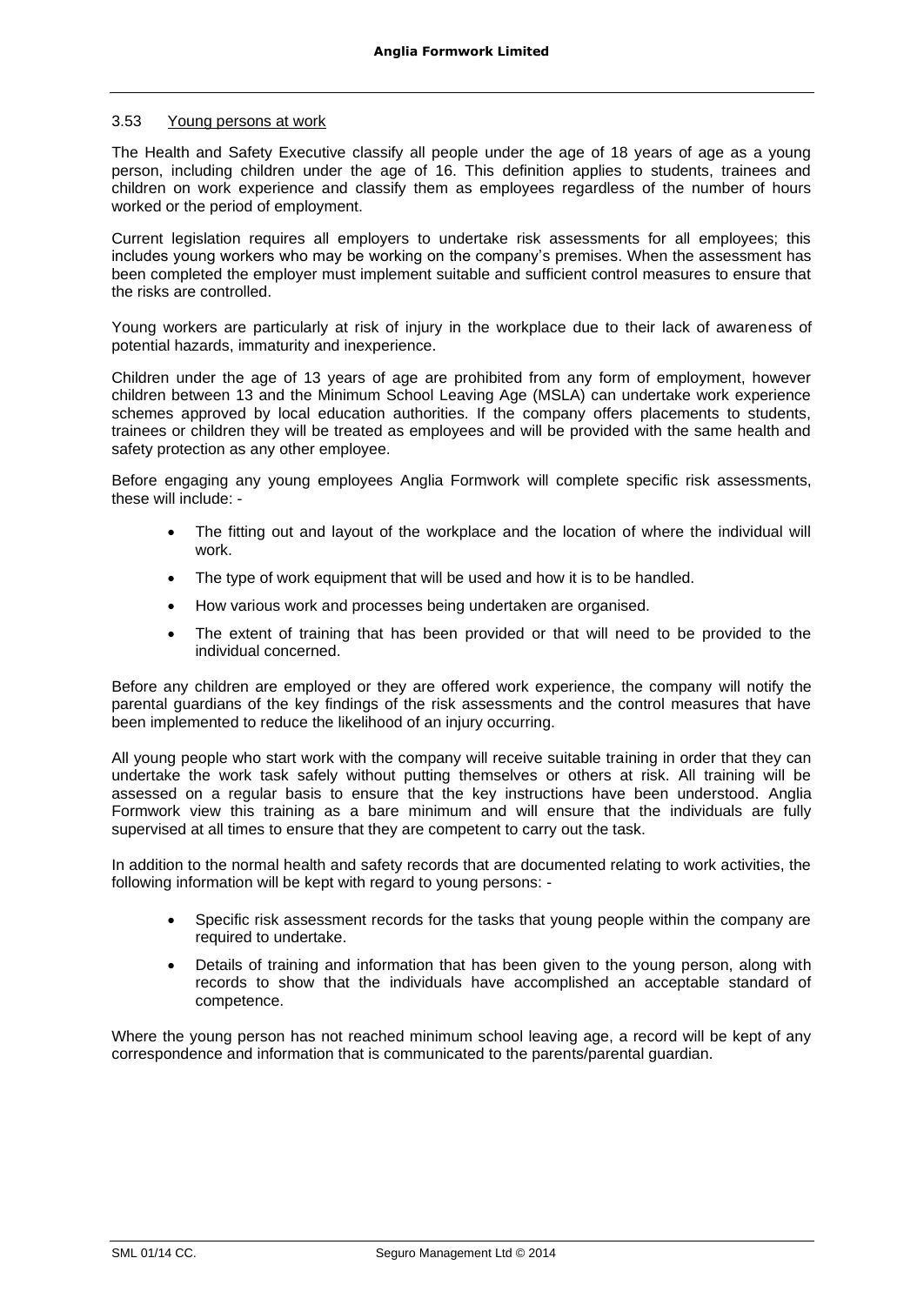### 3.53 Young persons at work

The Health and Safety Executive classify all people under the age of 18 years of age as a young person, including children under the age of 16. This definition applies to students, trainees and children on work experience and classify them as employees regardless of the number of hours worked or the period of employment.

Current legislation requires all employers to undertake risk assessments for all employees; this includes young workers who may be working on the company's premises. When the assessment has been completed the employer must implement suitable and sufficient control measures to ensure that the risks are controlled.

Young workers are particularly at risk of injury in the workplace due to their lack of awareness of potential hazards, immaturity and inexperience.

Children under the age of 13 years of age are prohibited from any form of employment, however children between 13 and the Minimum School Leaving Age (MSLA) can undertake work experience schemes approved by local education authorities. If the company offers placements to students, trainees or children they will be treated as employees and will be provided with the same health and safety protection as any other employee.

Before engaging any young employees Anglia Formwork will complete specific risk assessments, these will include: -

- The fitting out and layout of the workplace and the location of where the individual will work.
- The type of work equipment that will be used and how it is to be handled.
- How various work and processes being undertaken are organised.
- The extent of training that has been provided or that will need to be provided to the individual concerned.

Before any children are employed or they are offered work experience, the company will notify the parental guardians of the key findings of the risk assessments and the control measures that have been implemented to reduce the likelihood of an injury occurring.

All young people who start work with the company will receive suitable training in order that they can undertake the work task safely without putting themselves or others at risk. All training will be assessed on a regular basis to ensure that the key instructions have been understood. Anglia Formwork view this training as a bare minimum and will ensure that the individuals are fully supervised at all times to ensure that they are competent to carry out the task.

In addition to the normal health and safety records that are documented relating to work activities, the following information will be kept with regard to young persons: -

- Specific risk assessment records for the tasks that young people within the company are required to undertake.
- Details of training and information that has been given to the young person, along with records to show that the individuals have accomplished an acceptable standard of competence.

Where the young person has not reached minimum school leaving age, a record will be kept of any correspondence and information that is communicated to the parents/parental guardian.